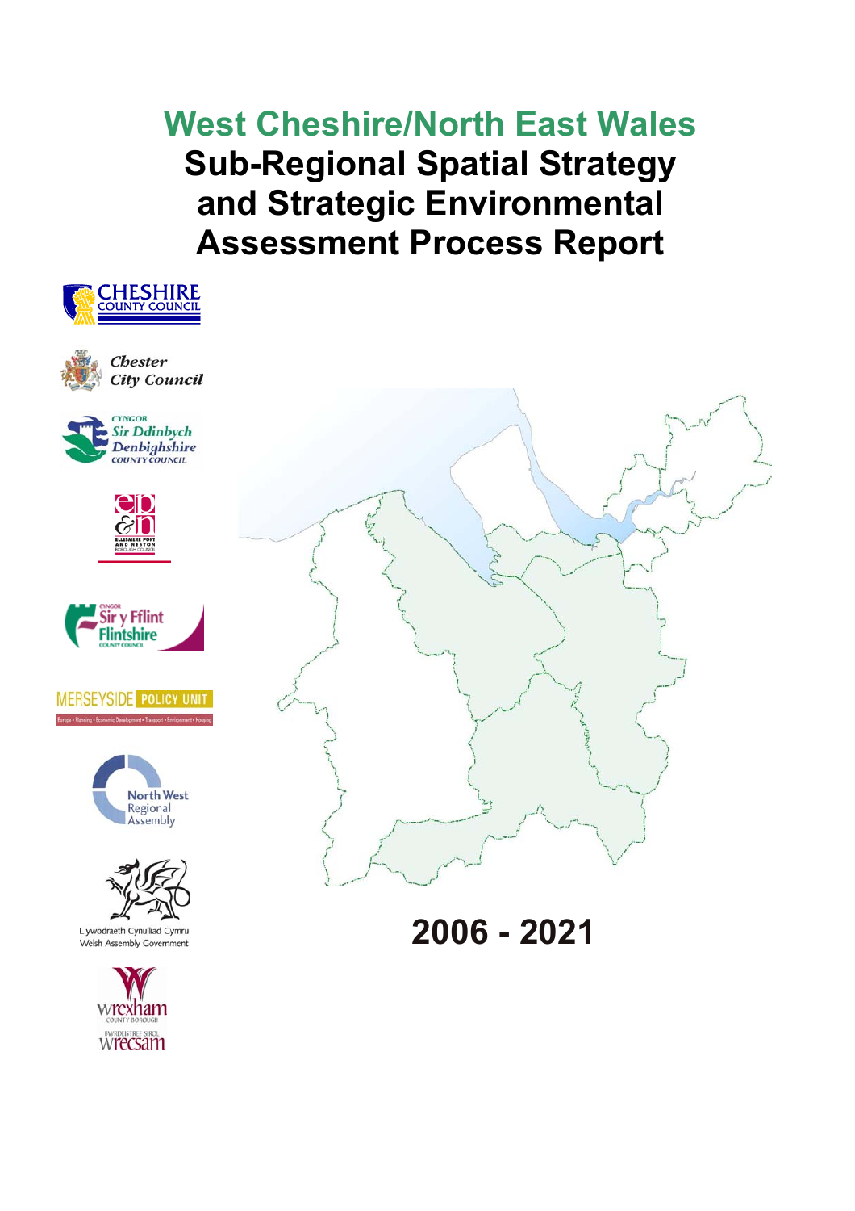# West Cheshire/North East Wales
# Sub-Regional Spatial Strategy and Strategic Environmental Assessment Process Report

Cheshire County Council

Chester City Council

Cyngor Sir Ddinbych Denbighshire County Council

Ellesmere Port and Neston Borough Council

Cyngor Sir y Fflint Flintshire County Council

Merseyside Policy Unit

Europe • Planning • Economic Development • Transport • Environment • Housing

North West Regional Assembly

Llywodraeth Cynulliad Cymru
Welsh Assembly Government

wrexham county borough
bwrdeistref sirol wrecsam

## 2006 - 2021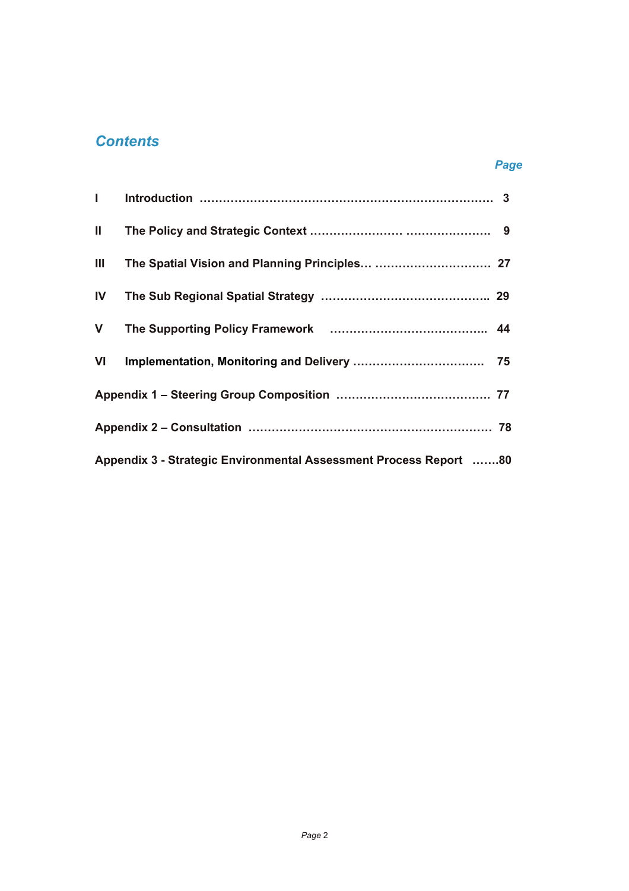## *Contents*

| | | *Page* |
|---|---|---|
| **I** | **Introduction** | **3** |
| **II** | **The Policy and Strategic Context** | **9** |
| **III** | **The Spatial Vision and Planning Principles** | **27** |
| **IV** | **The Sub Regional Spatial Strategy** | **29** |
| **V** | **The Supporting Policy Framework** | **44** |
| **VI** | **Implementation, Monitoring and Delivery** | **75** |
| **Appendix 1 – Steering Group Composition** | | **77** |
| **Appendix 2 – Consultation** | | **78** |
| **Appendix 3 - Strategic Environmental Assessment Process Report** | | **80** |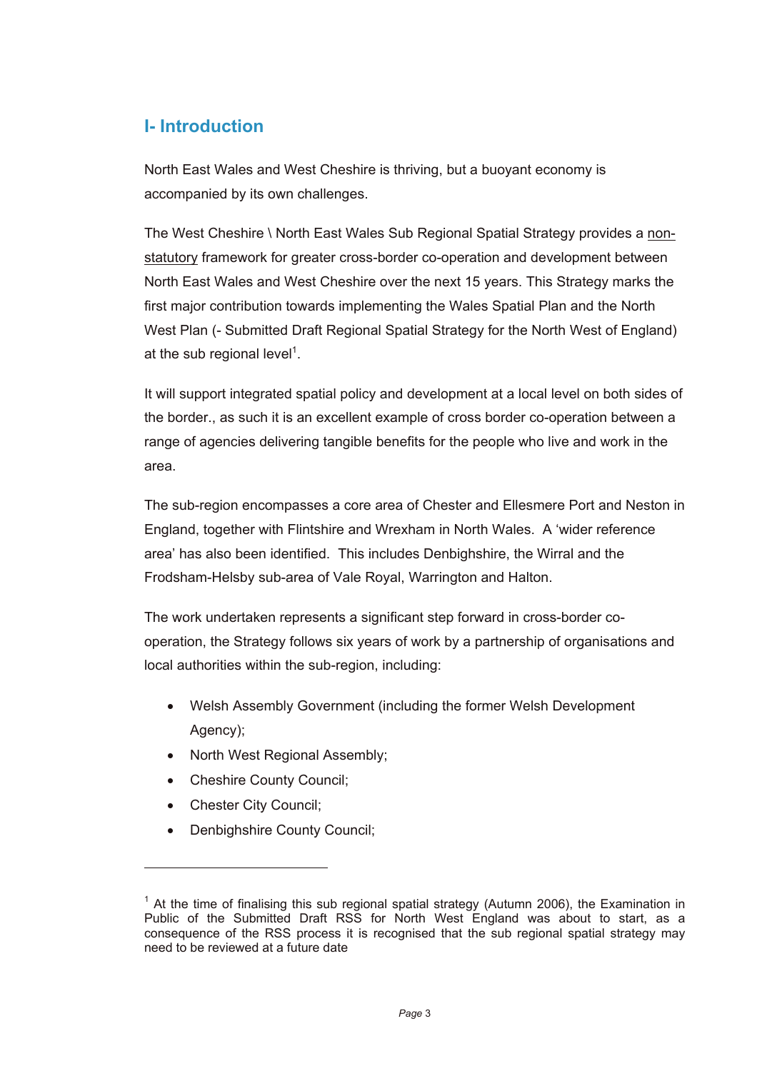# I- Introduction

North East Wales and West Cheshire is thriving, but a buoyant economy is accompanied by its own challenges.

The West Cheshire \ North East Wales Sub Regional Spatial Strategy provides a non-statutory framework for greater cross-border co-operation and development between North East Wales and West Cheshire over the next 15 years. This Strategy marks the first major contribution towards implementing the Wales Spatial Plan and the North West Plan (- Submitted Draft Regional Spatial Strategy for the North West of England) at the sub regional level[1].

It will support integrated spatial policy and development at a local level on both sides of the border., as such it is an excellent example of cross border co-operation between a range of agencies delivering tangible benefits for the people who live and work in the area.

The sub-region encompasses a core area of Chester and Ellesmere Port and Neston in England, together with Flintshire and Wrexham in North Wales. A 'wider reference area' has also been identified. This includes Denbighshire, the Wirral and the Frodsham-Helsby sub-area of Vale Royal, Warrington and Halton.

The work undertaken represents a significant step forward in cross-border co-operation, the Strategy follows six years of work by a partnership of organisations and local authorities within the sub-region, including:

- Welsh Assembly Government (including the former Welsh Development Agency);
- North West Regional Assembly;
- Cheshire County Council;
- Chester City Council;
- Denbighshire County Council;

---

[1] At the time of finalising this sub regional spatial strategy (Autumn 2006), the Examination in Public of the Submitted Draft RSS for North West England was about to start, as a consequence of the RSS process it is recognised that the sub regional spatial strategy may need to be reviewed at a future date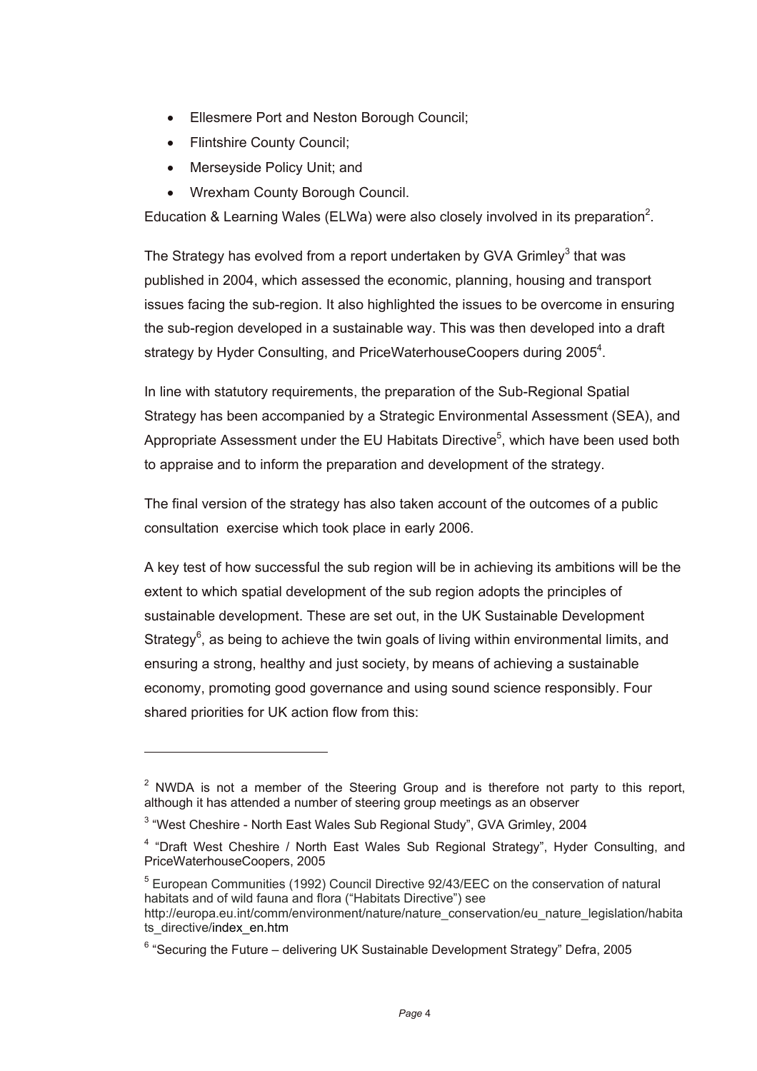- Ellesmere Port and Neston Borough Council;
- Flintshire County Council;
- Merseyside Policy Unit; and
- Wrexham County Borough Council.

Education & Learning Wales (ELWa) were also closely involved in its preparation[2].

The Strategy has evolved from a report undertaken by GVA Grimley[3] that was published in 2004, which assessed the economic, planning, housing and transport issues facing the sub-region. It also highlighted the issues to be overcome in ensuring the sub-region developed in a sustainable way. This was then developed into a draft strategy by Hyder Consulting, and PriceWaterhouseCoopers during 2005[4].

In line with statutory requirements, the preparation of the Sub-Regional Spatial Strategy has been accompanied by a Strategic Environmental Assessment (SEA), and Appropriate Assessment under the EU Habitats Directive[5], which have been used both to appraise and to inform the preparation and development of the strategy.

The final version of the strategy has also taken account of the outcomes of a public consultation exercise which took place in early 2006.

A key test of how successful the sub region will be in achieving its ambitions will be the extent to which spatial development of the sub region adopts the principles of sustainable development. These are set out, in the UK Sustainable Development Strategy[6], as being to achieve the twin goals of living within environmental limits, and ensuring a strong, healthy and just society, by means of achieving a sustainable economy, promoting good governance and using sound science responsibly. Four shared priorities for UK action flow from this:

---

[2] NWDA is not a member of the Steering Group and is therefore not party to this report, although it has attended a number of steering group meetings as an observer

[3] "West Cheshire - North East Wales Sub Regional Study", GVA Grimley, 2004

[4] "Draft West Cheshire / North East Wales Sub Regional Strategy", Hyder Consulting, and PriceWaterhouseCoopers, 2005

[5] European Communities (1992) Council Directive 92/43/EEC on the conservation of natural habitats and of wild fauna and flora ("Habitats Directive") see http://europa.eu.int/comm/environment/nature/nature_conservation/eu_nature_legislation/habitats_directive/index_en.htm

[6] "Securing the Future – delivering UK Sustainable Development Strategy" Defra, 2005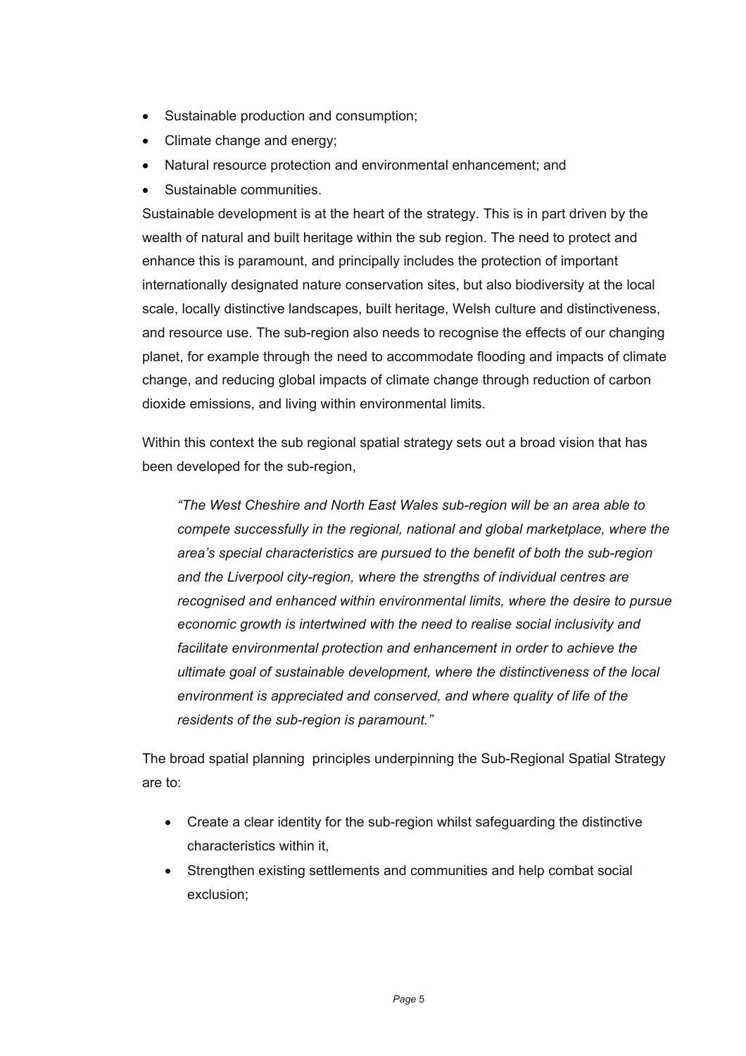- Sustainable production and consumption;
- Climate change and energy;
- Natural resource protection and environmental enhancement; and
- Sustainable communities.

Sustainable development is at the heart of the strategy. This is in part driven by the wealth of natural and built heritage within the sub region. The need to protect and enhance this is paramount, and principally includes the protection of important internationally designated nature conservation sites, but also biodiversity at the local scale, locally distinctive landscapes, built heritage, Welsh culture and distinctiveness, and resource use. The sub-region also needs to recognise the effects of our changing planet, for example through the need to accommodate flooding and impacts of climate change, and reducing global impacts of climate change through reduction of carbon dioxide emissions, and living within environmental limits.

Within this context the sub regional spatial strategy sets out a broad vision that has been developed for the sub-region,

> *"The West Cheshire and North East Wales sub-region will be an area able to compete successfully in the regional, national and global marketplace, where the area's special characteristics are pursued to the benefit of both the sub-region and the Liverpool city-region, where the strengths of individual centres are recognised and enhanced within environmental limits, where the desire to pursue economic growth is intertwined with the need to realise social inclusivity and facilitate environmental protection and enhancement in order to achieve the ultimate goal of sustainable development, where the distinctiveness of the local environment is appreciated and conserved, and where quality of life of the residents of the sub-region is paramount."*

The broad spatial planning principles underpinning the Sub-Regional Spatial Strategy are to:

- Create a clear identity for the sub-region whilst safeguarding the distinctive characteristics within it,
- Strengthen existing settlements and communities and help combat social exclusion;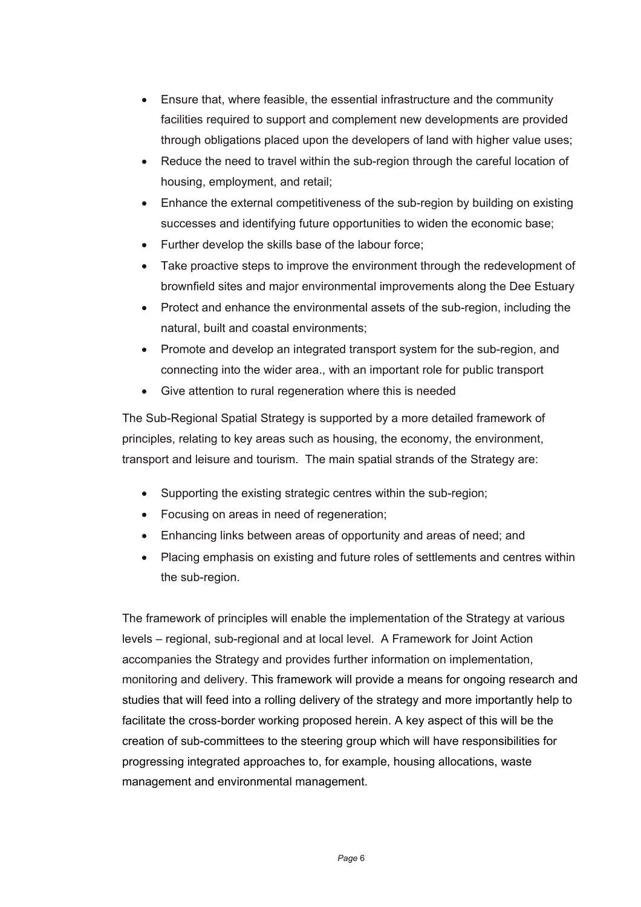- Ensure that, where feasible, the essential infrastructure and the community facilities required to support and complement new developments are provided through obligations placed upon the developers of land with higher value uses;
- Reduce the need to travel within the sub-region through the careful location of housing, employment, and retail;
- Enhance the external competitiveness of the sub-region by building on existing successes and identifying future opportunities to widen the economic base;
- Further develop the skills base of the labour force;
- Take proactive steps to improve the environment through the redevelopment of brownfield sites and major environmental improvements along the Dee Estuary
- Protect and enhance the environmental assets of the sub-region, including the natural, built and coastal environments;
- Promote and develop an integrated transport system for the sub-region, and connecting into the wider area., with an important role for public transport
- Give attention to rural regeneration where this is needed

The Sub-Regional Spatial Strategy is supported by a more detailed framework of principles, relating to key areas such as housing, the economy, the environment, transport and leisure and tourism. The main spatial strands of the Strategy are:

- Supporting the existing strategic centres within the sub-region;
- Focusing on areas in need of regeneration;
- Enhancing links between areas of opportunity and areas of need; and
- Placing emphasis on existing and future roles of settlements and centres within the sub-region.

The framework of principles will enable the implementation of the Strategy at various levels – regional, sub-regional and at local level. A Framework for Joint Action accompanies the Strategy and provides further information on implementation, monitoring and delivery. This framework will provide a means for ongoing research and studies that will feed into a rolling delivery of the strategy and more importantly help to facilitate the cross-border working proposed herein. A key aspect of this will be the creation of sub-committees to the steering group which will have responsibilities for progressing integrated approaches to, for example, housing allocations, waste management and environmental management.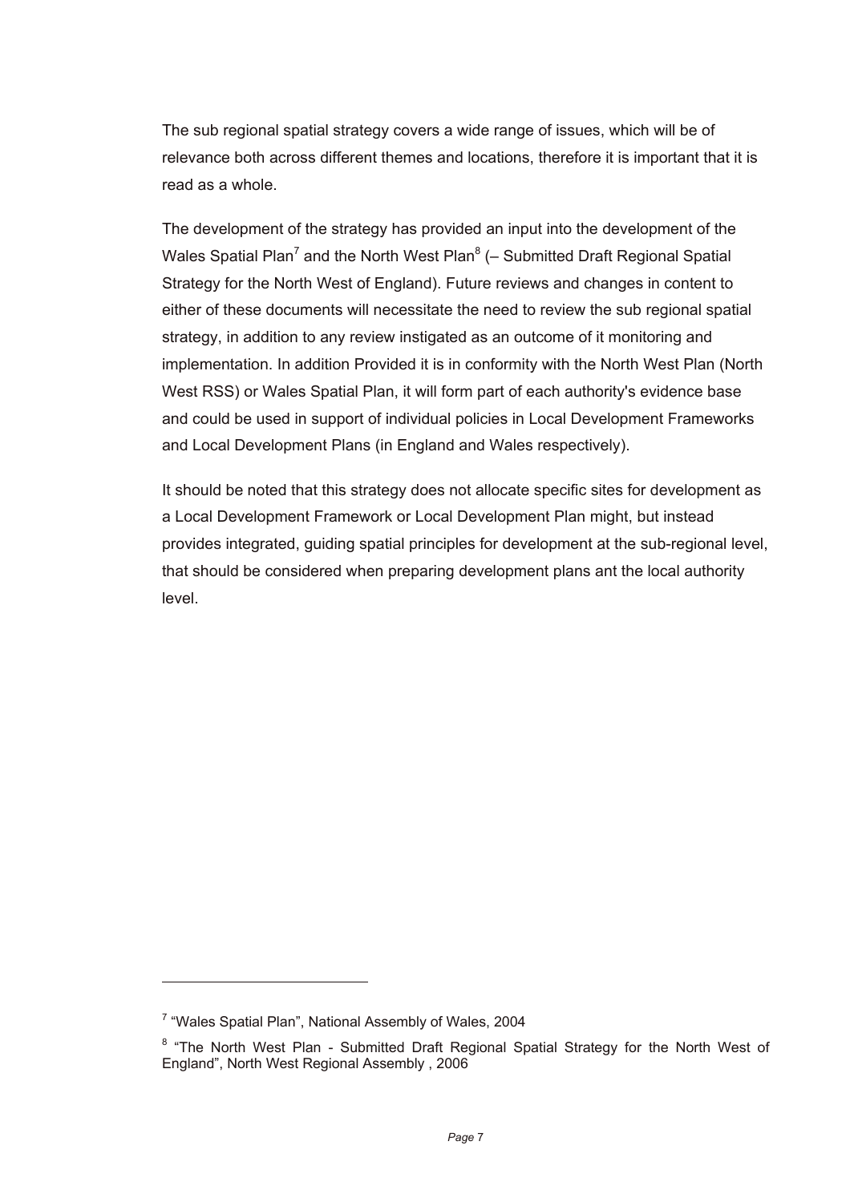The sub regional spatial strategy covers a wide range of issues, which will be of relevance both across different themes and locations, therefore it is important that it is read as a whole.

The development of the strategy has provided an input into the development of the Wales Spatial Plan[7] and the North West Plan[8] (– Submitted Draft Regional Spatial Strategy for the North West of England). Future reviews and changes in content to either of these documents will necessitate the need to review the sub regional spatial strategy, in addition to any review instigated as an outcome of it monitoring and implementation. In addition Provided it is in conformity with the North West Plan (North West RSS) or Wales Spatial Plan, it will form part of each authority's evidence base and could be used in support of individual policies in Local Development Frameworks and Local Development Plans (in England and Wales respectively).

It should be noted that this strategy does not allocate specific sites for development as a Local Development Framework or Local Development Plan might, but instead provides integrated, guiding spatial principles for development at the sub-regional level, that should be considered when preparing development plans ant the local authority level.

---

[7] "Wales Spatial Plan", National Assembly of Wales, 2004

[8] "The North West Plan - Submitted Draft Regional Spatial Strategy for the North West of England", North West Regional Assembly , 2006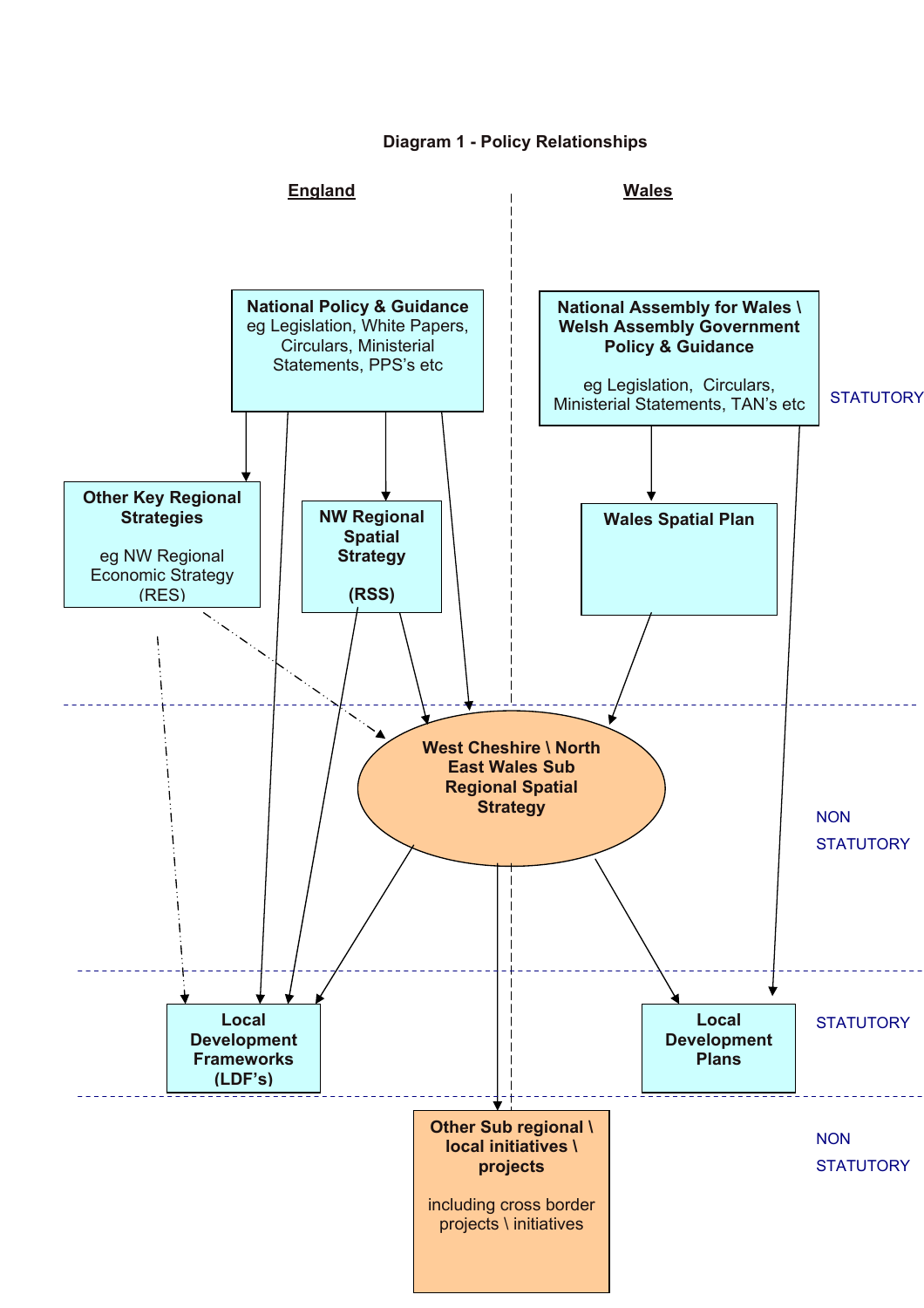**Diagram 1 - Policy Relationships**

**England** | **Wales**

**National Policy & Guidance**
eg Legislation, White Papers, Circulars, Ministerial Statements, PPS's etc

**National Assembly for Wales \ Welsh Assembly Government Policy & Guidance**

eg Legislation, Circulars, Ministerial Statements, TAN's etc

STATUTORY

**Other Key Regional Strategies**

eg NW Regional Economic Strategy (RES)

**NW Regional Spatial Strategy**

**(RSS)**

**Wales Spatial Plan**

**West Cheshire \ North East Wales Sub Regional Spatial Strategy**

NON STATUTORY

**Local Development Frameworks (LDF's)**

**Local Development Plans**

STATUTORY

**Other Sub regional \ local initiatives \ projects**

including cross border projects \ initiatives

NON STATUTORY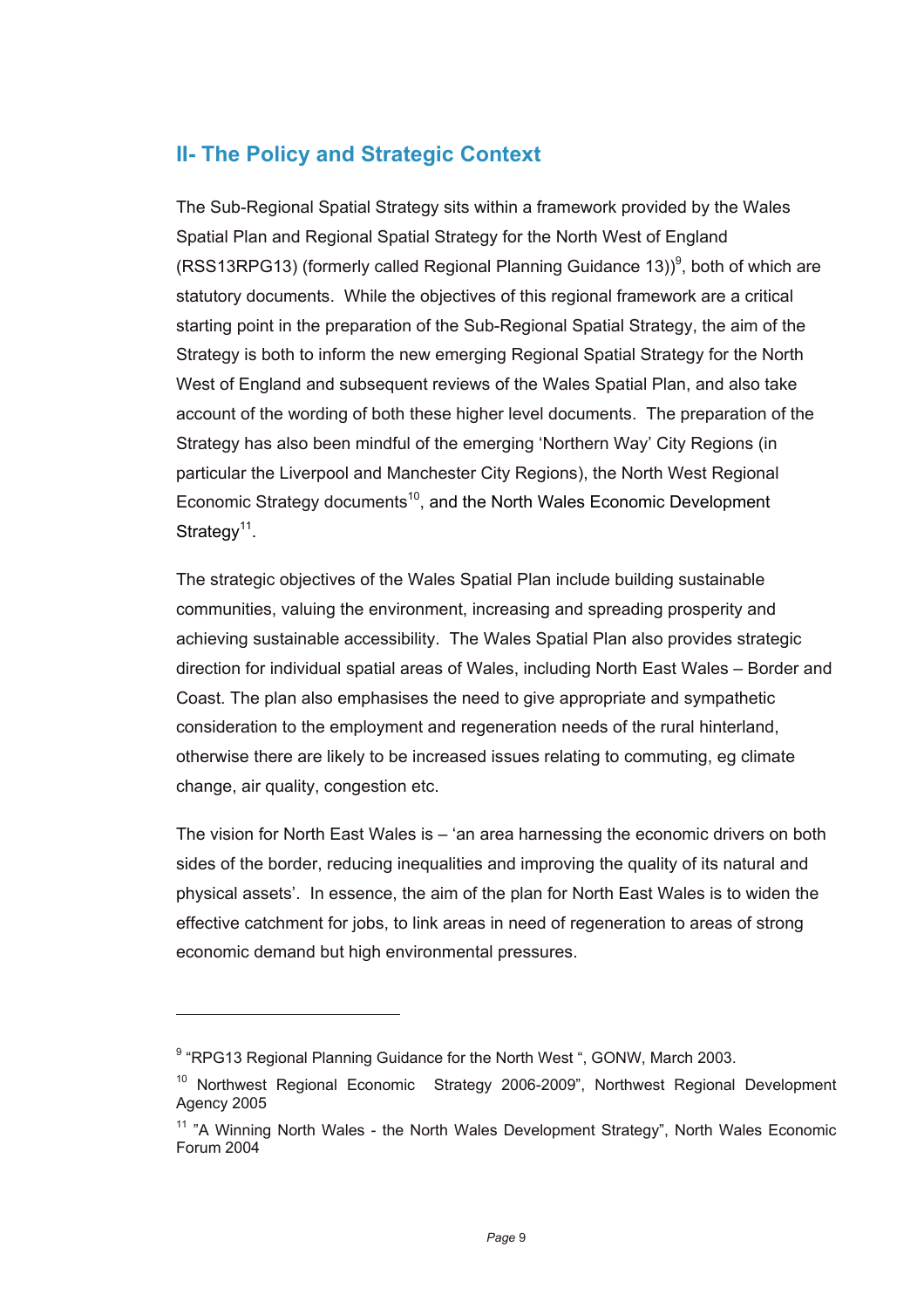## II- The Policy and Strategic Context

The Sub-Regional Spatial Strategy sits within a framework provided by the Wales Spatial Plan and Regional Spatial Strategy for the North West of England (RSS13RPG13) (formerly called Regional Planning Guidance 13))[9], both of which are statutory documents. While the objectives of this regional framework are a critical starting point in the preparation of the Sub-Regional Spatial Strategy, the aim of the Strategy is both to inform the new emerging Regional Spatial Strategy for the North West of England and subsequent reviews of the Wales Spatial Plan, and also take account of the wording of both these higher level documents. The preparation of the Strategy has also been mindful of the emerging 'Northern Way' City Regions (in particular the Liverpool and Manchester City Regions), the North West Regional Economic Strategy documents[10], and the North Wales Economic Development Strategy[11].

The strategic objectives of the Wales Spatial Plan include building sustainable communities, valuing the environment, increasing and spreading prosperity and achieving sustainable accessibility. The Wales Spatial Plan also provides strategic direction for individual spatial areas of Wales, including North East Wales – Border and Coast. The plan also emphasises the need to give appropriate and sympathetic consideration to the employment and regeneration needs of the rural hinterland, otherwise there are likely to be increased issues relating to commuting, eg climate change, air quality, congestion etc.

The vision for North East Wales is – 'an area harnessing the economic drivers on both sides of the border, reducing inequalities and improving the quality of its natural and physical assets'. In essence, the aim of the plan for North East Wales is to widen the effective catchment for jobs, to link areas in need of regeneration to areas of strong economic demand but high environmental pressures.

---

[9] "RPG13 Regional Planning Guidance for the North West ", GONW, March 2003.

[10] Northwest Regional Economic Strategy 2006-2009", Northwest Regional Development Agency 2005

[11] "A Winning North Wales - the North Wales Development Strategy", North Wales Economic Forum 2004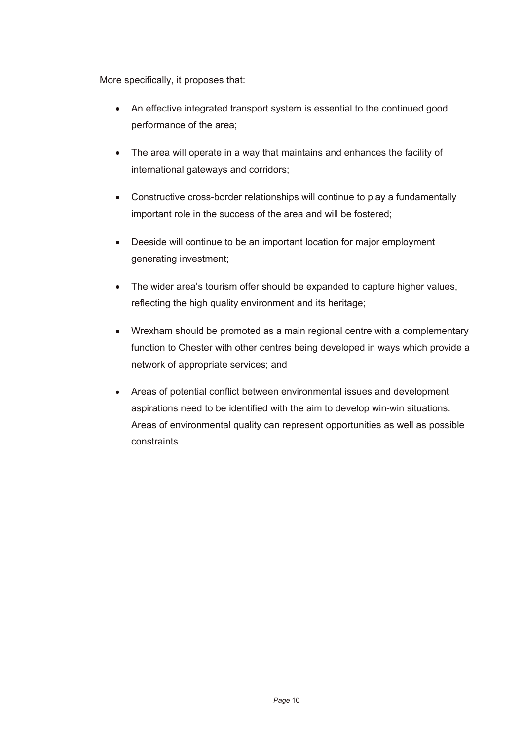More specifically, it proposes that:

- An effective integrated transport system is essential to the continued good performance of the area;
- The area will operate in a way that maintains and enhances the facility of international gateways and corridors;
- Constructive cross-border relationships will continue to play a fundamentally important role in the success of the area and will be fostered;
- Deeside will continue to be an important location for major employment generating investment;
- The wider area's tourism offer should be expanded to capture higher values, reflecting the high quality environment and its heritage;
- Wrexham should be promoted as a main regional centre with a complementary function to Chester with other centres being developed in ways which provide a network of appropriate services; and
- Areas of potential conflict between environmental issues and development aspirations need to be identified with the aim to develop win-win situations. Areas of environmental quality can represent opportunities as well as possible constraints.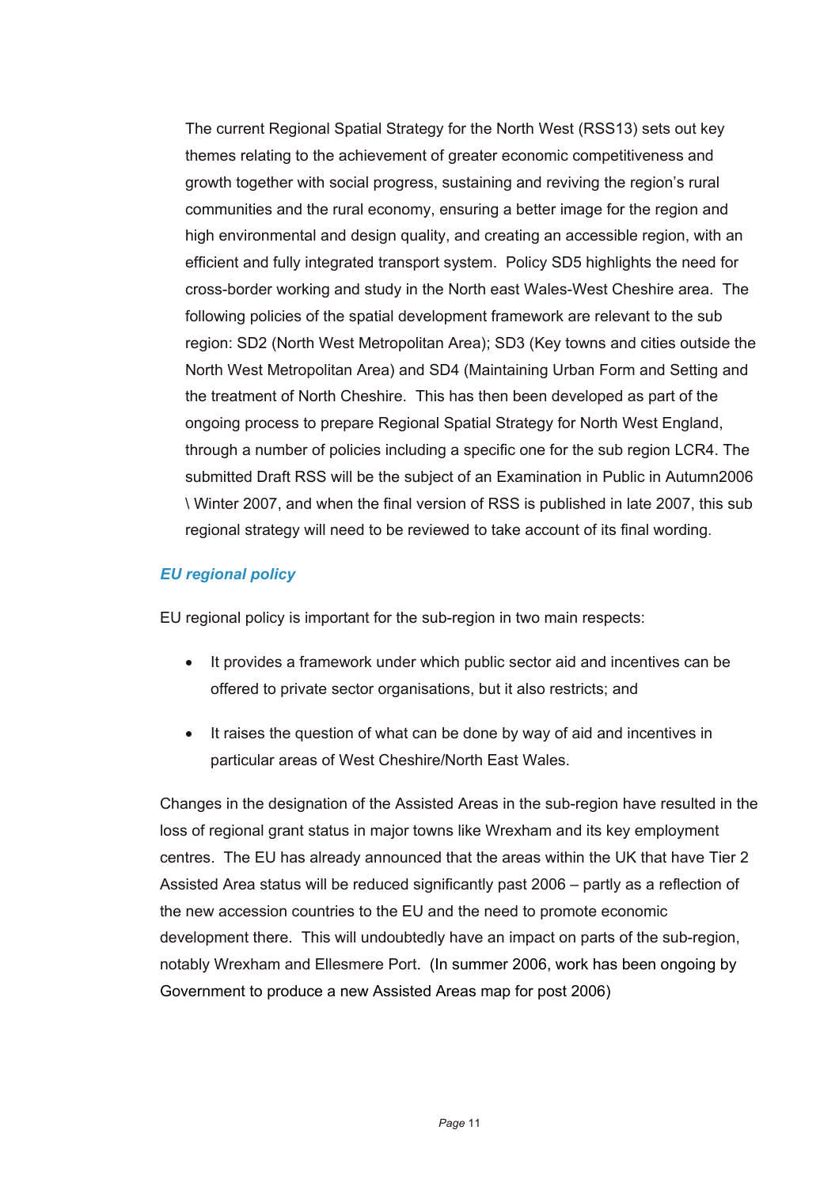The current Regional Spatial Strategy for the North West (RSS13) sets out key themes relating to the achievement of greater economic competitiveness and growth together with social progress, sustaining and reviving the region's rural communities and the rural economy, ensuring a better image for the region and high environmental and design quality, and creating an accessible region, with an efficient and fully integrated transport system. Policy SD5 highlights the need for cross-border working and study in the North east Wales-West Cheshire area. The following policies of the spatial development framework are relevant to the sub region: SD2 (North West Metropolitan Area); SD3 (Key towns and cities outside the North West Metropolitan Area) and SD4 (Maintaining Urban Form and Setting and the treatment of North Cheshire. This has then been developed as part of the ongoing process to prepare Regional Spatial Strategy for North West England, through a number of policies including a specific one for the sub region LCR4. The submitted Draft RSS will be the subject of an Examination in Public in Autumn2006 \ Winter 2007, and when the final version of RSS is published in late 2007, this sub regional strategy will need to be reviewed to take account of its final wording.

### *EU regional policy*

EU regional policy is important for the sub-region in two main respects:

- It provides a framework under which public sector aid and incentives can be offered to private sector organisations, but it also restricts; and
- It raises the question of what can be done by way of aid and incentives in particular areas of West Cheshire/North East Wales.

Changes in the designation of the Assisted Areas in the sub-region have resulted in the loss of regional grant status in major towns like Wrexham and its key employment centres. The EU has already announced that the areas within the UK that have Tier 2 Assisted Area status will be reduced significantly past 2006 – partly as a reflection of the new accession countries to the EU and the need to promote economic development there. This will undoubtedly have an impact on parts of the sub-region, notably Wrexham and Ellesmere Port. (In summer 2006, work has been ongoing by Government to produce a new Assisted Areas map for post 2006)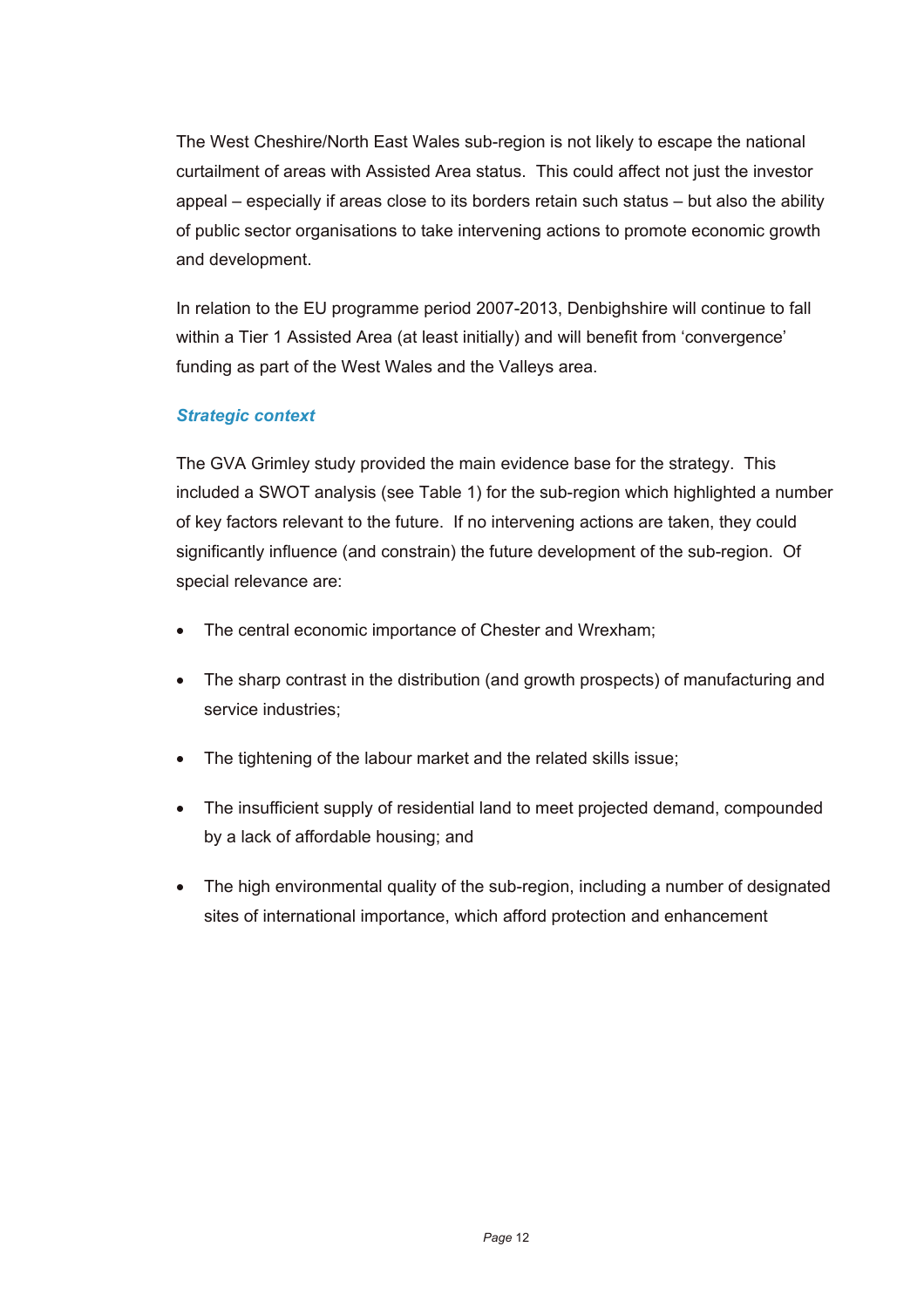The West Cheshire/North East Wales sub-region is not likely to escape the national curtailment of areas with Assisted Area status. This could affect not just the investor appeal – especially if areas close to its borders retain such status – but also the ability of public sector organisations to take intervening actions to promote economic growth and development.

In relation to the EU programme period 2007-2013, Denbighshire will continue to fall within a Tier 1 Assisted Area (at least initially) and will benefit from 'convergence' funding as part of the West Wales and the Valleys area.

### *Strategic context*

The GVA Grimley study provided the main evidence base for the strategy. This included a SWOT analysis (see Table 1) for the sub-region which highlighted a number of key factors relevant to the future. If no intervening actions are taken, they could significantly influence (and constrain) the future development of the sub-region. Of special relevance are:

- The central economic importance of Chester and Wrexham;
- The sharp contrast in the distribution (and growth prospects) of manufacturing and service industries;
- The tightening of the labour market and the related skills issue;
- The insufficient supply of residential land to meet projected demand, compounded by a lack of affordable housing; and
- The high environmental quality of the sub-region, including a number of designated sites of international importance, which afford protection and enhancement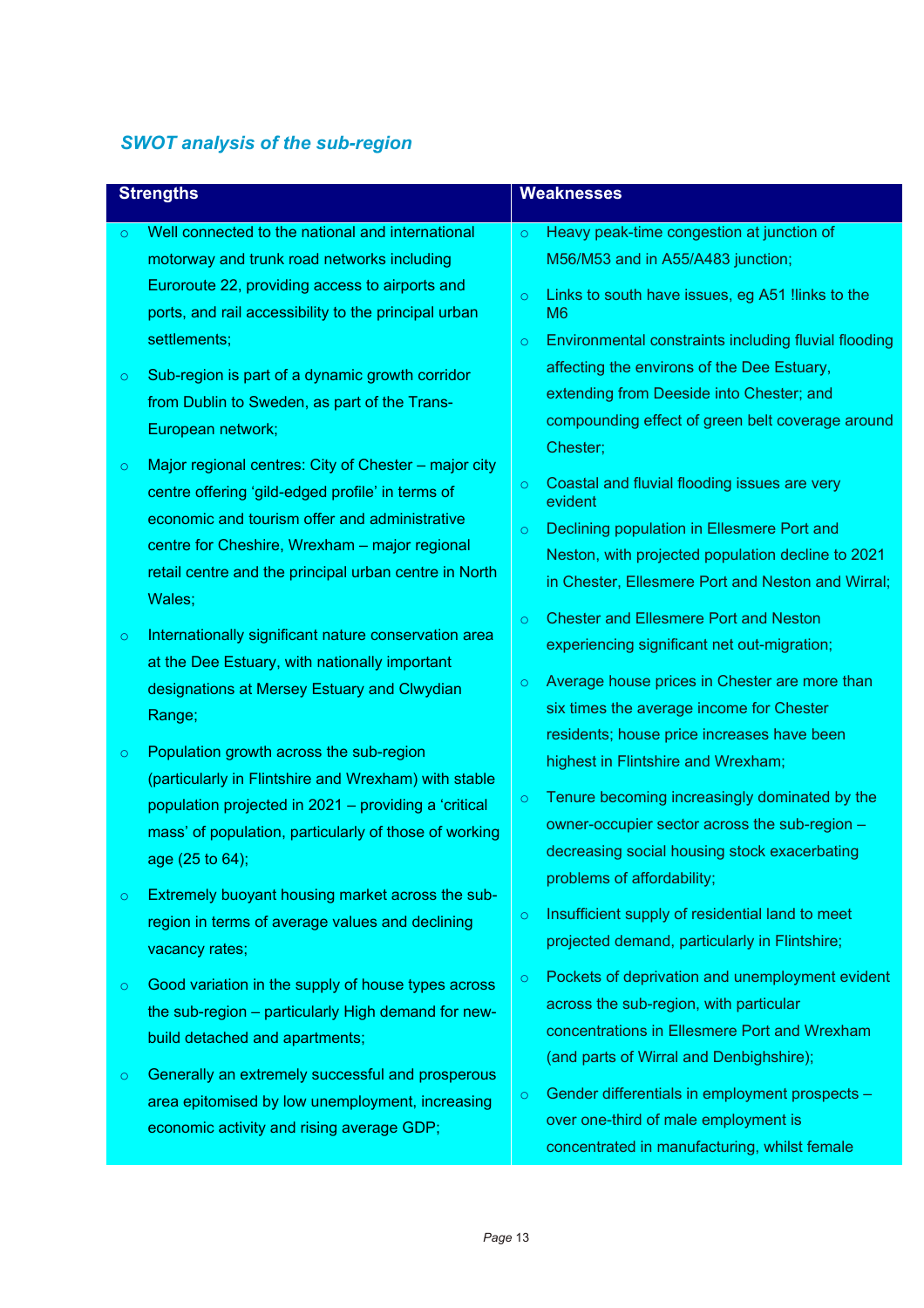## *SWOT analysis of the sub-region*

| Strengths | Weaknesses |
|---|---|
| ○ Well connected to the national and international motorway and trunk road networks including Euroroute 22, providing access to airports and ports, and rail accessibility to the principal urban settlements;<br><br>○ Sub-region is part of a dynamic growth corridor from Dublin to Sweden, as part of the Trans-European network;<br><br>○ Major regional centres: City of Chester – major city centre offering 'gild-edged profile' in terms of economic and tourism offer and administrative centre for Cheshire, Wrexham – major regional retail centre and the principal urban centre in North Wales;<br><br>○ Internationally significant nature conservation area at the Dee Estuary, with nationally important designations at Mersey Estuary and Clwydian Range;<br><br>○ Population growth across the sub-region (particularly in Flintshire and Wrexham) with stable population projected in 2021 – providing a 'critical mass' of population, particularly of those of working age (25 to 64);<br><br>○ Extremely buoyant housing market across the sub-region in terms of average values and declining vacancy rates;<br><br>○ Good variation in the supply of house types across the sub-region – particularly High demand for new-build detached and apartments;<br><br>○ Generally an extremely successful and prosperous area epitomised by low unemployment, increasing economic activity and rising average GDP; | ○ Heavy peak-time congestion at junction of M56/M53 and in A55/A483 junction;<br><br>○ Links to south have issues, eg A51 !links to the M6<br><br>○ Environmental constraints including fluvial flooding affecting the environs of the Dee Estuary, extending from Deeside into Chester; and compounding effect of green belt coverage around Chester;<br><br>○ Coastal and fluvial flooding issues are very evident<br><br>○ Declining population in Ellesmere Port and Neston, with projected population decline to 2021 in Chester, Ellesmere Port and Neston and Wirral;<br><br>○ Chester and Ellesmere Port and Neston experiencing significant net out-migration;<br><br>○ Average house prices in Chester are more than six times the average income for Chester residents; house price increases have been highest in Flintshire and Wrexham;<br><br>○ Tenure becoming increasingly dominated by the owner-occupier sector across the sub-region – decreasing social housing stock exacerbating problems of affordability;<br><br>○ Insufficient supply of residential land to meet projected demand, particularly in Flintshire;<br><br>○ Pockets of deprivation and unemployment evident across the sub-region, with particular concentrations in Ellesmere Port and Wrexham (and parts of Wirral and Denbighshire);<br><br>○ Gender differentials in employment prospects – over one-third of male employment is concentrated in manufacturing, whilst female |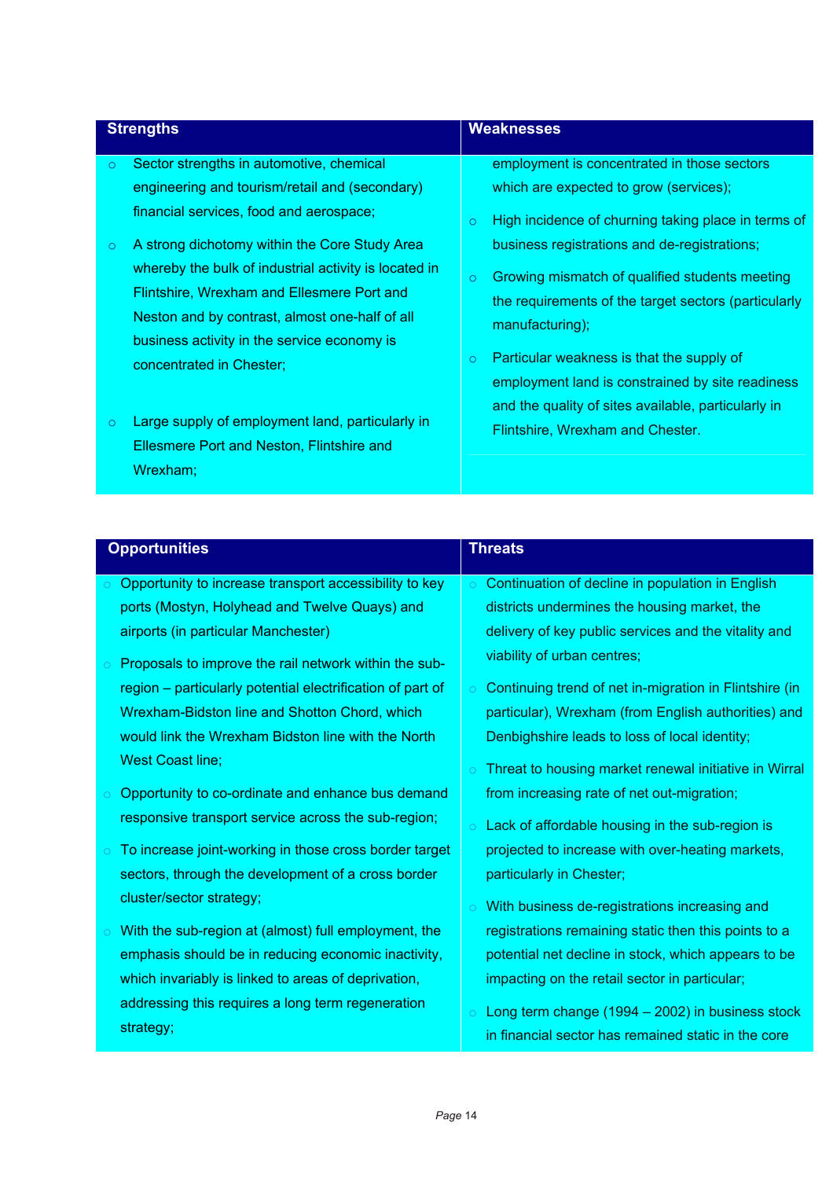| Strengths | Weaknesses |
|---|---|
| ○ Sector strengths in automotive, chemical engineering and tourism/retail and (secondary) financial services, food and aerospace;<br><br>○ A strong dichotomy within the Core Study Area whereby the bulk of industrial activity is located in Flintshire, Wrexham and Ellesmere Port and Neston and by contrast, almost one-half of all business activity in the service economy is concentrated in Chester;<br><br>○ Large supply of employment land, particularly in Ellesmere Port and Neston, Flintshire and Wrexham; | employment is concentrated in those sectors which are expected to grow (services);<br><br>○ High incidence of churning taking place in terms of business registrations and de-registrations;<br><br>○ Growing mismatch of qualified students meeting the requirements of the target sectors (particularly manufacturing);<br><br>○ Particular weakness is that the supply of employment land is constrained by site readiness and the quality of sites available, particularly in Flintshire, Wrexham and Chester. |

| Opportunities | Threats |
|---|---|
| ○ Opportunity to increase transport accessibility to key ports (Mostyn, Holyhead and Twelve Quays) and airports (in particular Manchester)<br><br>○ Proposals to improve the rail network within the sub-region – particularly potential electrification of part of Wrexham-Bidston line and Shotton Chord, which would link the Wrexham Bidston line with the North West Coast line;<br><br>○ Opportunity to co-ordinate and enhance bus demand responsive transport service across the sub-region;<br><br>○ To increase joint-working in those cross border target sectors, through the development of a cross border cluster/sector strategy;<br><br>○ With the sub-region at (almost) full employment, the emphasis should be in reducing economic inactivity, which invariably is linked to areas of deprivation, addressing this requires a long term regeneration strategy; | ○ Continuation of decline in population in English districts undermines the housing market, the delivery of key public services and the vitality and viability of urban centres;<br><br>○ Continuing trend of net in-migration in Flintshire (in particular), Wrexham (from English authorities) and Denbighshire leads to loss of local identity;<br><br>○ Threat to housing market renewal initiative in Wirral from increasing rate of net out-migration;<br><br>○ Lack of affordable housing in the sub-region is projected to increase with over-heating markets, particularly in Chester;<br><br>○ With business de-registrations increasing and registrations remaining static then this points to a potential net decline in stock, which appears to be impacting on the retail sector in particular;<br><br>○ Long term change (1994 – 2002) in business stock in financial sector has remained static in the core |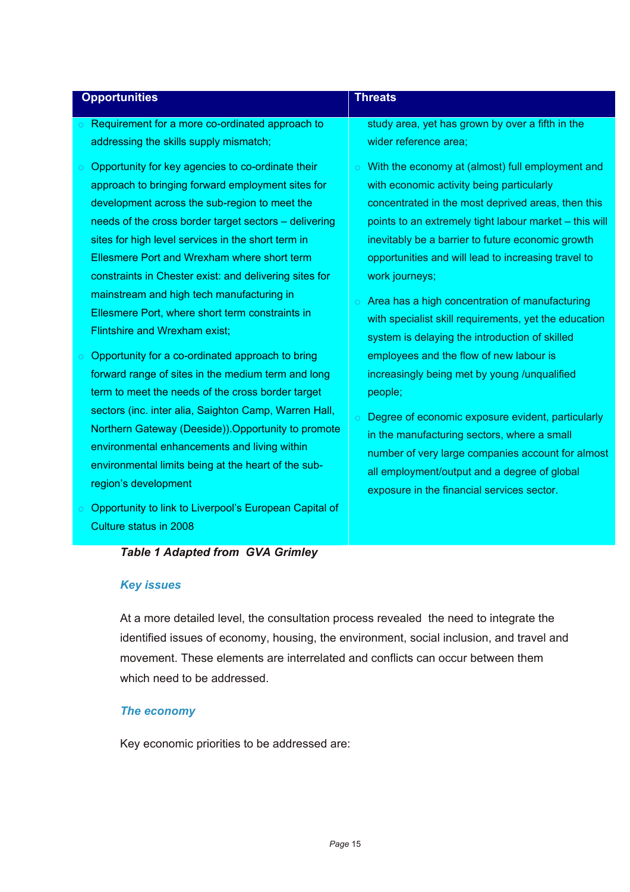| Opportunities | Threats |
|---|---|
| ○ Requirement for a more co-ordinated approach to addressing the skills supply mismatch;<br>○ Opportunity for key agencies to co-ordinate their approach to bringing forward employment sites for development across the sub-region to meet the needs of the cross border target sectors – delivering sites for high level services in the short term in Ellesmere Port and Wrexham where short term constraints in Chester exist: and delivering sites for mainstream and high tech manufacturing in Ellesmere Port, where short term constraints in Flintshire and Wrexham exist;<br>○ Opportunity for a co-ordinated approach to bring forward range of sites in the medium term and long term to meet the needs of the cross border target sectors (inc. inter alia, Saighton Camp, Warren Hall, Northern Gateway (Deeside)).Opportunity to promote environmental enhancements and living within environmental limits being at the heart of the sub-region's development<br>○ Opportunity to link to Liverpool's European Capital of Culture status in 2008 | study area, yet has grown by over a fifth in the wider reference area;<br>○ With the economy at (almost) full employment and with economic activity being particularly concentrated in the most deprived areas, then this points to an extremely tight labour market – this will inevitably be a barrier to future economic growth opportunities and will lead to increasing travel to work journeys;<br>○ Area has a high concentration of manufacturing with specialist skill requirements, yet the education system is delaying the introduction of skilled employees and the flow of new labour is increasingly being met by young /unqualified people;<br>○ Degree of economic exposure evident, particularly in the manufacturing sectors, where a small number of very large companies account for almost all employment/output and a degree of global exposure in the financial services sector. |

***Table 1 Adapted from GVA Grimley***

### *Key issues*

At a more detailed level, the consultation process revealed the need to integrate the identified issues of economy, housing, the environment, social inclusion, and travel and movement. These elements are interrelated and conflicts can occur between them which need to be addressed.

### *The economy*

Key economic priorities to be addressed are: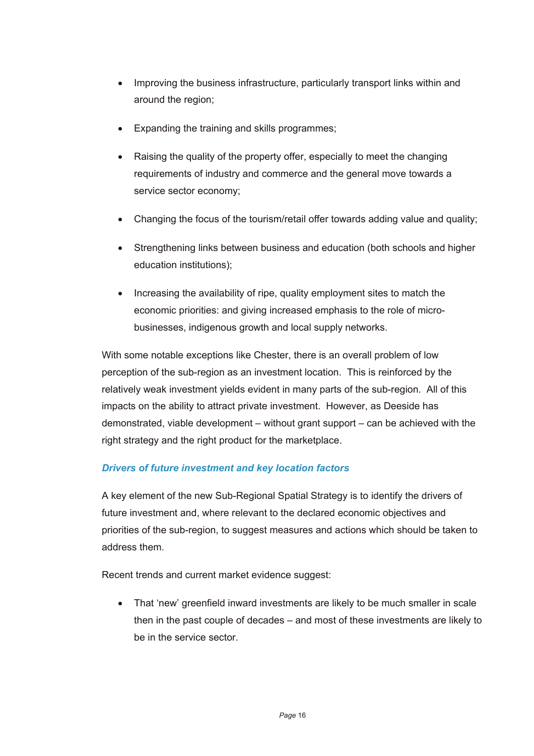- Improving the business infrastructure, particularly transport links within and around the region;
- Expanding the training and skills programmes;
- Raising the quality of the property offer, especially to meet the changing requirements of industry and commerce and the general move towards a service sector economy;
- Changing the focus of the tourism/retail offer towards adding value and quality;
- Strengthening links between business and education (both schools and higher education institutions);
- Increasing the availability of ripe, quality employment sites to match the economic priorities: and giving increased emphasis to the role of micro-businesses, indigenous growth and local supply networks.

With some notable exceptions like Chester, there is an overall problem of low perception of the sub-region as an investment location. This is reinforced by the relatively weak investment yields evident in many parts of the sub-region. All of this impacts on the ability to attract private investment. However, as Deeside has demonstrated, viable development – without grant support – can be achieved with the right strategy and the right product for the marketplace.

### *Drivers of future investment and key location factors*

A key element of the new Sub-Regional Spatial Strategy is to identify the drivers of future investment and, where relevant to the declared economic objectives and priorities of the sub-region, to suggest measures and actions which should be taken to address them.

Recent trends and current market evidence suggest:

- That 'new' greenfield inward investments are likely to be much smaller in scale then in the past couple of decades – and most of these investments are likely to be in the service sector.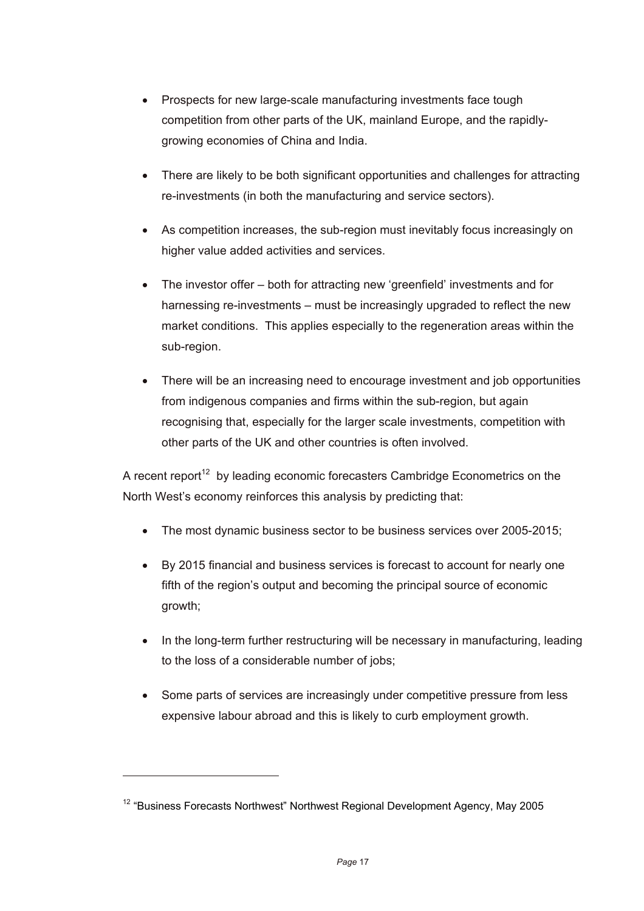- Prospects for new large-scale manufacturing investments face tough competition from other parts of the UK, mainland Europe, and the rapidly-growing economies of China and India.

- There are likely to be both significant opportunities and challenges for attracting re-investments (in both the manufacturing and service sectors).

- As competition increases, the sub-region must inevitably focus increasingly on higher value added activities and services.

- The investor offer – both for attracting new 'greenfield' investments and for harnessing re-investments – must be increasingly upgraded to reflect the new market conditions. This applies especially to the regeneration areas within the sub-region.

- There will be an increasing need to encourage investment and job opportunities from indigenous companies and firms within the sub-region, but again recognising that, especially for the larger scale investments, competition with other parts of the UK and other countries is often involved.

A recent report[12] by leading economic forecasters Cambridge Econometrics on the North West's economy reinforces this analysis by predicting that:

- The most dynamic business sector to be business services over 2005-2015;

- By 2015 financial and business services is forecast to account for nearly one fifth of the region's output and becoming the principal source of economic growth;

- In the long-term further restructuring will be necessary in manufacturing, leading to the loss of a considerable number of jobs;

- Some parts of services are increasingly under competitive pressure from less expensive labour abroad and this is likely to curb employment growth.

---

[12] "Business Forecasts Northwest" Northwest Regional Development Agency, May 2005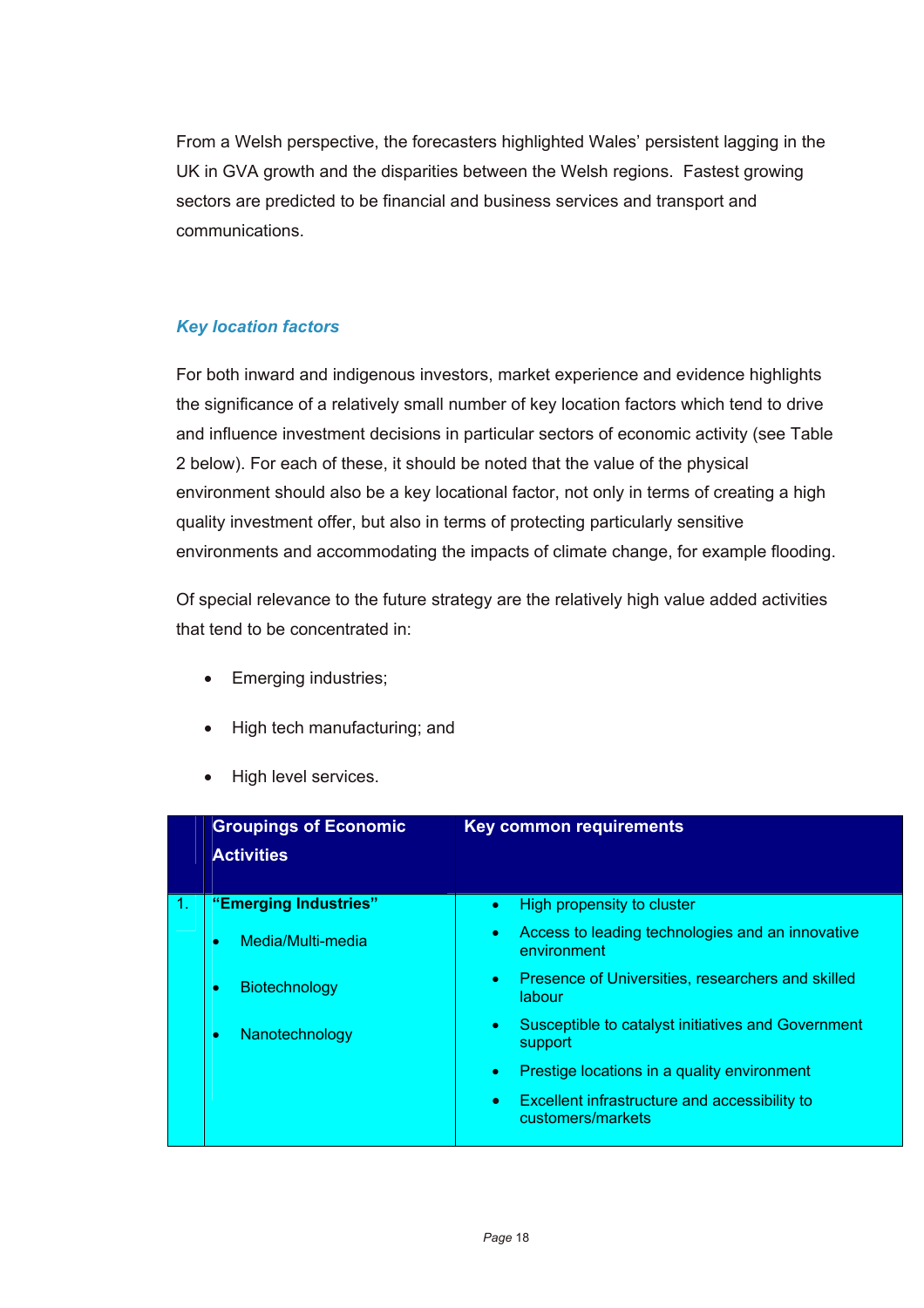From a Welsh perspective, the forecasters highlighted Wales' persistent lagging in the UK in GVA growth and the disparities between the Welsh regions. Fastest growing sectors are predicted to be financial and business services and transport and communications.

### *Key location factors*

For both inward and indigenous investors, market experience and evidence highlights the significance of a relatively small number of key location factors which tend to drive and influence investment decisions in particular sectors of economic activity (see Table 2 below). For each of these, it should be noted that the value of the physical environment should also be a key locational factor, not only in terms of creating a high quality investment offer, but also in terms of protecting particularly sensitive environments and accommodating the impacts of climate change, for example flooding.

Of special relevance to the future strategy are the relatively high value added activities that tend to be concentrated in:

- Emerging industries;
- High tech manufacturing; and
- High level services.

| | Groupings of Economic Activities | Key common requirements |
|---|---|---|
| 1. | **"Emerging Industries"**<br>• Media/Multi-media<br>• Biotechnology<br>• Nanotechnology | • High propensity to cluster<br>• Access to leading technologies and an innovative environment<br>• Presence of Universities, researchers and skilled labour<br>• Susceptible to catalyst initiatives and Government support<br>• Prestige locations in a quality environment<br>• Excellent infrastructure and accessibility to customers/markets |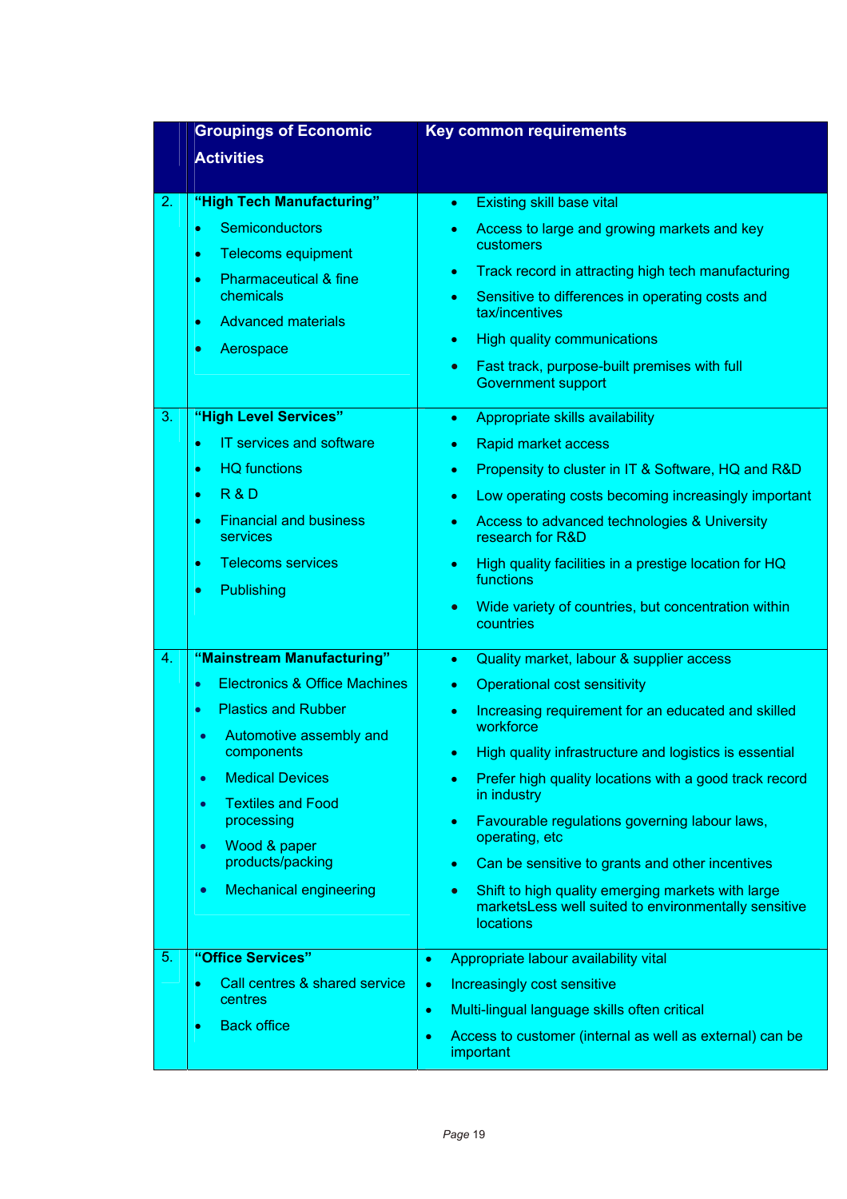| | Groupings of Economic Activities | Key common requirements |
|---|---|---|
| 2. | **"High Tech Manufacturing"**<br>• Semiconductors<br>• Telecoms equipment<br>• Pharmaceutical & fine chemicals<br>• Advanced materials<br>• Aerospace | • Existing skill base vital<br>• Access to large and growing markets and key customers<br>• Track record in attracting high tech manufacturing<br>• Sensitive to differences in operating costs and tax/incentives<br>• High quality communications<br>• Fast track, purpose-built premises with full Government support |
| 3. | **"High Level Services"**<br>• IT services and software<br>• HQ functions<br>• R & D<br>• Financial and business services<br>• Telecoms services<br>• Publishing | • Appropriate skills availability<br>• Rapid market access<br>• Propensity to cluster in IT & Software, HQ and R&D<br>• Low operating costs becoming increasingly important<br>• Access to advanced technologies & University research for R&D<br>• High quality facilities in a prestige location for HQ functions<br>• Wide variety of countries, but concentration within countries |
| 4. | **"Mainstream Manufacturing"**<br>• Electronics & Office Machines<br>• Plastics and Rubber<br>• Automotive assembly and components<br>• Medical Devices<br>• Textiles and Food processing<br>• Wood & paper products/packing<br>• Mechanical engineering | • Quality market, labour & supplier access<br>• Operational cost sensitivity<br>• Increasing requirement for an educated and skilled workforce<br>• High quality infrastructure and logistics is essential<br>• Prefer high quality locations with a good track record in industry<br>• Favourable regulations governing labour laws, operating, etc<br>• Can be sensitive to grants and other incentives<br>• Shift to high quality emerging markets with large marketsLess well suited to environmentally sensitive locations |
| 5. | **"Office Services"**<br>• Call centres & shared service centres<br>• Back office | • Appropriate labour availability vital<br>• Increasingly cost sensitive<br>• Multi-lingual language skills often critical<br>• Access to customer (internal as well as external) can be important |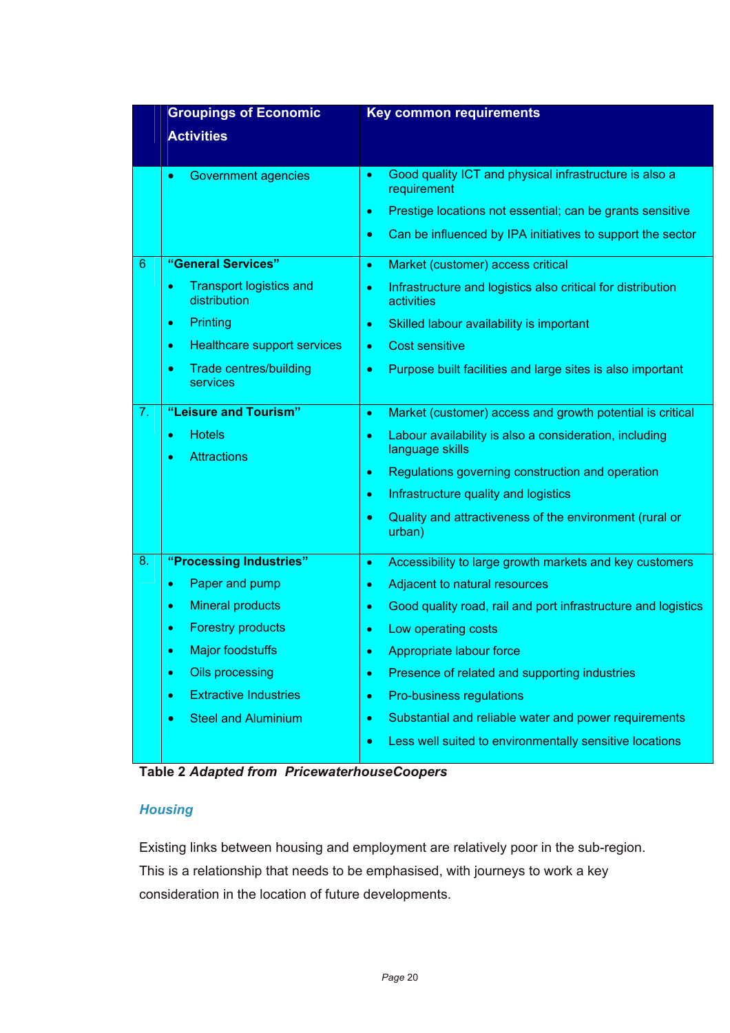| | Groupings of Economic Activities | Key common requirements |
|---|---|---|
| | • Government agencies | • Good quality ICT and physical infrastructure is also a requirement<br>• Prestige locations not essential; can be grants sensitive<br>• Can be influenced by IPA initiatives to support the sector |
| 6 | **"General Services"**<br>• Transport logistics and distribution<br>• Printing<br>• Healthcare support services<br>• Trade centres/building services | • Market (customer) access critical<br>• Infrastructure and logistics also critical for distribution activities<br>• Skilled labour availability is important<br>• Cost sensitive<br>• Purpose built facilities and large sites is also important |
| 7. | **"Leisure and Tourism"**<br>• Hotels<br>• Attractions | • Market (customer) access and growth potential is critical<br>• Labour availability is also a consideration, including language skills<br>• Regulations governing construction and operation<br>• Infrastructure quality and logistics<br>• Quality and attractiveness of the environment (rural or urban) |
| 8. | **"Processing Industries"**<br>• Paper and pump<br>• Mineral products<br>• Forestry products<br>• Major foodstuffs<br>• Oils processing<br>• Extractive Industries<br>• Steel and Aluminium | • Accessibility to large growth markets and key customers<br>• Adjacent to natural resources<br>• Good quality road, rail and port infrastructure and logistics<br>• Low operating costs<br>• Appropriate labour force<br>• Presence of related and supporting industries<br>• Pro-business regulations<br>• Substantial and reliable water and power requirements<br>• Less well suited to environmentally sensitive locations |

**Table 2** ***Adapted from PricewaterhouseCoopers***

### *Housing*

Existing links between housing and employment are relatively poor in the sub-region. This is a relationship that needs to be emphasised, with journeys to work a key consideration in the location of future developments.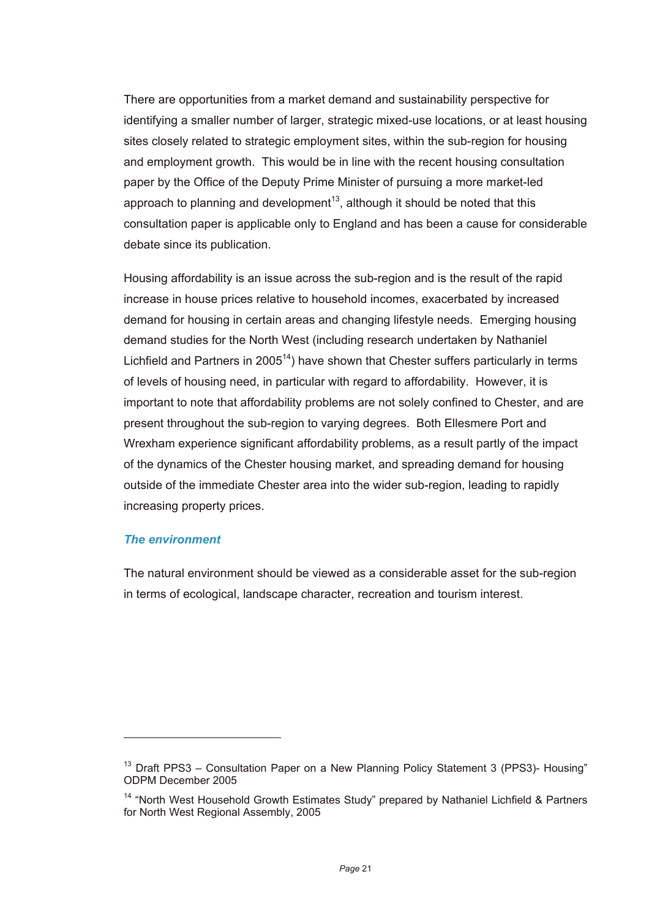There are opportunities from a market demand and sustainability perspective for identifying a smaller number of larger, strategic mixed-use locations, or at least housing sites closely related to strategic employment sites, within the sub-region for housing and employment growth. This would be in line with the recent housing consultation paper by the Office of the Deputy Prime Minister of pursuing a more market-led approach to planning and development[13], although it should be noted that this consultation paper is applicable only to England and has been a cause for considerable debate since its publication.

Housing affordability is an issue across the sub-region and is the result of the rapid increase in house prices relative to household incomes, exacerbated by increased demand for housing in certain areas and changing lifestyle needs. Emerging housing demand studies for the North West (including research undertaken by Nathaniel Lichfield and Partners in 2005[14]) have shown that Chester suffers particularly in terms of levels of housing need, in particular with regard to affordability. However, it is important to note that affordability problems are not solely confined to Chester, and are present throughout the sub-region to varying degrees. Both Ellesmere Port and Wrexham experience significant affordability problems, as a result partly of the impact of the dynamics of the Chester housing market, and spreading demand for housing outside of the immediate Chester area into the wider sub-region, leading to rapidly increasing property prices.

### *The environment*

The natural environment should be viewed as a considerable asset for the sub-region in terms of ecological, landscape character, recreation and tourism interest.

---

[13] Draft PPS3 – Consultation Paper on a New Planning Policy Statement 3 (PPS3)- Housing" ODPM December 2005

[14] "North West Household Growth Estimates Study" prepared by Nathaniel Lichfield & Partners for North West Regional Assembly, 2005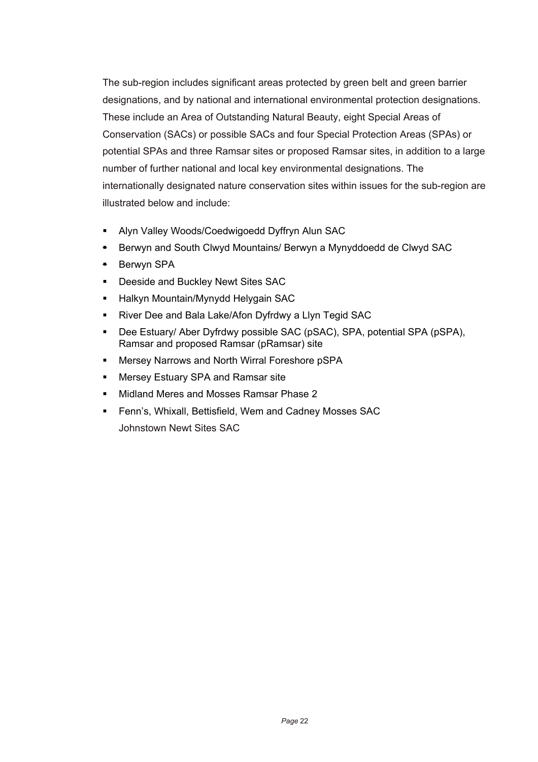The sub-region includes significant areas protected by green belt and green barrier designations, and by national and international environmental protection designations. These include an Area of Outstanding Natural Beauty, eight Special Areas of Conservation (SACs) or possible SACs and four Special Protection Areas (SPAs) or potential SPAs and three Ramsar sites or proposed Ramsar sites, in addition to a large number of further national and local key environmental designations. The internationally designated nature conservation sites within issues for the sub-region are illustrated below and include:

- Alyn Valley Woods/Coedwigoedd Dyffryn Alun SAC
- Berwyn and South Clwyd Mountains/ Berwyn a Mynyddoedd de Clwyd SAC
- Berwyn SPA
- Deeside and Buckley Newt Sites SAC
- Halkyn Mountain/Mynydd Helygain SAC
- River Dee and Bala Lake/Afon Dyfrdwy a Llyn Tegid SAC
- Dee Estuary/ Aber Dyfrdwy possible SAC (pSAC), SPA, potential SPA (pSPA), Ramsar and proposed Ramsar (pRamsar) site
- Mersey Narrows and North Wirral Foreshore pSPA
- Mersey Estuary SPA and Ramsar site
- Midland Meres and Mosses Ramsar Phase 2
- Fenn's, Whixall, Bettisfield, Wem and Cadney Mosses SAC
  Johnstown Newt Sites SAC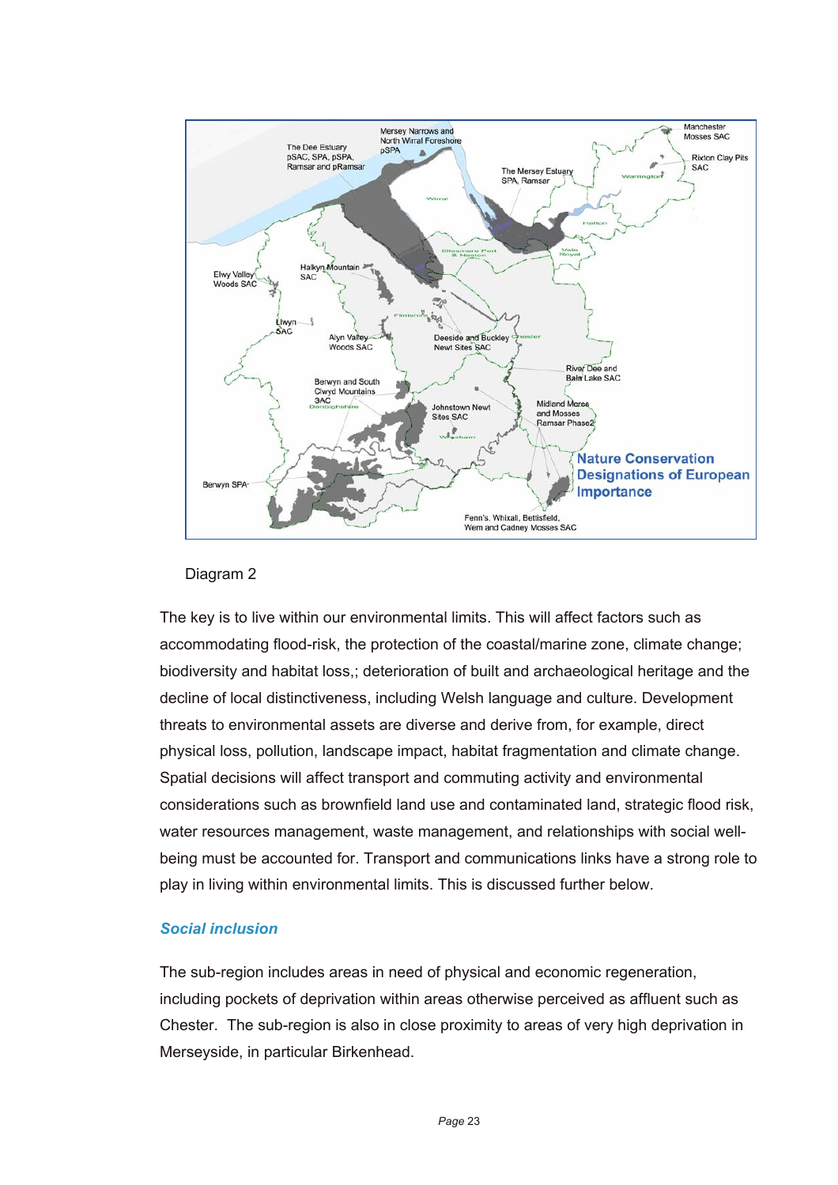Diagram 2

The key is to live within our environmental limits. This will affect factors such as accommodating flood-risk, the protection of the coastal/marine zone, climate change; biodiversity and habitat loss,; deterioration of built and archaeological heritage and the decline of local distinctiveness, including Welsh language and culture. Development threats to environmental assets are diverse and derive from, for example, direct physical loss, pollution, landscape impact, habitat fragmentation and climate change. Spatial decisions will affect transport and commuting activity and environmental considerations such as brownfield land use and contaminated land, strategic flood risk, water resources management, waste management, and relationships with social well-being must be accounted for. Transport and communications links have a strong role to play in living within environmental limits. This is discussed further below.

### *Social inclusion*

The sub-region includes areas in need of physical and economic regeneration, including pockets of deprivation within areas otherwise perceived as affluent such as Chester.  The sub-region is also in close proximity to areas of very high deprivation in Merseyside, in particular Birkenhead.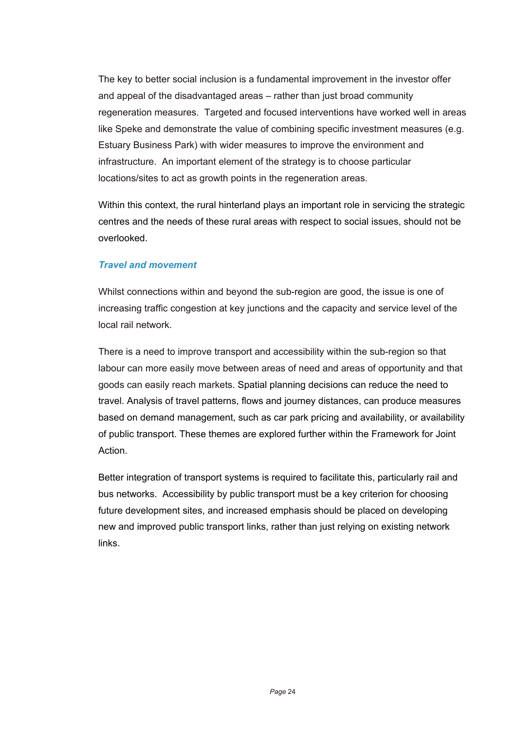The key to better social inclusion is a fundamental improvement in the investor offer and appeal of the disadvantaged areas – rather than just broad community regeneration measures. Targeted and focused interventions have worked well in areas like Speke and demonstrate the value of combining specific investment measures (e.g. Estuary Business Park) with wider measures to improve the environment and infrastructure. An important element of the strategy is to choose particular locations/sites to act as growth points in the regeneration areas.

Within this context, the rural hinterland plays an important role in servicing the strategic centres and the needs of these rural areas with respect to social issues, should not be overlooked.

### *Travel and movement*

Whilst connections within and beyond the sub-region are good, the issue is one of increasing traffic congestion at key junctions and the capacity and service level of the local rail network.

There is a need to improve transport and accessibility within the sub-region so that labour can more easily move between areas of need and areas of opportunity and that goods can easily reach markets. Spatial planning decisions can reduce the need to travel. Analysis of travel patterns, flows and journey distances, can produce measures based on demand management, such as car park pricing and availability, or availability of public transport. These themes are explored further within the Framework for Joint Action.

Better integration of transport systems is required to facilitate this, particularly rail and bus networks. Accessibility by public transport must be a key criterion for choosing future development sites, and increased emphasis should be placed on developing new and improved public transport links, rather than just relying on existing network links.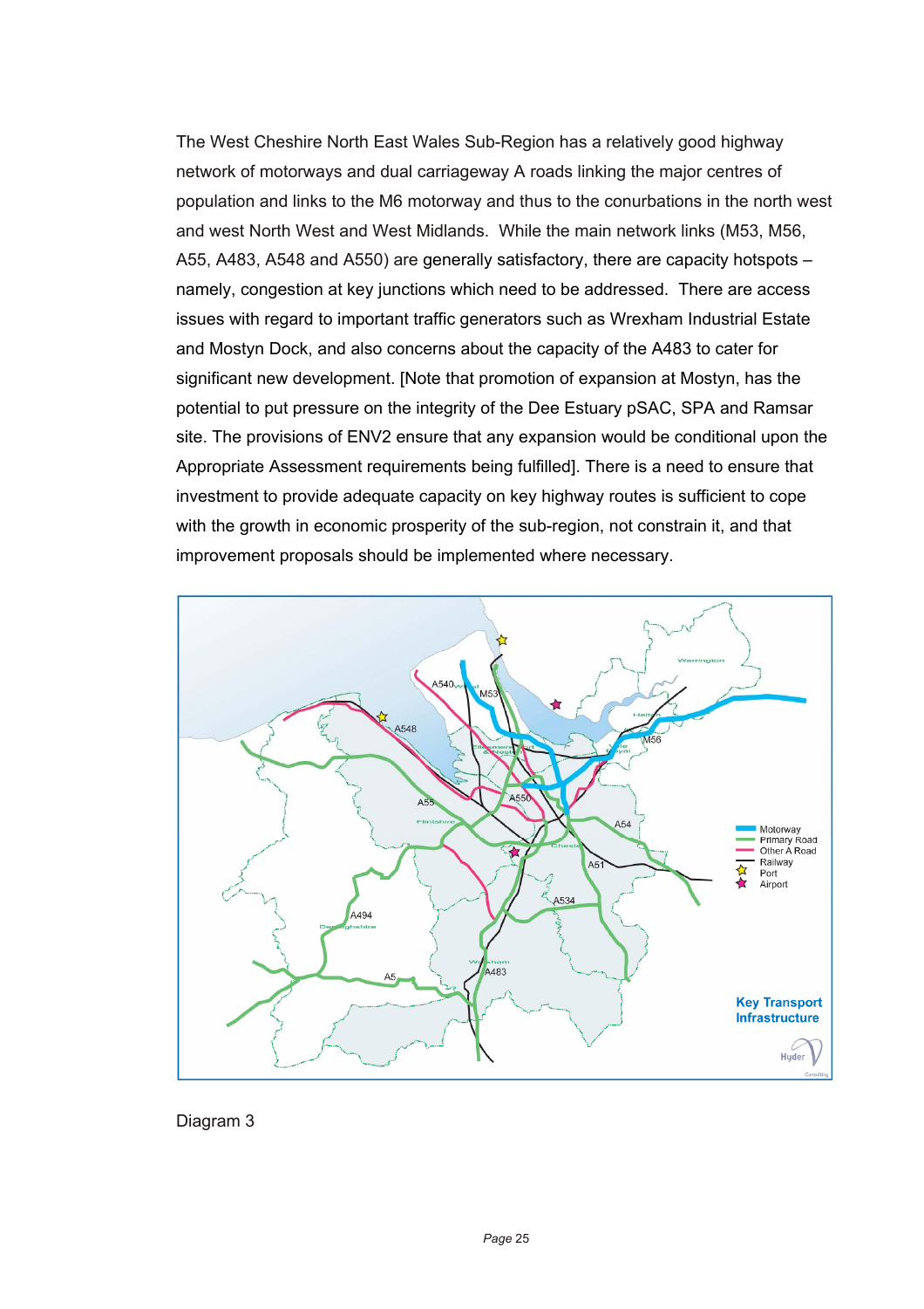The West Cheshire North East Wales Sub-Region has a relatively good highway network of motorways and dual carriageway A roads linking the major centres of population and links to the M6 motorway and thus to the conurbations in the north west and west North West and West Midlands. While the main network links (M53, M56, A55, A483, A548 and A550) are generally satisfactory, there are capacity hotspots – namely, congestion at key junctions which need to be addressed. There are access issues with regard to important traffic generators such as Wrexham Industrial Estate and Mostyn Dock, and also concerns about the capacity of the A483 to cater for significant new development. [Note that promotion of expansion at Mostyn, has the potential to put pressure on the integrity of the Dee Estuary pSAC, SPA and Ramsar site. The provisions of ENV2 ensure that any expansion would be conditional upon the Appropriate Assessment requirements being fulfilled]. There is a need to ensure that investment to provide adequate capacity on key highway routes is sufficient to cope with the growth in economic prosperity of the sub-region, not constrain it, and that improvement proposals should be implemented where necessary.

Diagram 3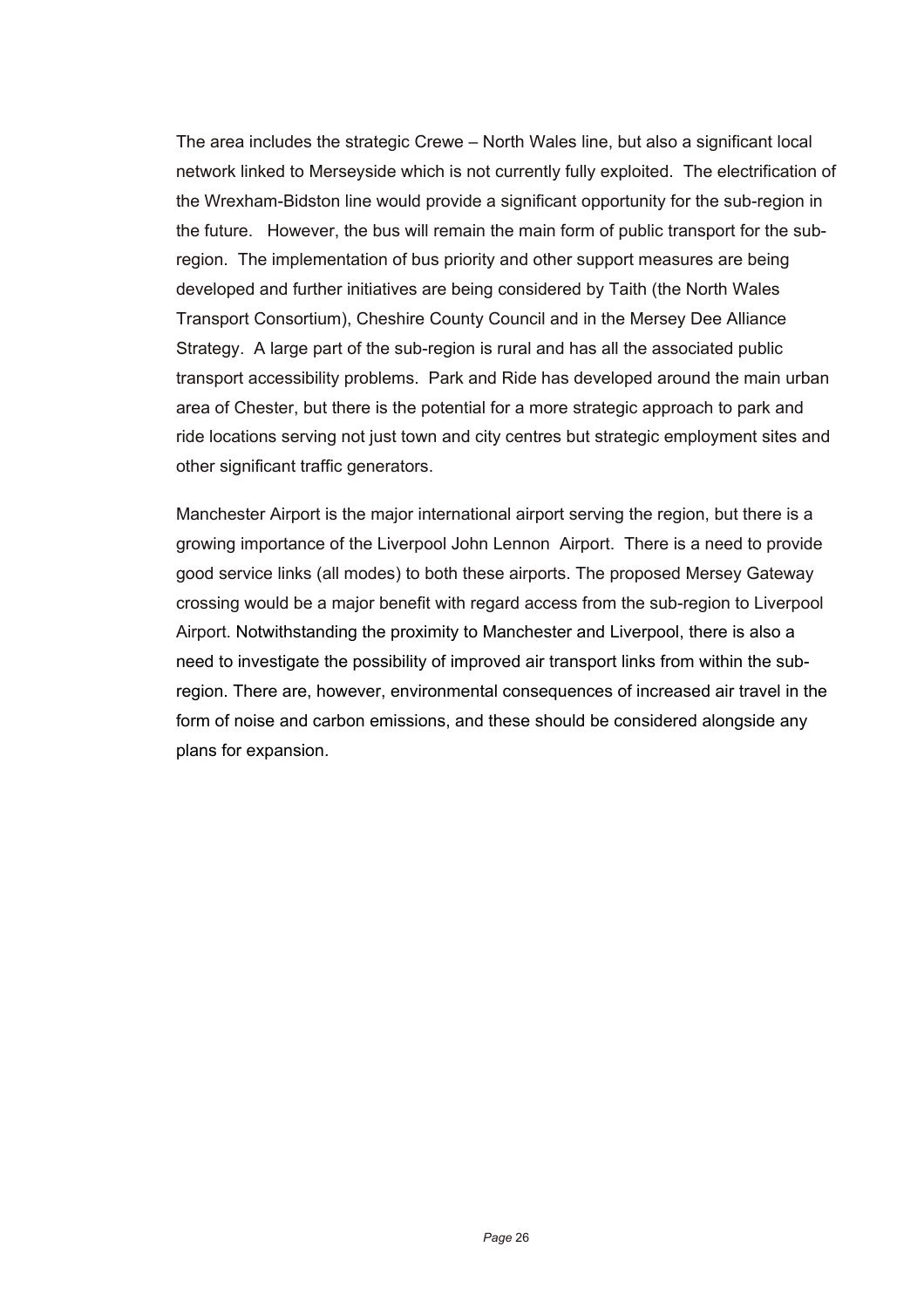The area includes the strategic Crewe – North Wales line, but also a significant local network linked to Merseyside which is not currently fully exploited. The electrification of the Wrexham-Bidston line would provide a significant opportunity for the sub-region in the future. However, the bus will remain the main form of public transport for the sub-region. The implementation of bus priority and other support measures are being developed and further initiatives are being considered by Taith (the North Wales Transport Consortium), Cheshire County Council and in the Mersey Dee Alliance Strategy. A large part of the sub-region is rural and has all the associated public transport accessibility problems. Park and Ride has developed around the main urban area of Chester, but there is the potential for a more strategic approach to park and ride locations serving not just town and city centres but strategic employment sites and other significant traffic generators.

Manchester Airport is the major international airport serving the region, but there is a growing importance of the Liverpool John Lennon Airport. There is a need to provide good service links (all modes) to both these airports. The proposed Mersey Gateway crossing would be a major benefit with regard access from the sub-region to Liverpool Airport. Notwithstanding the proximity to Manchester and Liverpool, there is also a need to investigate the possibility of improved air transport links from within the sub-region. There are, however, environmental consequences of increased air travel in the form of noise and carbon emissions, and these should be considered alongside any plans for expansion.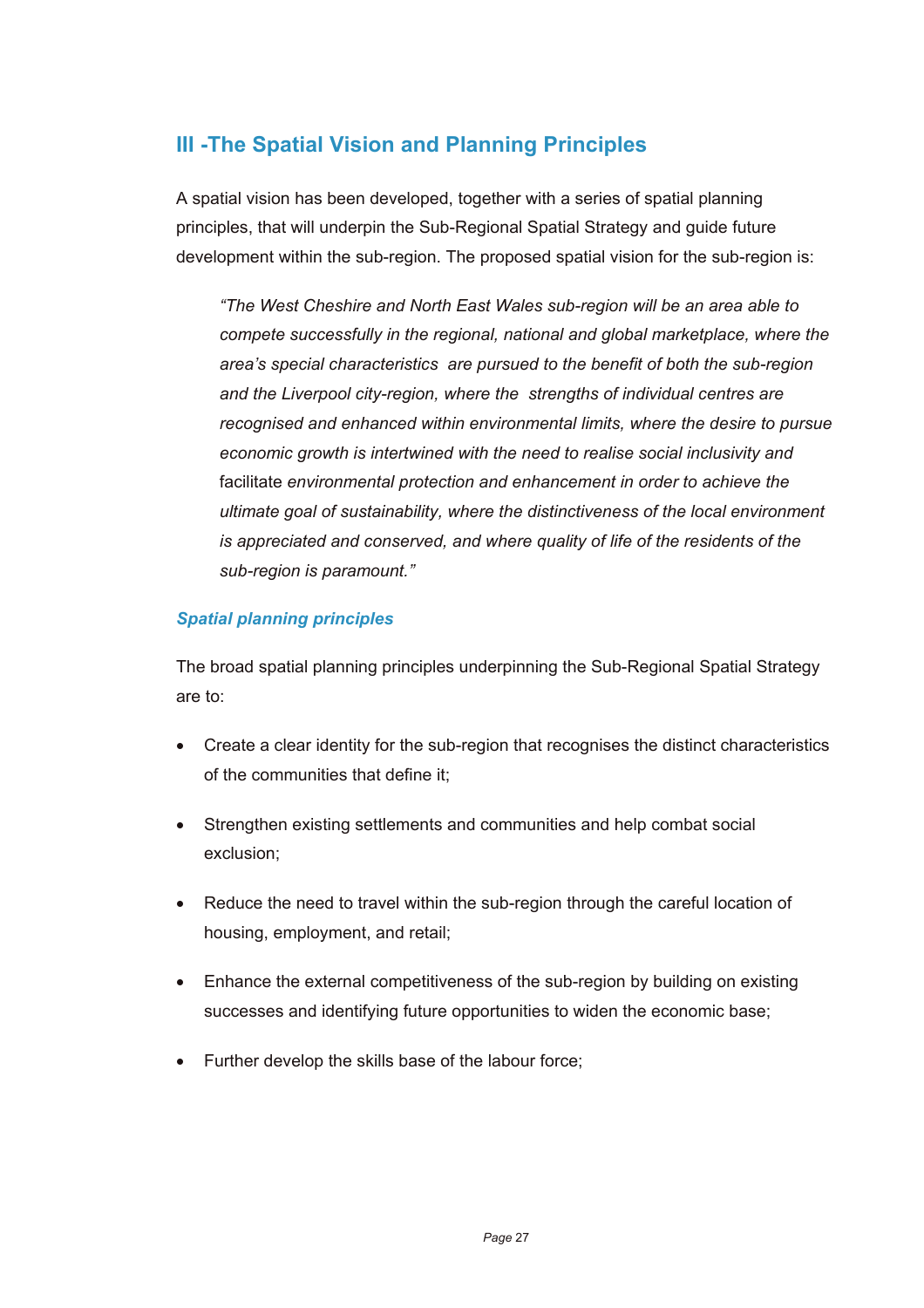## III -The Spatial Vision and Planning Principles

A spatial vision has been developed, together with a series of spatial planning principles, that will underpin the Sub-Regional Spatial Strategy and guide future development within the sub-region. The proposed spatial vision for the sub-region is:

> *"The West Cheshire and North East Wales sub-region will be an area able to compete successfully in the regional, national and global marketplace, where the area's special characteristics are pursued to the benefit of both the sub-region and the Liverpool city-region, where the strengths of individual centres are recognised and enhanced within environmental limits, where the desire to pursue economic growth is intertwined with the need to realise social inclusivity and* facilitate *environmental protection and enhancement in order to achieve the ultimate goal of sustainability, where the distinctiveness of the local environment is appreciated and conserved, and where quality of life of the residents of the sub-region is paramount."*

### *Spatial planning principles*

The broad spatial planning principles underpinning the Sub-Regional Spatial Strategy are to:

- Create a clear identity for the sub-region that recognises the distinct characteristics of the communities that define it;
- Strengthen existing settlements and communities and help combat social exclusion;
- Reduce the need to travel within the sub-region through the careful location of housing, employment, and retail;
- Enhance the external competitiveness of the sub-region by building on existing successes and identifying future opportunities to widen the economic base;
- Further develop the skills base of the labour force;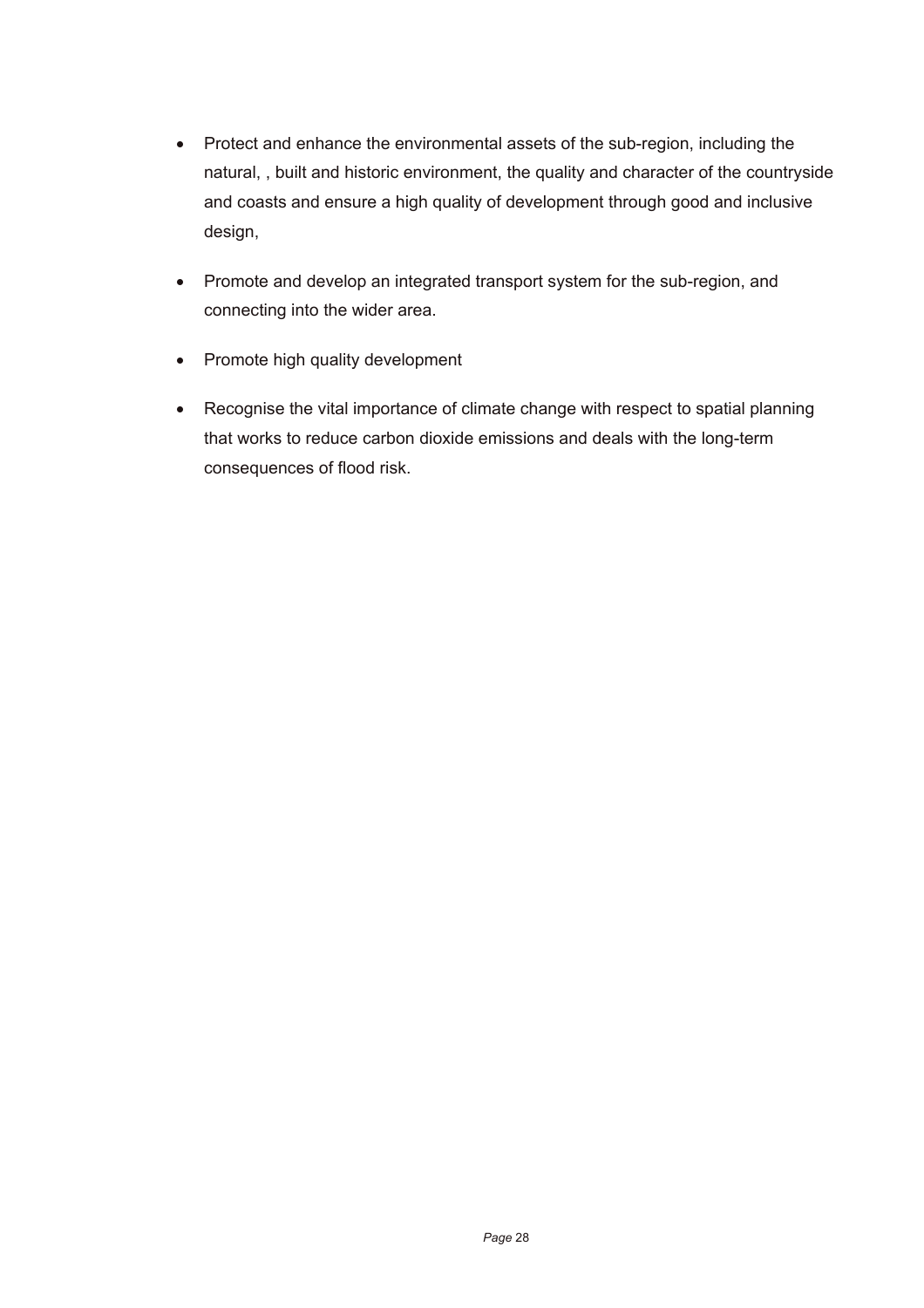- Protect and enhance the environmental assets of the sub-region, including the natural, , built and historic environment, the quality and character of the countryside and coasts and ensure a high quality of development through good and inclusive design,
- Promote and develop an integrated transport system for the sub-region, and connecting into the wider area.
- Promote high quality development
- Recognise the vital importance of climate change with respect to spatial planning that works to reduce carbon dioxide emissions and deals with the long-term consequences of flood risk.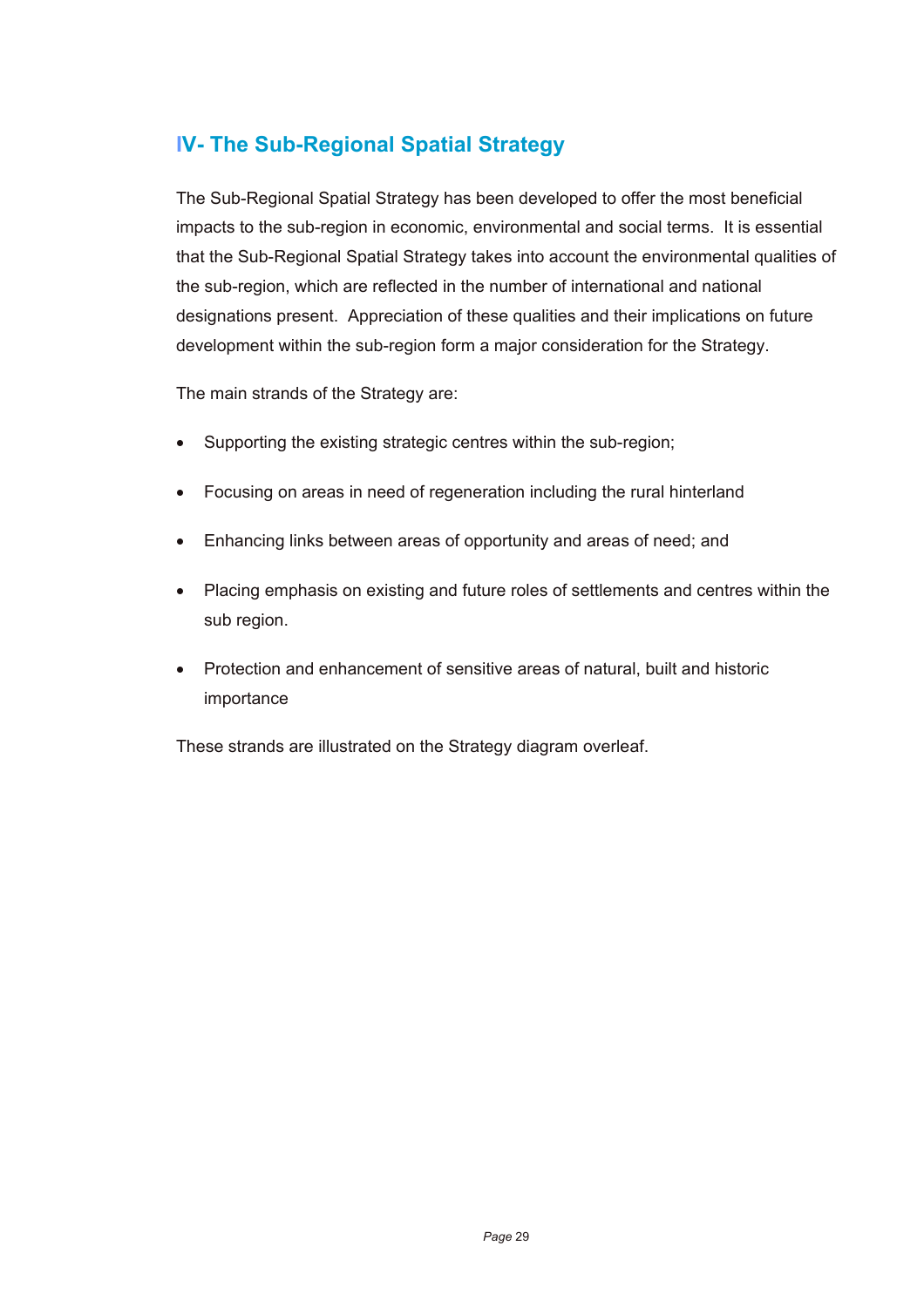## IV- The Sub-Regional Spatial Strategy

The Sub-Regional Spatial Strategy has been developed to offer the most beneficial impacts to the sub-region in economic, environmental and social terms. It is essential that the Sub-Regional Spatial Strategy takes into account the environmental qualities of the sub-region, which are reflected in the number of international and national designations present. Appreciation of these qualities and their implications on future development within the sub-region form a major consideration for the Strategy.

The main strands of the Strategy are:

- Supporting the existing strategic centres within the sub-region;
- Focusing on areas in need of regeneration including the rural hinterland
- Enhancing links between areas of opportunity and areas of need; and
- Placing emphasis on existing and future roles of settlements and centres within the sub region.
- Protection and enhancement of sensitive areas of natural, built and historic importance

These strands are illustrated on the Strategy diagram overleaf.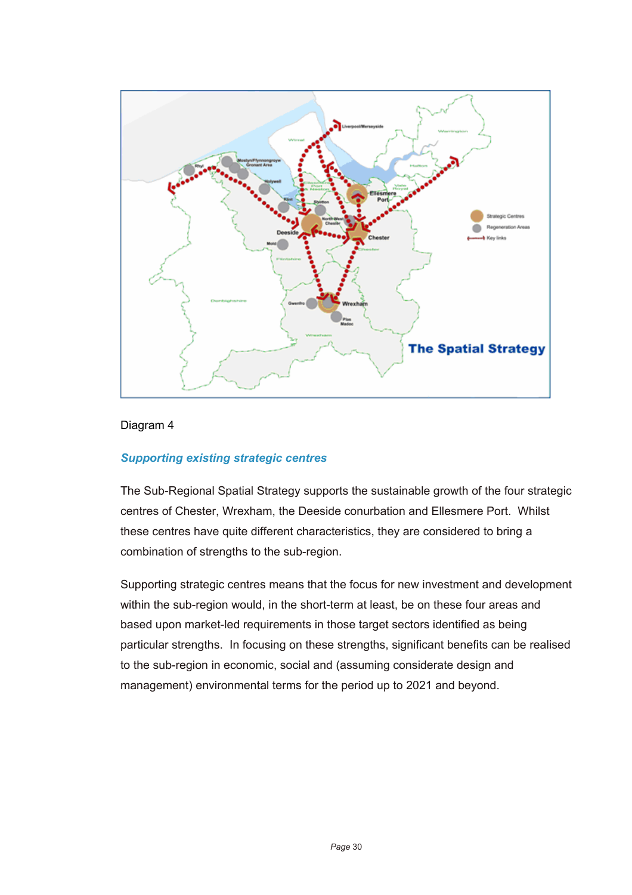Diagram 4

### *Supporting existing strategic centres*

The Sub-Regional Spatial Strategy supports the sustainable growth of the four strategic centres of Chester, Wrexham, the Deeside conurbation and Ellesmere Port. Whilst these centres have quite different characteristics, they are considered to bring a combination of strengths to the sub-region.

Supporting strategic centres means that the focus for new investment and development within the sub-region would, in the short-term at least, be on these four areas and based upon market-led requirements in those target sectors identified as being particular strengths. In focusing on these strengths, significant benefits can be realised to the sub-region in economic, social and (assuming considerate design and management) environmental terms for the period up to 2021 and beyond.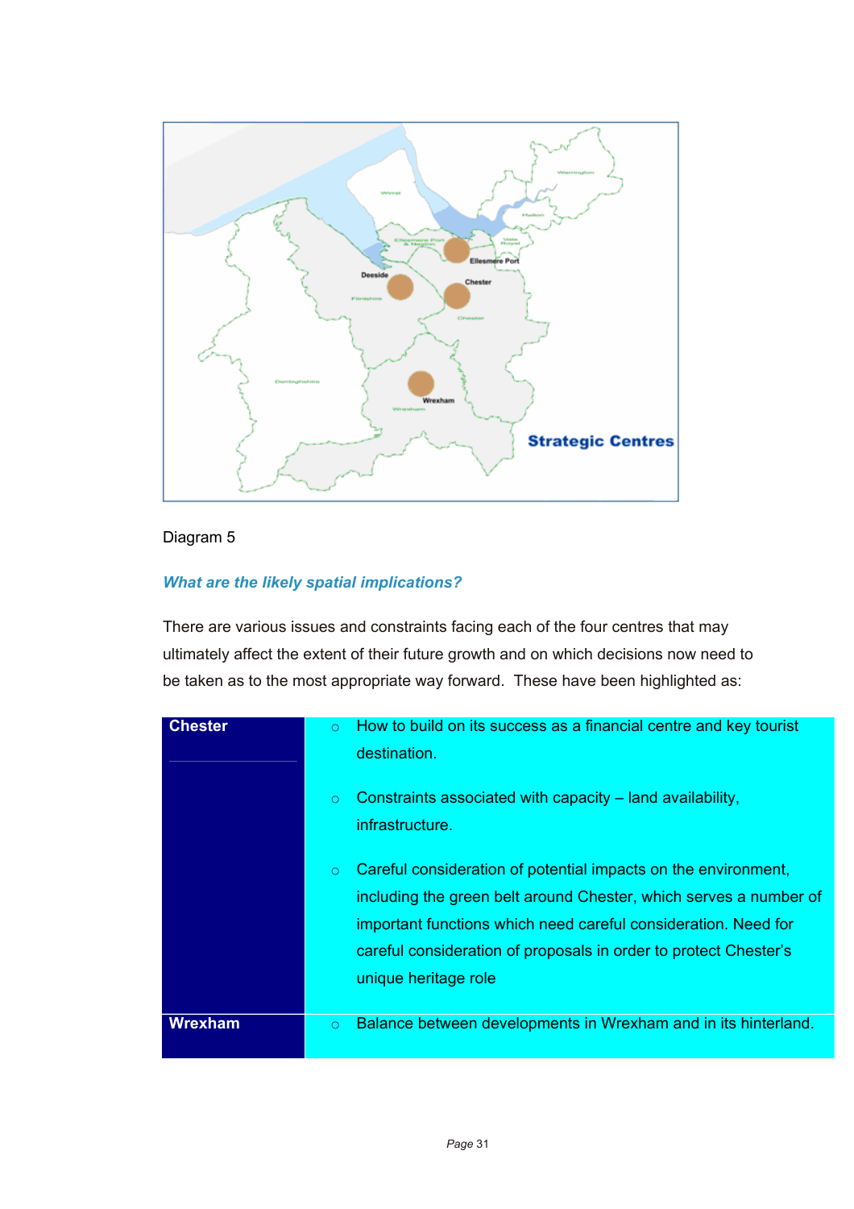Diagram 5

### *What are the likely spatial implications?*

There are various issues and constraints facing each of the four centres that may ultimately affect the extent of their future growth and on which decisions now need to be taken as to the most appropriate way forward. These have been highlighted as:

| | |
|---|---|
| **Chester** | ○ How to build on its success as a financial centre and key tourist destination.<br><br>○ Constraints associated with capacity – land availability, infrastructure.<br><br>○ Careful consideration of potential impacts on the environment, including the green belt around Chester, which serves a number of important functions which need careful consideration. Need for careful consideration of proposals in order to protect Chester's unique heritage role |
| **Wrexham** | ○ Balance between developments in Wrexham and in its hinterland. |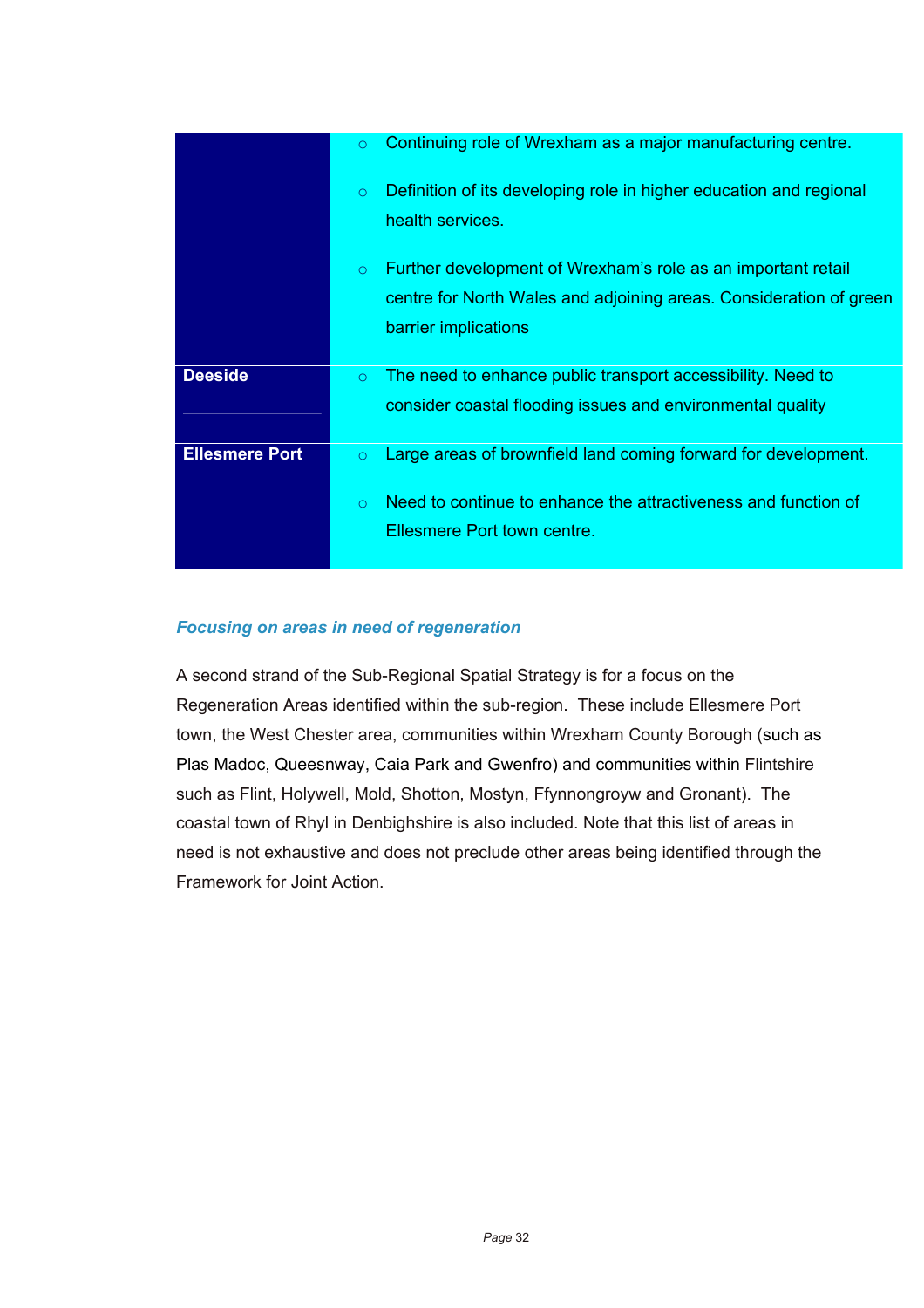| | |
|---|---|
| | ○ Continuing role of Wrexham as a major manufacturing centre.<br><br>○ Definition of its developing role in higher education and regional health services.<br><br>○ Further development of Wrexham's role as an important retail centre for North Wales and adjoining areas. Consideration of green barrier implications |
| **Deeside** | ○ The need to enhance public transport accessibility. Need to consider coastal flooding issues and environmental quality |
| **Ellesmere Port** | ○ Large areas of brownfield land coming forward for development.<br><br>○ Need to continue to enhance the attractiveness and function of Ellesmere Port town centre. |

### *Focusing on areas in need of regeneration*

A second strand of the Sub-Regional Spatial Strategy is for a focus on the Regeneration Areas identified within the sub-region. These include Ellesmere Port town, the West Chester area, communities within Wrexham County Borough (such as Plas Madoc, Queesnway, Caia Park and Gwenfro) and communities within Flintshire such as Flint, Holywell, Mold, Shotton, Mostyn, Ffynnongroyw and Gronant). The coastal town of Rhyl in Denbighshire is also included. Note that this list of areas in need is not exhaustive and does not preclude other areas being identified through the Framework for Joint Action.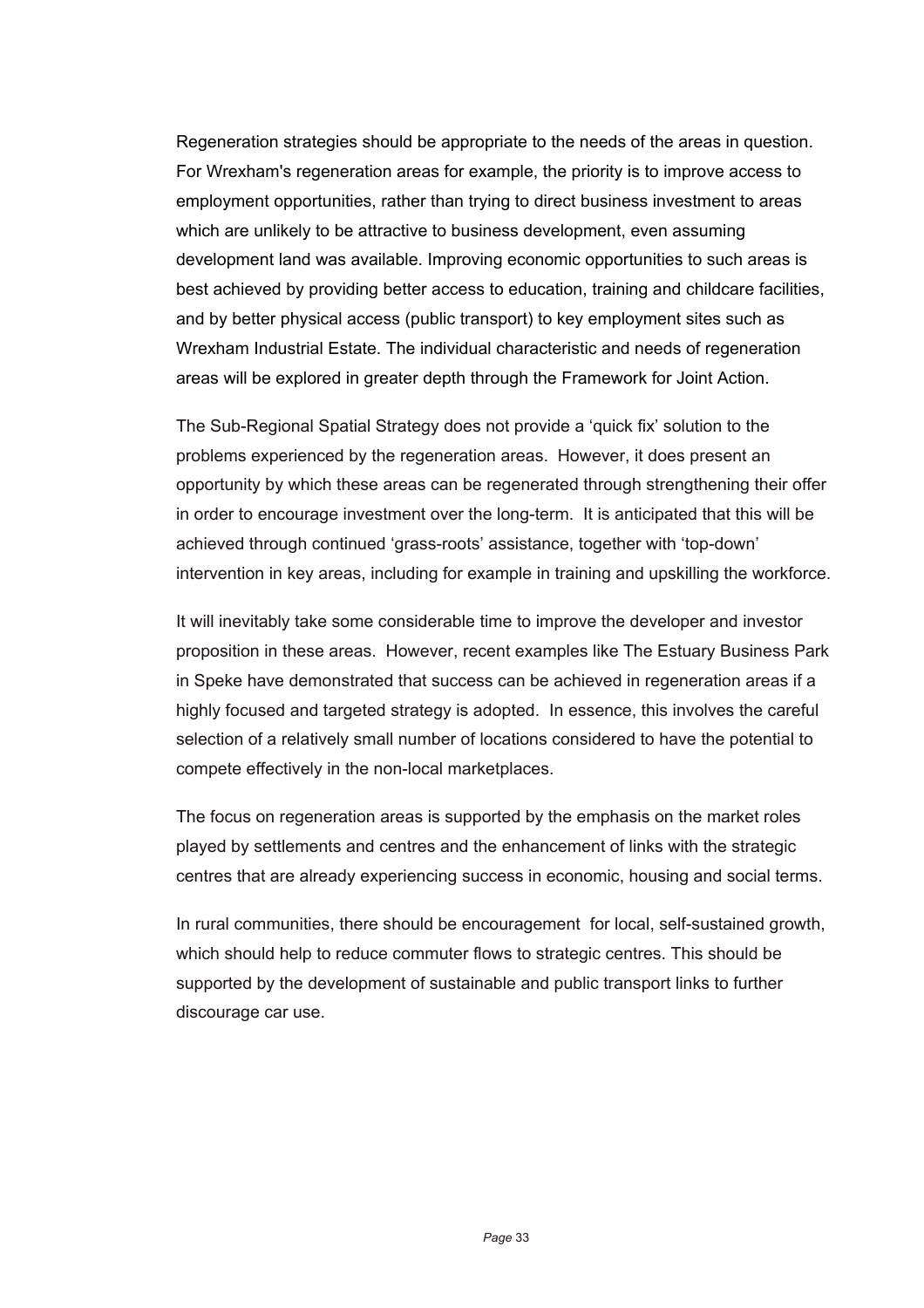Regeneration strategies should be appropriate to the needs of the areas in question. For Wrexham's regeneration areas for example, the priority is to improve access to employment opportunities, rather than trying to direct business investment to areas which are unlikely to be attractive to business development, even assuming development land was available. Improving economic opportunities to such areas is best achieved by providing better access to education, training and childcare facilities, and by better physical access (public transport) to key employment sites such as Wrexham Industrial Estate. The individual characteristic and needs of regeneration areas will be explored in greater depth through the Framework for Joint Action.

The Sub-Regional Spatial Strategy does not provide a 'quick fix' solution to the problems experienced by the regeneration areas. However, it does present an opportunity by which these areas can be regenerated through strengthening their offer in order to encourage investment over the long-term. It is anticipated that this will be achieved through continued 'grass-roots' assistance, together with 'top-down' intervention in key areas, including for example in training and upskilling the workforce.

It will inevitably take some considerable time to improve the developer and investor proposition in these areas. However, recent examples like The Estuary Business Park in Speke have demonstrated that success can be achieved in regeneration areas if a highly focused and targeted strategy is adopted. In essence, this involves the careful selection of a relatively small number of locations considered to have the potential to compete effectively in the non-local marketplaces.

The focus on regeneration areas is supported by the emphasis on the market roles played by settlements and centres and the enhancement of links with the strategic centres that are already experiencing success in economic, housing and social terms.

In rural communities, there should be encouragement for local, self-sustained growth, which should help to reduce commuter flows to strategic centres. This should be supported by the development of sustainable and public transport links to further discourage car use.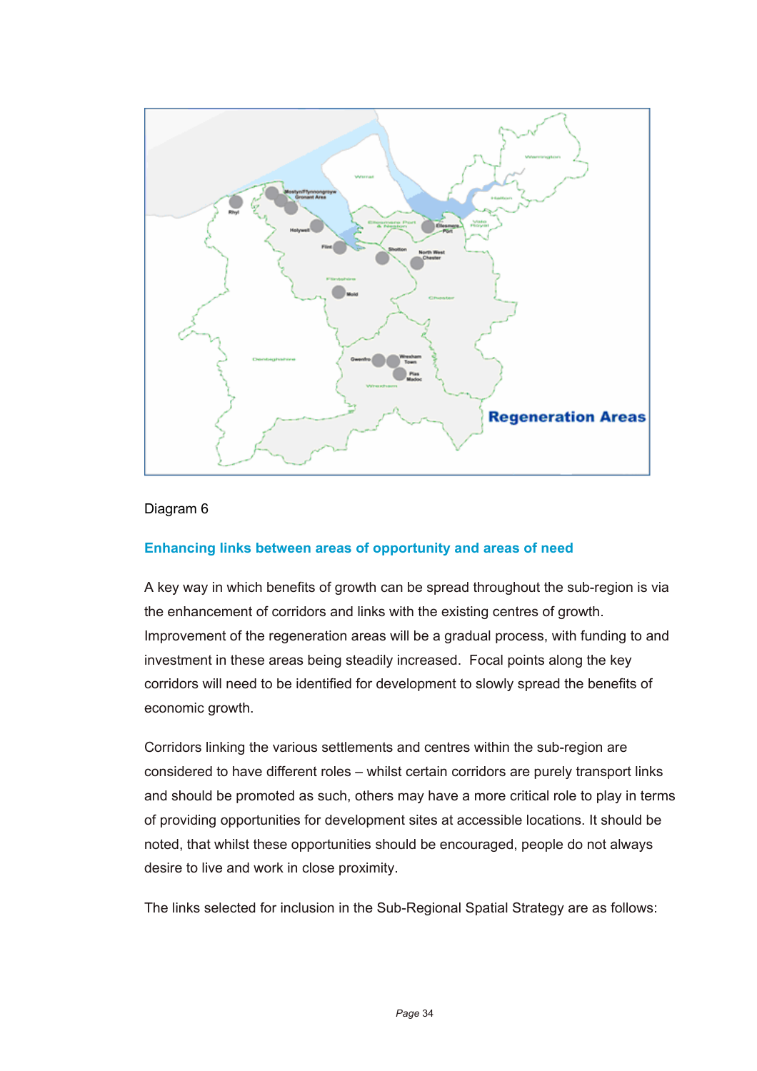Diagram 6

## Enhancing links between areas of opportunity and areas of need

A key way in which benefits of growth can be spread throughout the sub-region is via the enhancement of corridors and links with the existing centres of growth. Improvement of the regeneration areas will be a gradual process, with funding to and investment in these areas being steadily increased. Focal points along the key corridors will need to be identified for development to slowly spread the benefits of economic growth.

Corridors linking the various settlements and centres within the sub-region are considered to have different roles – whilst certain corridors are purely transport links and should be promoted as such, others may have a more critical role to play in terms of providing opportunities for development sites at accessible locations. It should be noted, that whilst these opportunities should be encouraged, people do not always desire to live and work in close proximity.

The links selected for inclusion in the Sub-Regional Spatial Strategy are as follows: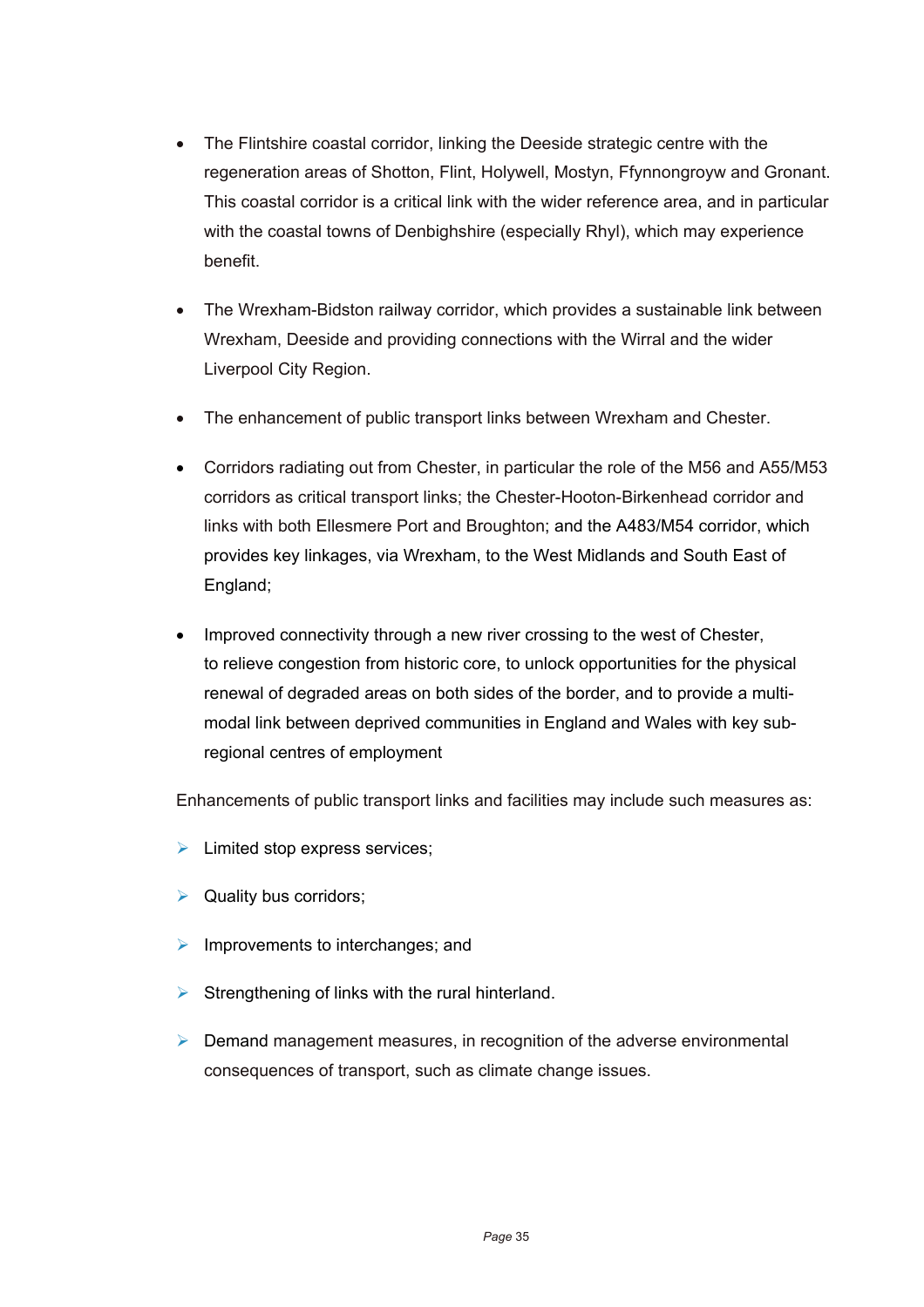- The Flintshire coastal corridor, linking the Deeside strategic centre with the regeneration areas of Shotton, Flint, Holywell, Mostyn, Ffynnongroyw and Gronant. This coastal corridor is a critical link with the wider reference area, and in particular with the coastal towns of Denbighshire (especially Rhyl), which may experience benefit.

- The Wrexham-Bidston railway corridor, which provides a sustainable link between Wrexham, Deeside and providing connections with the Wirral and the wider Liverpool City Region.

- The enhancement of public transport links between Wrexham and Chester.

- Corridors radiating out from Chester, in particular the role of the M56 and A55/M53 corridors as critical transport links; the Chester-Hooton-Birkenhead corridor and links with both Ellesmere Port and Broughton; and the A483/M54 corridor, which provides key linkages, via Wrexham, to the West Midlands and South East of England;

- Improved connectivity through a new river crossing to the west of Chester, to relieve congestion from historic core, to unlock opportunities for the physical renewal of degraded areas on both sides of the border, and to provide a multi-modal link between deprived communities in England and Wales with key sub-regional centres of employment

Enhancements of public transport links and facilities may include such measures as:

- Limited stop express services;
- Quality bus corridors;
- Improvements to interchanges; and
- Strengthening of links with the rural hinterland.
- Demand management measures, in recognition of the adverse environmental consequences of transport, such as climate change issues.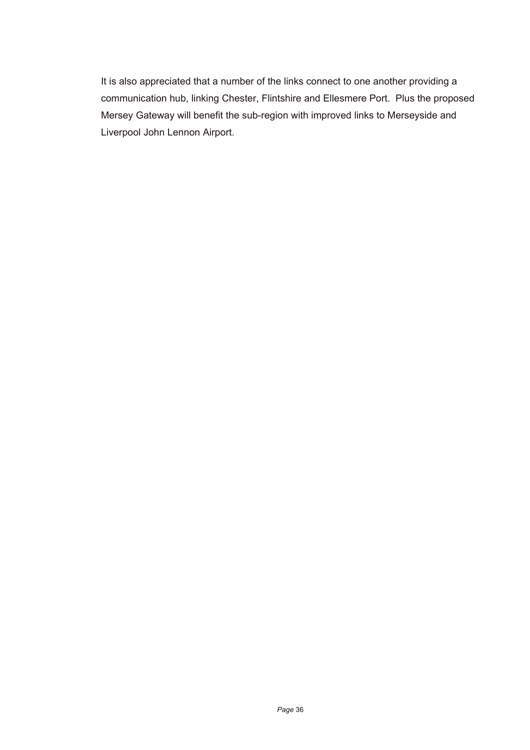It is also appreciated that a number of the links connect to one another providing a communication hub, linking Chester, Flintshire and Ellesmere Port.  Plus the proposed Mersey Gateway will benefit the sub-region with improved links to Merseyside and Liverpool John Lennon Airport.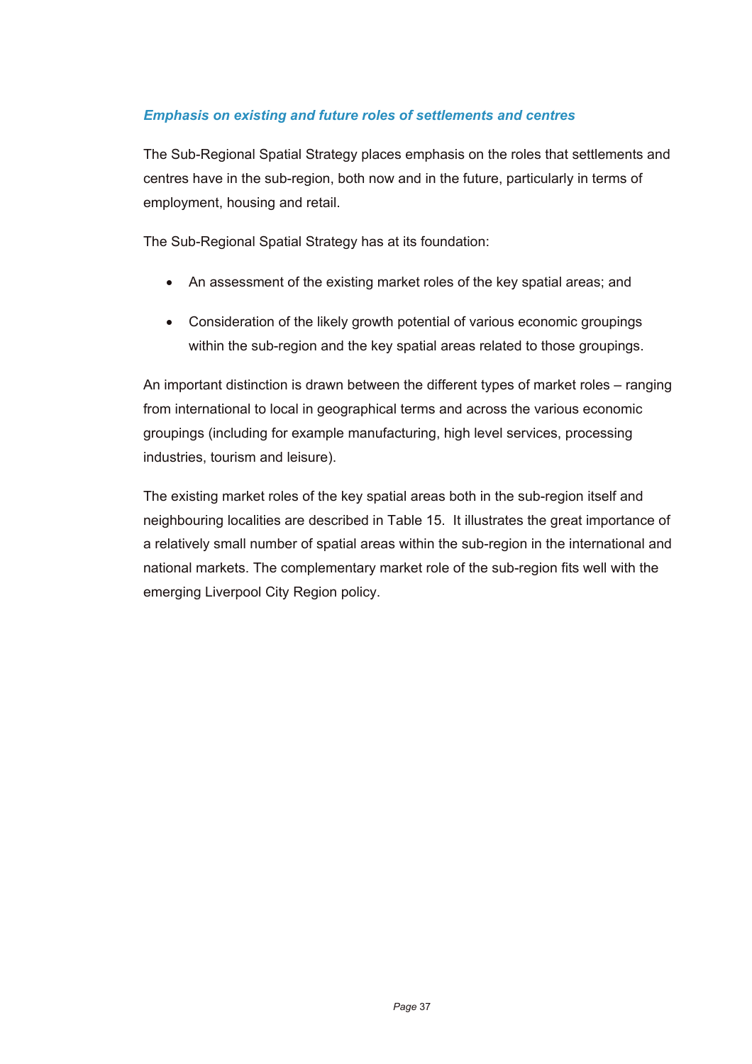### *Emphasis on existing and future roles of settlements and centres*

The Sub-Regional Spatial Strategy places emphasis on the roles that settlements and centres have in the sub-region, both now and in the future, particularly in terms of employment, housing and retail.

The Sub-Regional Spatial Strategy has at its foundation:

- An assessment of the existing market roles of the key spatial areas; and
- Consideration of the likely growth potential of various economic groupings within the sub-region and the key spatial areas related to those groupings.

An important distinction is drawn between the different types of market roles – ranging from international to local in geographical terms and across the various economic groupings (including for example manufacturing, high level services, processing industries, tourism and leisure).

The existing market roles of the key spatial areas both in the sub-region itself and neighbouring localities are described in Table 15. It illustrates the great importance of a relatively small number of spatial areas within the sub-region in the international and national markets. The complementary market role of the sub-region fits well with the emerging Liverpool City Region policy.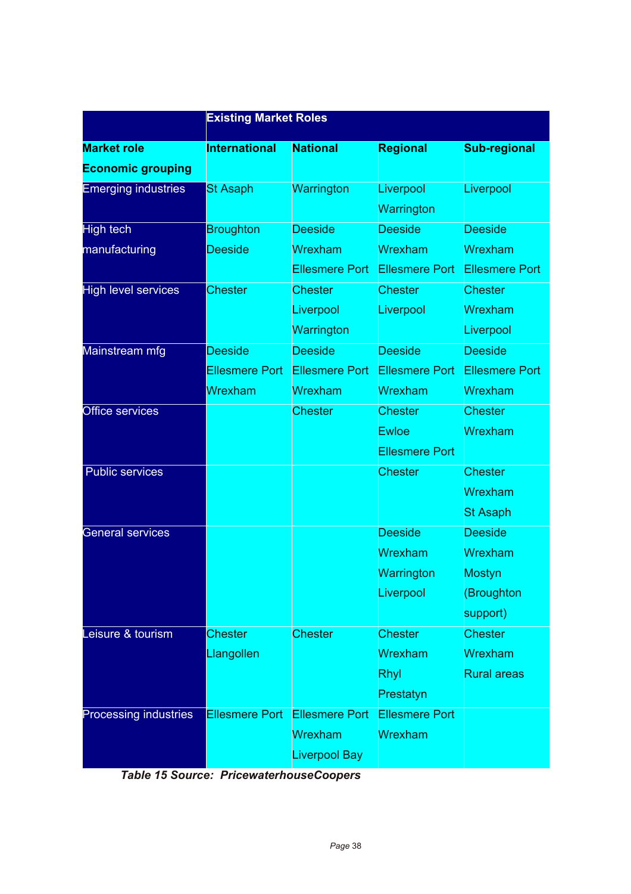| | Existing Market Roles | | | |
|---|---|---|---|---|
| **Market role**<br>**Economic grouping** | **International** | **National** | **Regional** | **Sub-regional** |
| Emerging industries | St Asaph | Warrington | Liverpool<br>Warrington | Liverpool |
| High tech manufacturing | Broughton<br>Deeside | Deeside<br>Wrexham<br>Ellesmere Port | Deeside<br>Wrexham<br>Ellesmere Port | Deeside<br>Wrexham<br>Ellesmere Port |
| High level services | Chester | Chester<br>Liverpool<br>Warrington | Chester<br>Liverpool | Chester<br>Wrexham<br>Liverpool |
| Mainstream mfg | Deeside<br>Ellesmere Port<br>Wrexham | Deeside<br>Ellesmere Port<br>Wrexham | Deeside<br>Ellesmere Port<br>Wrexham | Deeside<br>Ellesmere Port<br>Wrexham |
| Office services | | Chester | Chester<br>Ewloe<br>Ellesmere Port | Chester<br>Wrexham |
| Public services | | | Chester | Chester<br>Wrexham<br>St Asaph |
| General services | | | Deeside<br>Wrexham<br>Warrington<br>Liverpool | Deeside<br>Wrexham<br>Mostyn<br>(Broughton support) |
| Leisure & tourism | Chester<br>Llangollen | Chester | Chester<br>Wrexham<br>Rhyl<br>Prestatyn | Chester<br>Wrexham<br>Rural areas |
| Processing industries | Ellesmere Port | Ellesmere Port<br>Wrexham<br>Liverpool Bay | Ellesmere Port<br>Wrexham | |

***Table 15 Source: PricewaterhouseCoopers***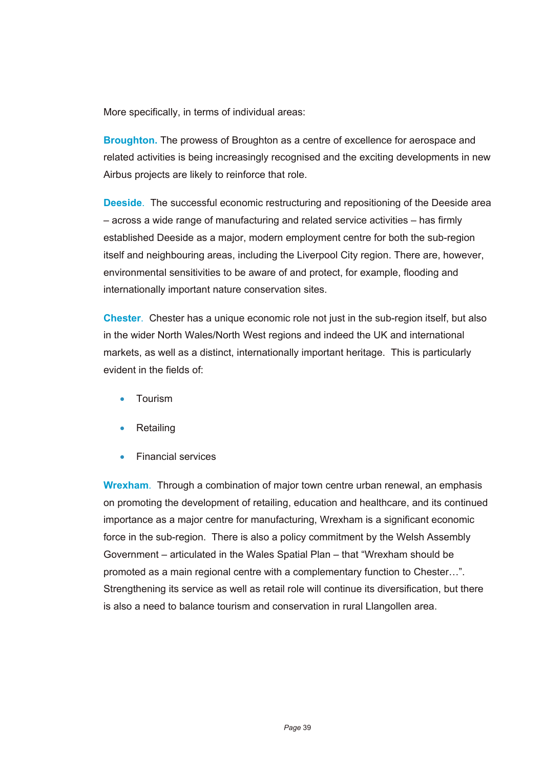More specifically, in terms of individual areas:

**Broughton.** The prowess of Broughton as a centre of excellence for aerospace and related activities is being increasingly recognised and the exciting developments in new Airbus projects are likely to reinforce that role.

**Deeside**. The successful economic restructuring and repositioning of the Deeside area – across a wide range of manufacturing and related service activities – has firmly established Deeside as a major, modern employment centre for both the sub-region itself and neighbouring areas, including the Liverpool City region. There are, however, environmental sensitivities to be aware of and protect, for example, flooding and internationally important nature conservation sites.

**Chester**. Chester has a unique economic role not just in the sub-region itself, but also in the wider North Wales/North West regions and indeed the UK and international markets, as well as a distinct, internationally important heritage. This is particularly evident in the fields of:

- Tourism
- Retailing
- Financial services

**Wrexham**. Through a combination of major town centre urban renewal, an emphasis on promoting the development of retailing, education and healthcare, and its continued importance as a major centre for manufacturing, Wrexham is a significant economic force in the sub-region. There is also a policy commitment by the Welsh Assembly Government – articulated in the Wales Spatial Plan – that "Wrexham should be promoted as a main regional centre with a complementary function to Chester…". Strengthening its service as well as retail role will continue its diversification, but there is also a need to balance tourism and conservation in rural Llangollen area.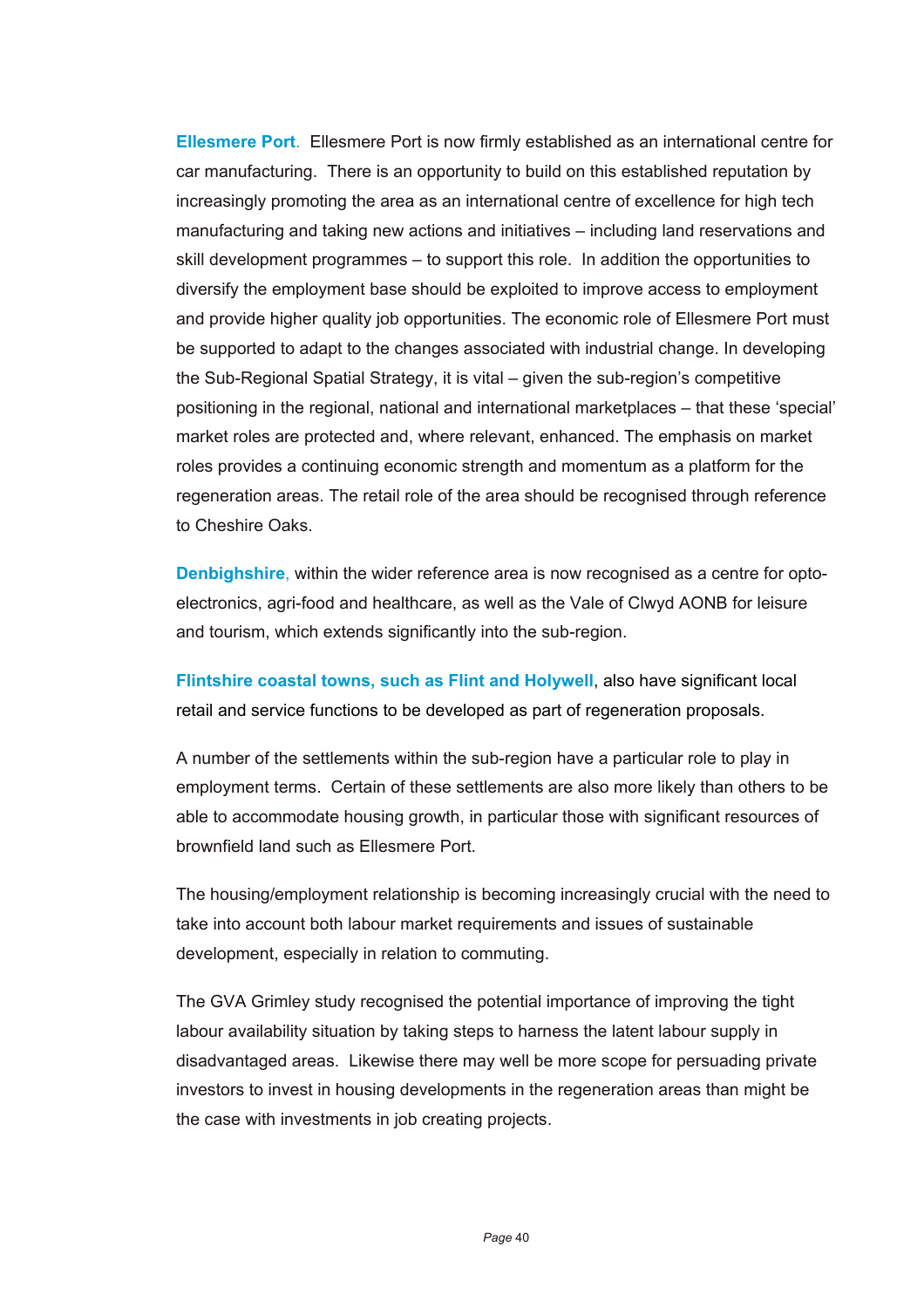**Ellesmere Port**. Ellesmere Port is now firmly established as an international centre for car manufacturing. There is an opportunity to build on this established reputation by increasingly promoting the area as an international centre of excellence for high tech manufacturing and taking new actions and initiatives – including land reservations and skill development programmes – to support this role. In addition the opportunities to diversify the employment base should be exploited to improve access to employment and provide higher quality job opportunities. The economic role of Ellesmere Port must be supported to adapt to the changes associated with industrial change. In developing the Sub-Regional Spatial Strategy, it is vital – given the sub-region's competitive positioning in the regional, national and international marketplaces – that these 'special' market roles are protected and, where relevant, enhanced. The emphasis on market roles provides a continuing economic strength and momentum as a platform for the regeneration areas. The retail role of the area should be recognised through reference to Cheshire Oaks.

**Denbighshire**, within the wider reference area is now recognised as a centre for opto-electronics, agri-food and healthcare, as well as the Vale of Clwyd AONB for leisure and tourism, which extends significantly into the sub-region.

**Flintshire coastal towns, such as Flint and Holywell**, also have significant local retail and service functions to be developed as part of regeneration proposals.

A number of the settlements within the sub-region have a particular role to play in employment terms. Certain of these settlements are also more likely than others to be able to accommodate housing growth, in particular those with significant resources of brownfield land such as Ellesmere Port.

The housing/employment relationship is becoming increasingly crucial with the need to take into account both labour market requirements and issues of sustainable development, especially in relation to commuting.

The GVA Grimley study recognised the potential importance of improving the tight labour availability situation by taking steps to harness the latent labour supply in disadvantaged areas. Likewise there may well be more scope for persuading private investors to invest in housing developments in the regeneration areas than might be the case with investments in job creating projects.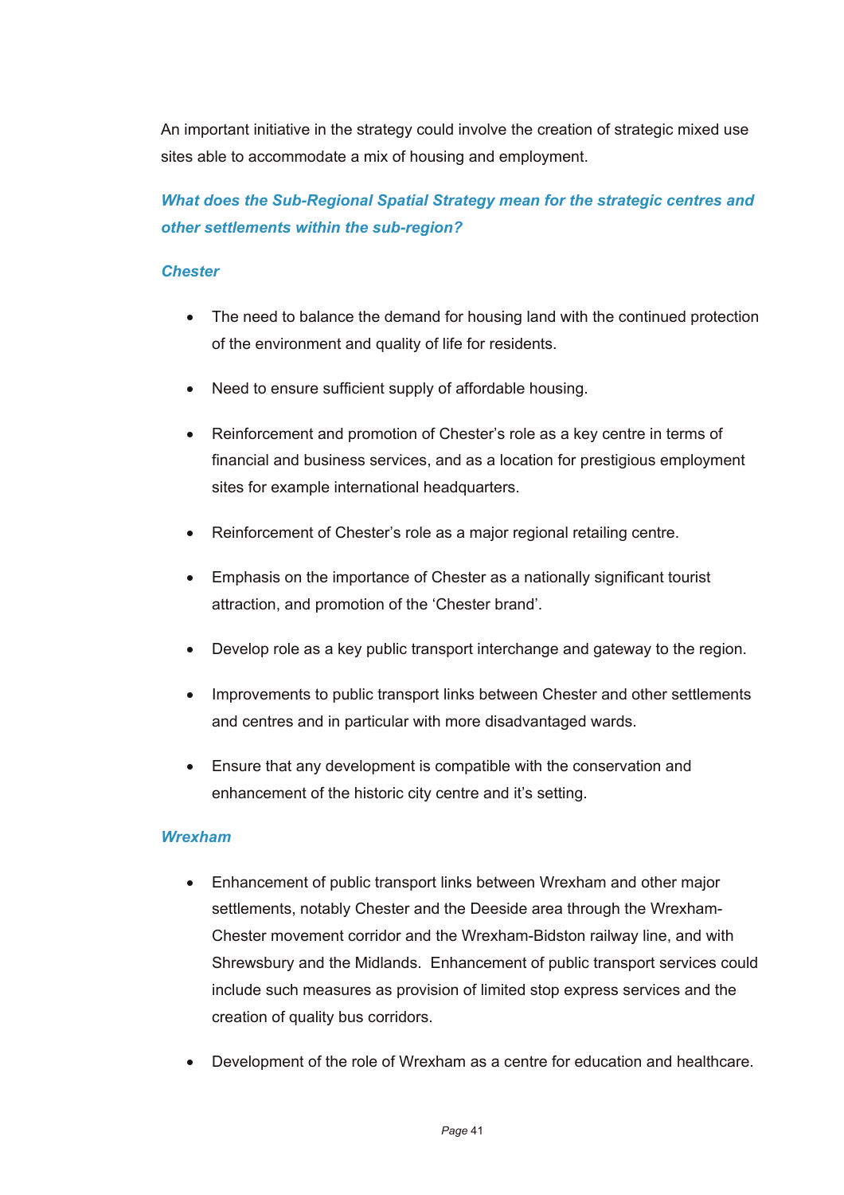An important initiative in the strategy could involve the creation of strategic mixed use sites able to accommodate a mix of housing and employment.

### *What does the Sub-Regional Spatial Strategy mean for the strategic centres and other settlements within the sub-region?*

#### *Chester*

- The need to balance the demand for housing land with the continued protection of the environment and quality of life for residents.
- Need to ensure sufficient supply of affordable housing.
- Reinforcement and promotion of Chester's role as a key centre in terms of financial and business services, and as a location for prestigious employment sites for example international headquarters.
- Reinforcement of Chester's role as a major regional retailing centre.
- Emphasis on the importance of Chester as a nationally significant tourist attraction, and promotion of the 'Chester brand'.
- Develop role as a key public transport interchange and gateway to the region.
- Improvements to public transport links between Chester and other settlements and centres and in particular with more disadvantaged wards.
- Ensure that any development is compatible with the conservation and enhancement of the historic city centre and it's setting.

#### *Wrexham*

- Enhancement of public transport links between Wrexham and other major settlements, notably Chester and the Deeside area through the Wrexham-Chester movement corridor and the Wrexham-Bidston railway line, and with Shrewsbury and the Midlands. Enhancement of public transport services could include such measures as provision of limited stop express services and the creation of quality bus corridors.
- Development of the role of Wrexham as a centre for education and healthcare.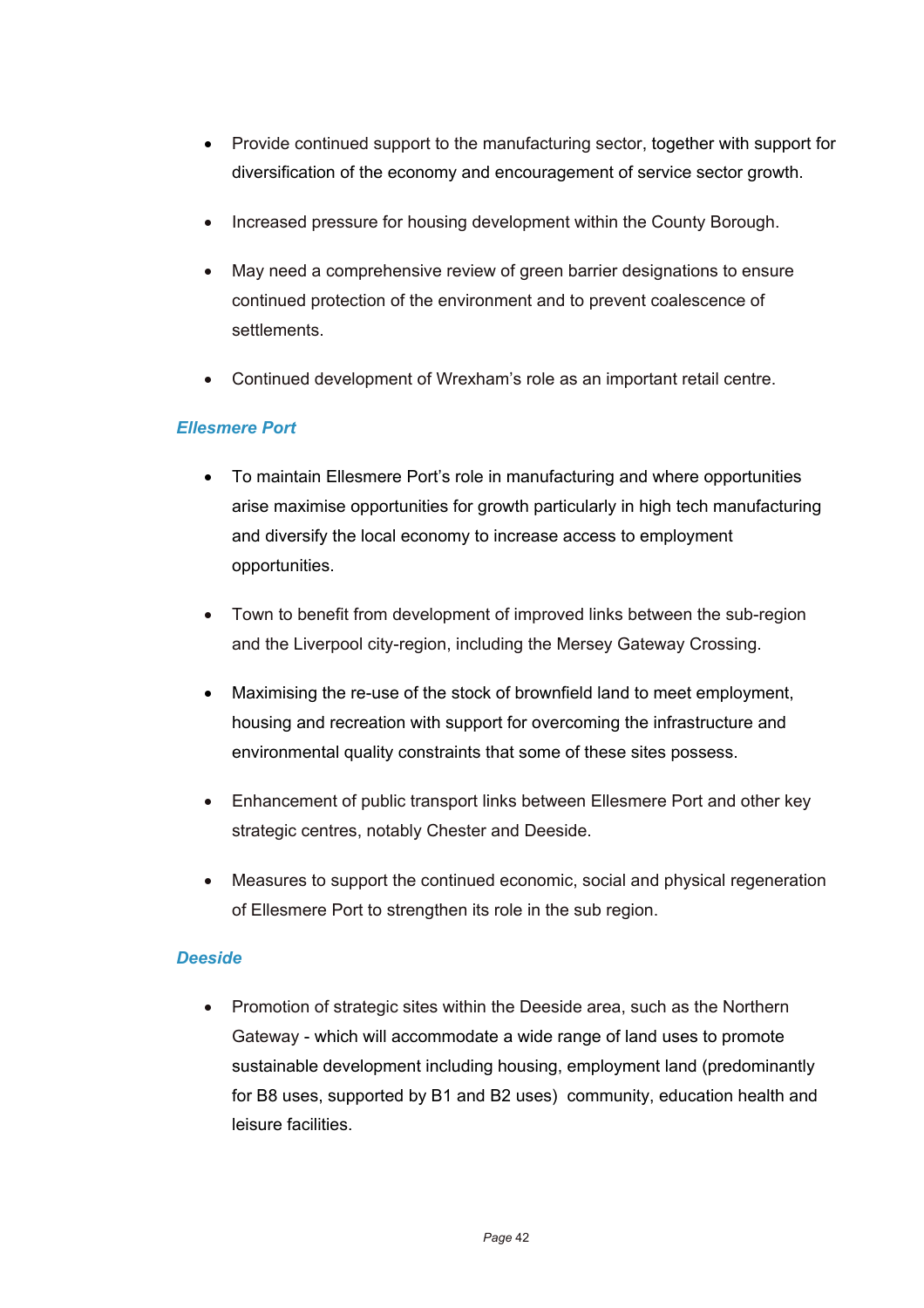- Provide continued support to the manufacturing sector, together with support for diversification of the economy and encouragement of service sector growth.
- Increased pressure for housing development within the County Borough.
- May need a comprehensive review of green barrier designations to ensure continued protection of the environment and to prevent coalescence of settlements.
- Continued development of Wrexham's role as an important retail centre.

### *Ellesmere Port*

- To maintain Ellesmere Port's role in manufacturing and where opportunities arise maximise opportunities for growth particularly in high tech manufacturing and diversify the local economy to increase access to employment opportunities.
- Town to benefit from development of improved links between the sub-region and the Liverpool city-region, including the Mersey Gateway Crossing.
- Maximising the re-use of the stock of brownfield land to meet employment, housing and recreation with support for overcoming the infrastructure and environmental quality constraints that some of these sites possess.
- Enhancement of public transport links between Ellesmere Port and other key strategic centres, notably Chester and Deeside.
- Measures to support the continued economic, social and physical regeneration of Ellesmere Port to strengthen its role in the sub region.

### *Deeside*

- Promotion of strategic sites within the Deeside area, such as the Northern Gateway - which will accommodate a wide range of land uses to promote sustainable development including housing, employment land (predominantly for B8 uses, supported by B1 and B2 uses) community, education health and leisure facilities.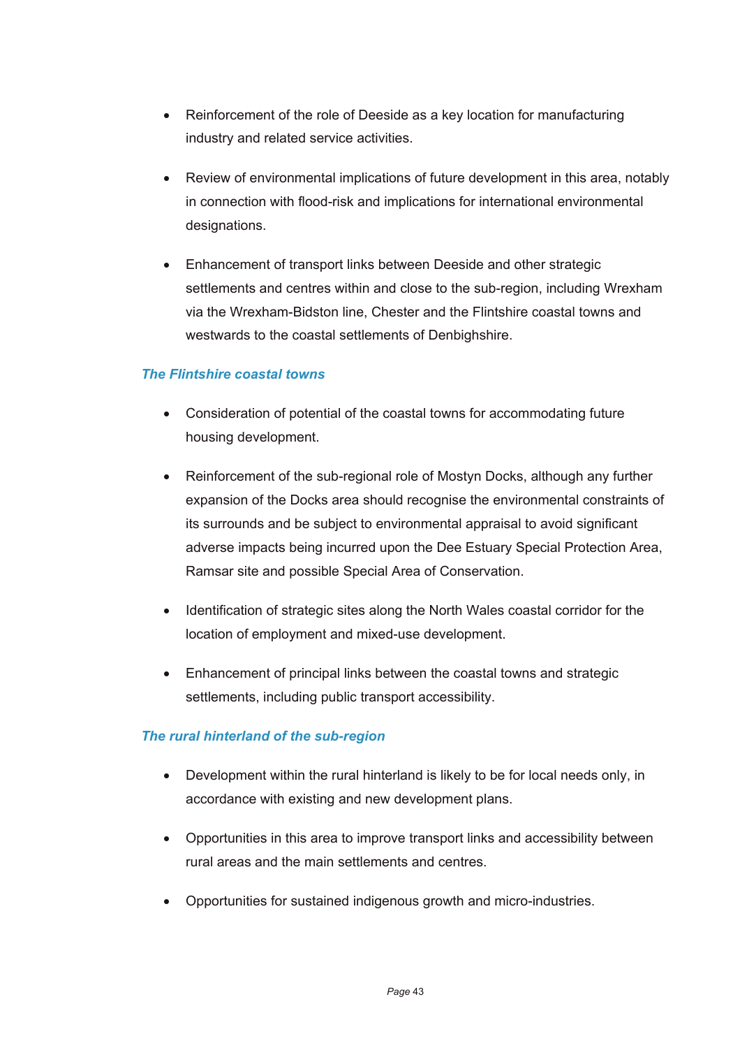- Reinforcement of the role of Deeside as a key location for manufacturing industry and related service activities.

- Review of environmental implications of future development in this area, notably in connection with flood-risk and implications for international environmental designations.

- Enhancement of transport links between Deeside and other strategic settlements and centres within and close to the sub-region, including Wrexham via the Wrexham-Bidston line, Chester and the Flintshire coastal towns and westwards to the coastal settlements of Denbighshire.

### *The Flintshire coastal towns*

- Consideration of potential of the coastal towns for accommodating future housing development.

- Reinforcement of the sub-regional role of Mostyn Docks, although any further expansion of the Docks area should recognise the environmental constraints of its surrounds and be subject to environmental appraisal to avoid significant adverse impacts being incurred upon the Dee Estuary Special Protection Area, Ramsar site and possible Special Area of Conservation.

- Identification of strategic sites along the North Wales coastal corridor for the location of employment and mixed-use development.

- Enhancement of principal links between the coastal towns and strategic settlements, including public transport accessibility.

### *The rural hinterland of the sub-region*

- Development within the rural hinterland is likely to be for local needs only, in accordance with existing and new development plans.

- Opportunities in this area to improve transport links and accessibility between rural areas and the main settlements and centres.

- Opportunities for sustained indigenous growth and micro-industries.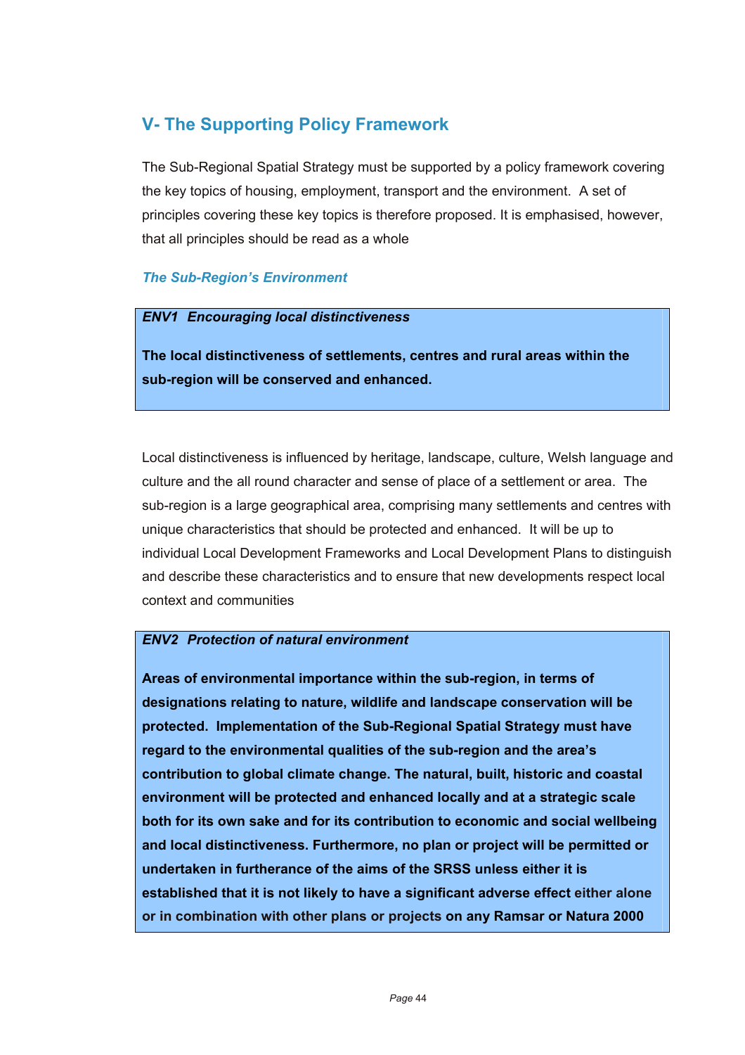## V- The Supporting Policy Framework

The Sub-Regional Spatial Strategy must be supported by a policy framework covering the key topics of housing, employment, transport and the environment. A set of principles covering these key topics is therefore proposed. It is emphasised, however, that all principles should be read as a whole

### *The Sub-Region's Environment*

***ENV1 Encouraging local distinctiveness***

**The local distinctiveness of settlements, centres and rural areas within the sub-region will be conserved and enhanced.**

Local distinctiveness is influenced by heritage, landscape, culture, Welsh language and culture and the all round character and sense of place of a settlement or area. The sub-region is a large geographical area, comprising many settlements and centres with unique characteristics that should be protected and enhanced. It will be up to individual Local Development Frameworks and Local Development Plans to distinguish and describe these characteristics and to ensure that new developments respect local context and communities

***ENV2 Protection of natural environment***

**Areas of environmental importance within the sub-region, in terms of designations relating to nature, wildlife and landscape conservation will be protected. Implementation of the Sub-Regional Spatial Strategy must have regard to the environmental qualities of the sub-region and the area's contribution to global climate change. The natural, built, historic and coastal environment will be protected and enhanced locally and at a strategic scale both for its own sake and for its contribution to economic and social wellbeing and local distinctiveness. Furthermore, no plan or project will be permitted or undertaken in furtherance of the aims of the SRSS unless either it is established that it is not likely to have a significant adverse effect either alone or in combination with other plans or projects on any Ramsar or Natura 2000**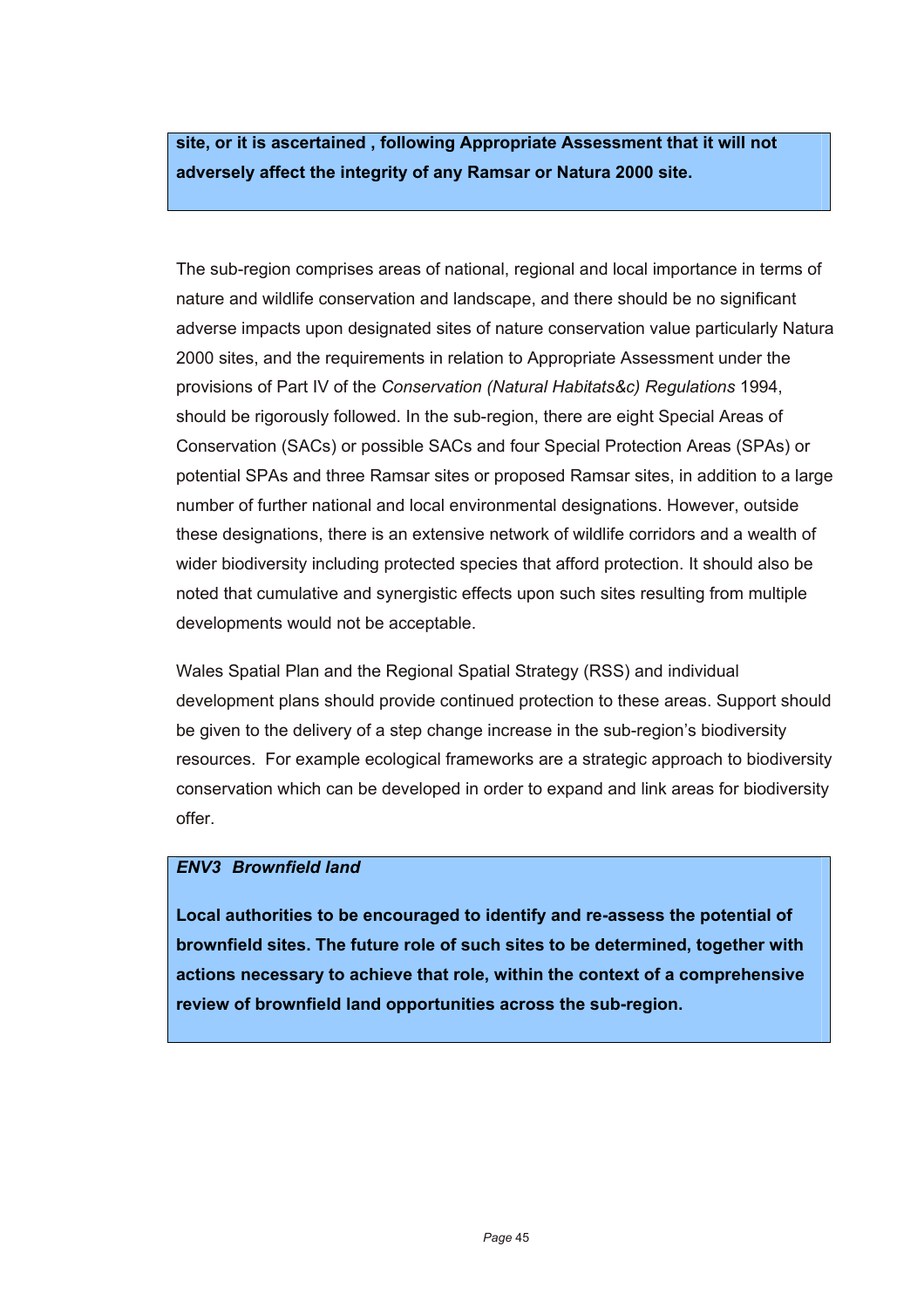**site, or it is ascertained , following Appropriate Assessment that it will not adversely affect the integrity of any Ramsar or Natura 2000 site.**

The sub-region comprises areas of national, regional and local importance in terms of nature and wildlife conservation and landscape, and there should be no significant adverse impacts upon designated sites of nature conservation value particularly Natura 2000 sites, and the requirements in relation to Appropriate Assessment under the provisions of Part IV of the *Conservation (Natural Habitats&c) Regulations* 1994, should be rigorously followed. In the sub-region, there are eight Special Areas of Conservation (SACs) or possible SACs and four Special Protection Areas (SPAs) or potential SPAs and three Ramsar sites or proposed Ramsar sites, in addition to a large number of further national and local environmental designations. However, outside these designations, there is an extensive network of wildlife corridors and a wealth of wider biodiversity including protected species that afford protection. It should also be noted that cumulative and synergistic effects upon such sites resulting from multiple developments would not be acceptable.

Wales Spatial Plan and the Regional Spatial Strategy (RSS) and individual development plans should provide continued protection to these areas. Support should be given to the delivery of a step change increase in the sub-region's biodiversity resources. For example ecological frameworks are a strategic approach to biodiversity conservation which can be developed in order to expand and link areas for biodiversity offer.

***ENV3 Brownfield land***

**Local authorities to be encouraged to identify and re-assess the potential of brownfield sites. The future role of such sites to be determined, together with actions necessary to achieve that role, within the context of a comprehensive review of brownfield land opportunities across the sub-region.**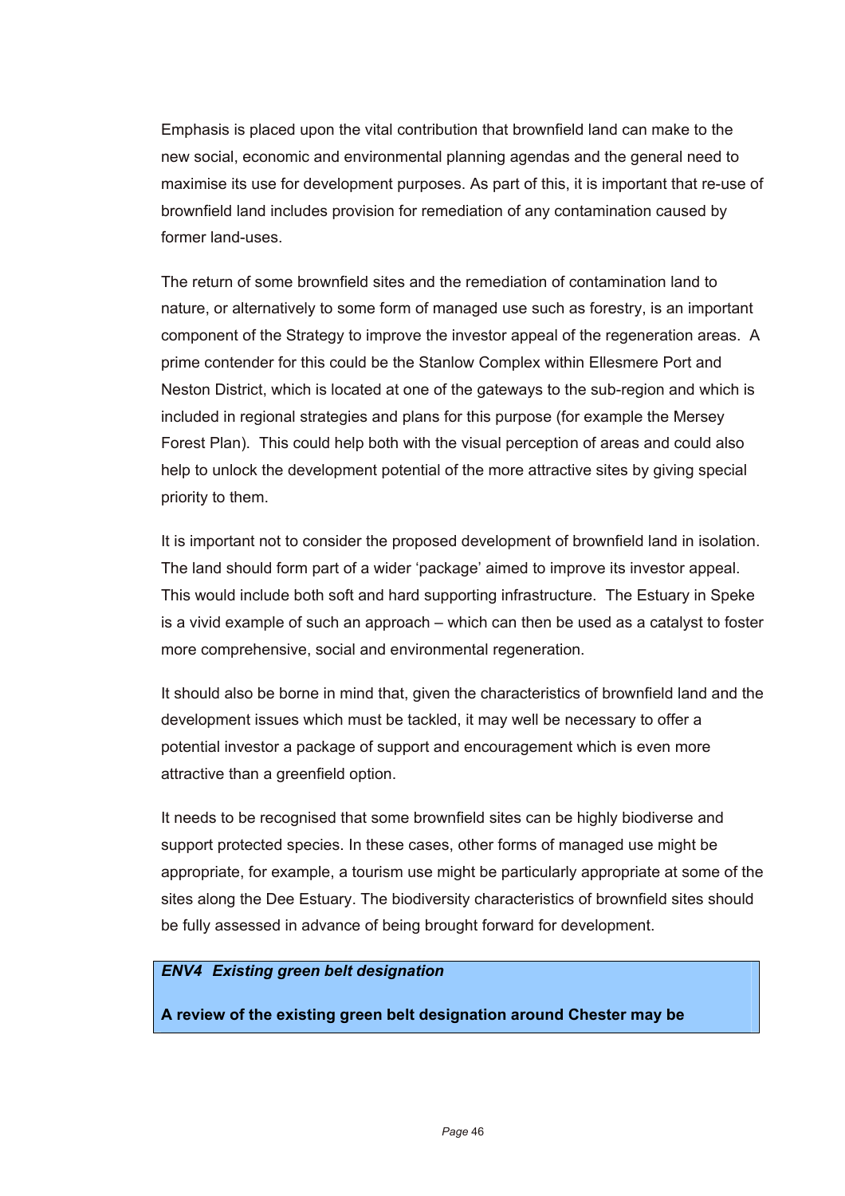Emphasis is placed upon the vital contribution that brownfield land can make to the new social, economic and environmental planning agendas and the general need to maximise its use for development purposes. As part of this, it is important that re-use of brownfield land includes provision for remediation of any contamination caused by former land-uses.

The return of some brownfield sites and the remediation of contamination land to nature, or alternatively to some form of managed use such as forestry, is an important component of the Strategy to improve the investor appeal of the regeneration areas. A prime contender for this could be the Stanlow Complex within Ellesmere Port and Neston District, which is located at one of the gateways to the sub-region and which is included in regional strategies and plans for this purpose (for example the Mersey Forest Plan). This could help both with the visual perception of areas and could also help to unlock the development potential of the more attractive sites by giving special priority to them.

It is important not to consider the proposed development of brownfield land in isolation. The land should form part of a wider 'package' aimed to improve its investor appeal. This would include both soft and hard supporting infrastructure. The Estuary in Speke is a vivid example of such an approach – which can then be used as a catalyst to foster more comprehensive, social and environmental regeneration.

It should also be borne in mind that, given the characteristics of brownfield land and the development issues which must be tackled, it may well be necessary to offer a potential investor a package of support and encouragement which is even more attractive than a greenfield option.

It needs to be recognised that some brownfield sites can be highly biodiverse and support protected species. In these cases, other forms of managed use might be appropriate, for example, a tourism use might be particularly appropriate at some of the sites along the Dee Estuary. The biodiversity characteristics of brownfield sites should be fully assessed in advance of being brought forward for development.

***ENV4 Existing green belt designation***

**A review of the existing green belt designation around Chester may be**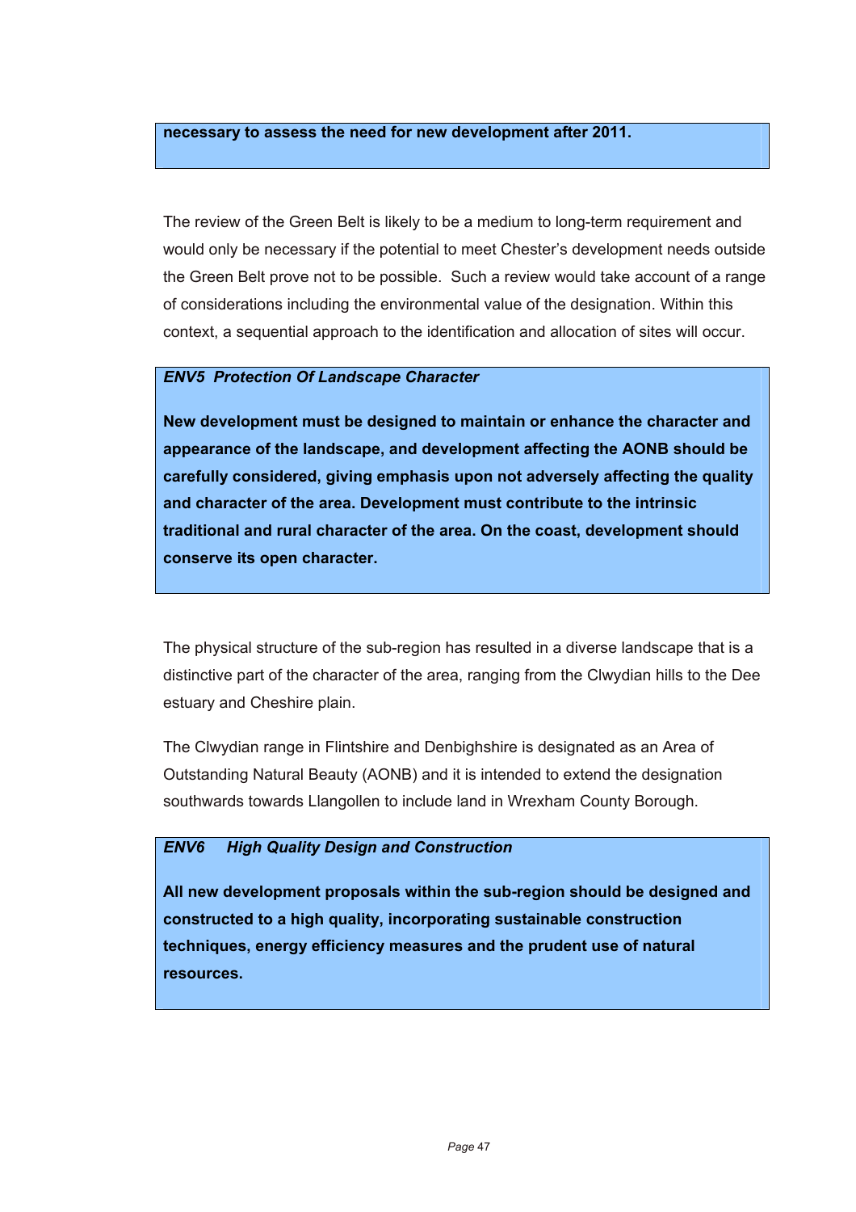**necessary to assess the need for new development after 2011.**

The review of the Green Belt is likely to be a medium to long-term requirement and would only be necessary if the potential to meet Chester's development needs outside the Green Belt prove not to be possible. Such a review would take account of a range of considerations including the environmental value of the designation. Within this context, a sequential approach to the identification and allocation of sites will occur.

***ENV5 Protection Of Landscape Character***

**New development must be designed to maintain or enhance the character and appearance of the landscape, and development affecting the AONB should be carefully considered, giving emphasis upon not adversely affecting the quality and character of the area. Development must contribute to the intrinsic traditional and rural character of the area. On the coast, development should conserve its open character.**

The physical structure of the sub-region has resulted in a diverse landscape that is a distinctive part of the character of the area, ranging from the Clwydian hills to the Dee estuary and Cheshire plain.

The Clwydian range in Flintshire and Denbighshire is designated as an Area of Outstanding Natural Beauty (AONB) and it is intended to extend the designation southwards towards Llangollen to include land in Wrexham County Borough.

***ENV6 High Quality Design and Construction***

**All new development proposals within the sub-region should be designed and constructed to a high quality, incorporating sustainable construction techniques, energy efficiency measures and the prudent use of natural resources.**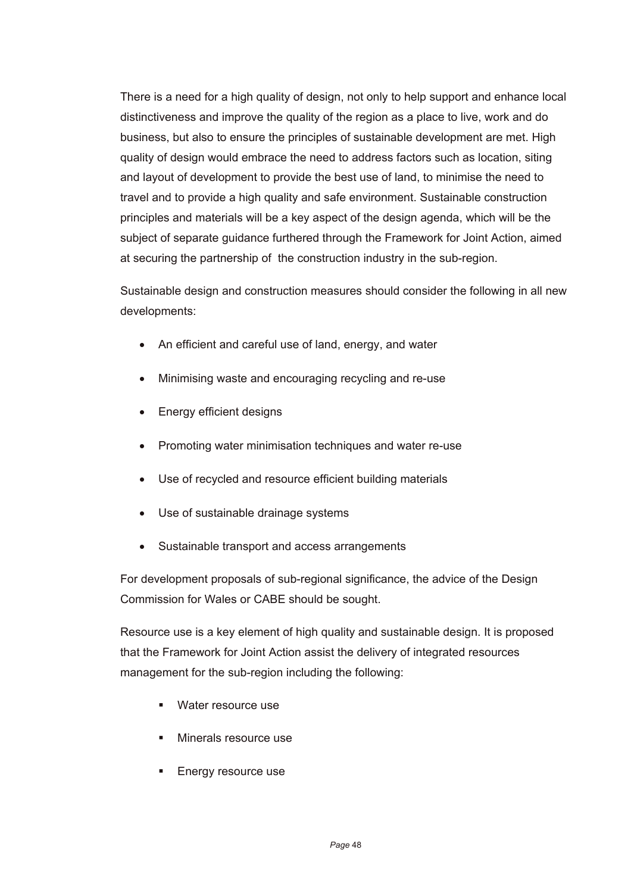There is a need for a high quality of design, not only to help support and enhance local distinctiveness and improve the quality of the region as a place to live, work and do business, but also to ensure the principles of sustainable development are met. High quality of design would embrace the need to address factors such as location, siting and layout of development to provide the best use of land, to minimise the need to travel and to provide a high quality and safe environment. Sustainable construction principles and materials will be a key aspect of the design agenda, which will be the subject of separate guidance furthered through the Framework for Joint Action, aimed at securing the partnership of the construction industry in the sub-region.

Sustainable design and construction measures should consider the following in all new developments:

- An efficient and careful use of land, energy, and water
- Minimising waste and encouraging recycling and re-use
- Energy efficient designs
- Promoting water minimisation techniques and water re-use
- Use of recycled and resource efficient building materials
- Use of sustainable drainage systems
- Sustainable transport and access arrangements

For development proposals of sub-regional significance, the advice of the Design Commission for Wales or CABE should be sought.

Resource use is a key element of high quality and sustainable design. It is proposed that the Framework for Joint Action assist the delivery of integrated resources management for the sub-region including the following:

- Water resource use
- Minerals resource use
- Energy resource use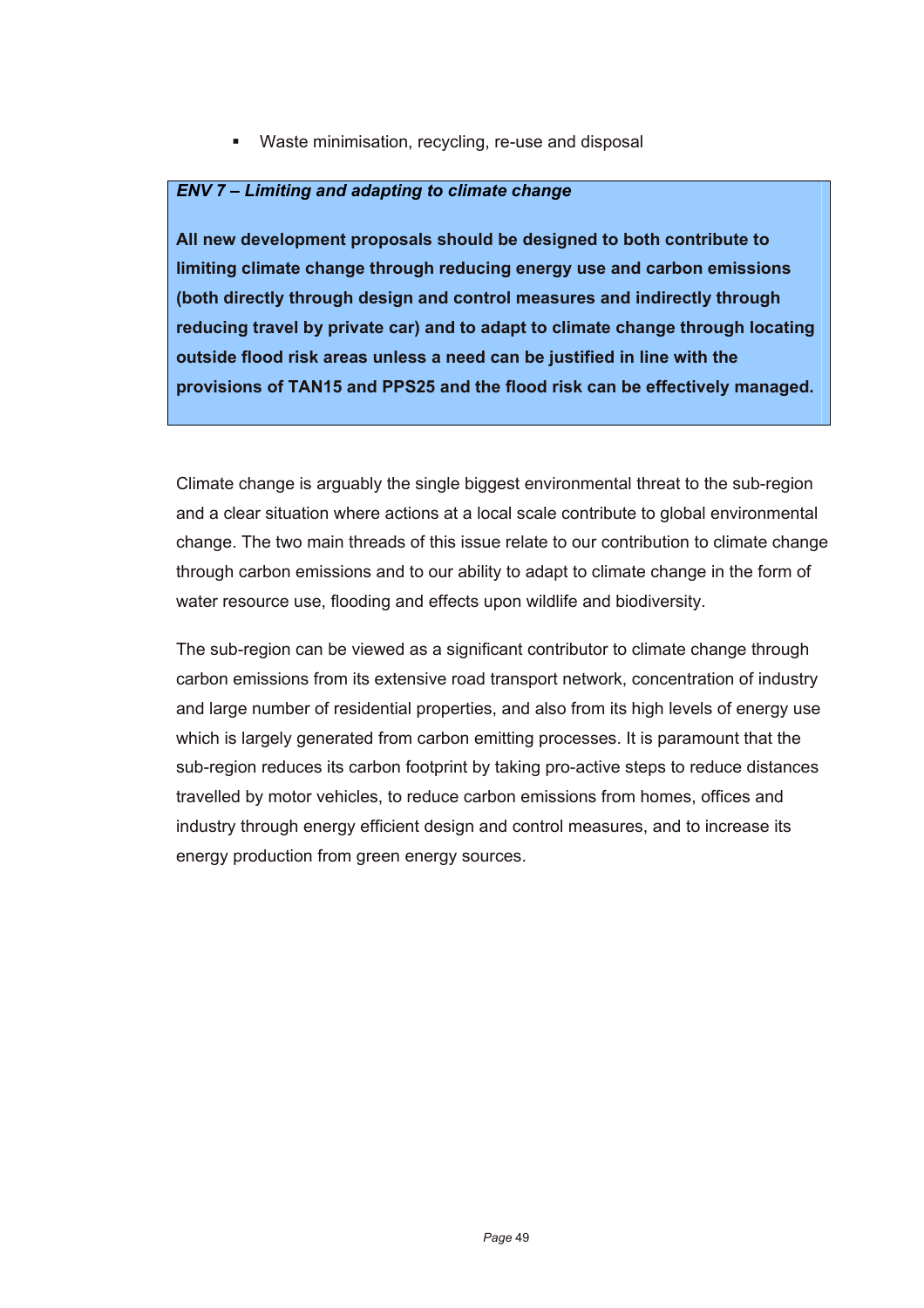- Waste minimisation, recycling, re-use and disposal

***ENV 7 – Limiting and adapting to climate change***

**All new development proposals should be designed to both contribute to limiting climate change through reducing energy use and carbon emissions (both directly through design and control measures and indirectly through reducing travel by private car) and to adapt to climate change through locating outside flood risk areas unless a need can be justified in line with the provisions of TAN15 and PPS25 and the flood risk can be effectively managed.**

Climate change is arguably the single biggest environmental threat to the sub-region and a clear situation where actions at a local scale contribute to global environmental change. The two main threads of this issue relate to our contribution to climate change through carbon emissions and to our ability to adapt to climate change in the form of water resource use, flooding and effects upon wildlife and biodiversity.

The sub-region can be viewed as a significant contributor to climate change through carbon emissions from its extensive road transport network, concentration of industry and large number of residential properties, and also from its high levels of energy use which is largely generated from carbon emitting processes. It is paramount that the sub-region reduces its carbon footprint by taking pro-active steps to reduce distances travelled by motor vehicles, to reduce carbon emissions from homes, offices and industry through energy efficient design and control measures, and to increase its energy production from green energy sources.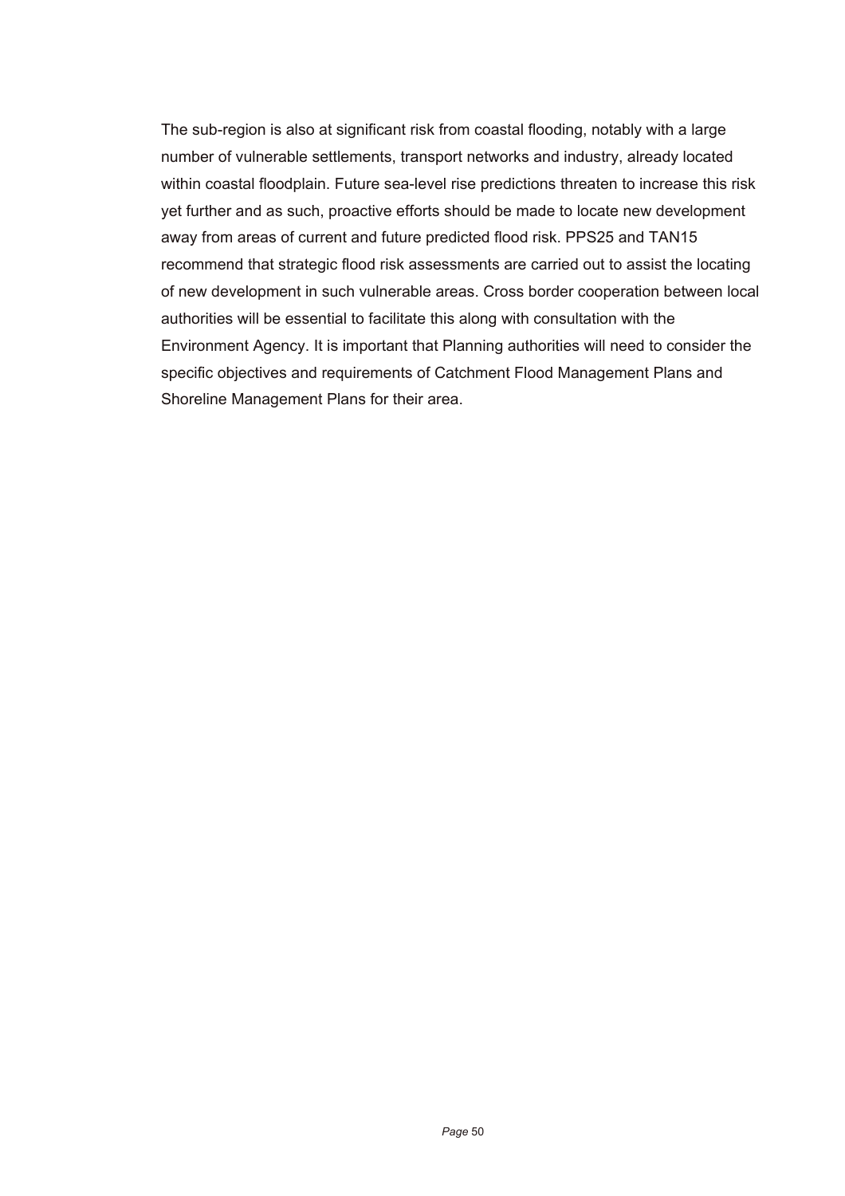The sub-region is also at significant risk from coastal flooding, notably with a large number of vulnerable settlements, transport networks and industry, already located within coastal floodplain. Future sea-level rise predictions threaten to increase this risk yet further and as such, proactive efforts should be made to locate new development away from areas of current and future predicted flood risk. PPS25 and TAN15 recommend that strategic flood risk assessments are carried out to assist the locating of new development in such vulnerable areas. Cross border cooperation between local authorities will be essential to facilitate this along with consultation with the Environment Agency. It is important that Planning authorities will need to consider the specific objectives and requirements of Catchment Flood Management Plans and Shoreline Management Plans for their area.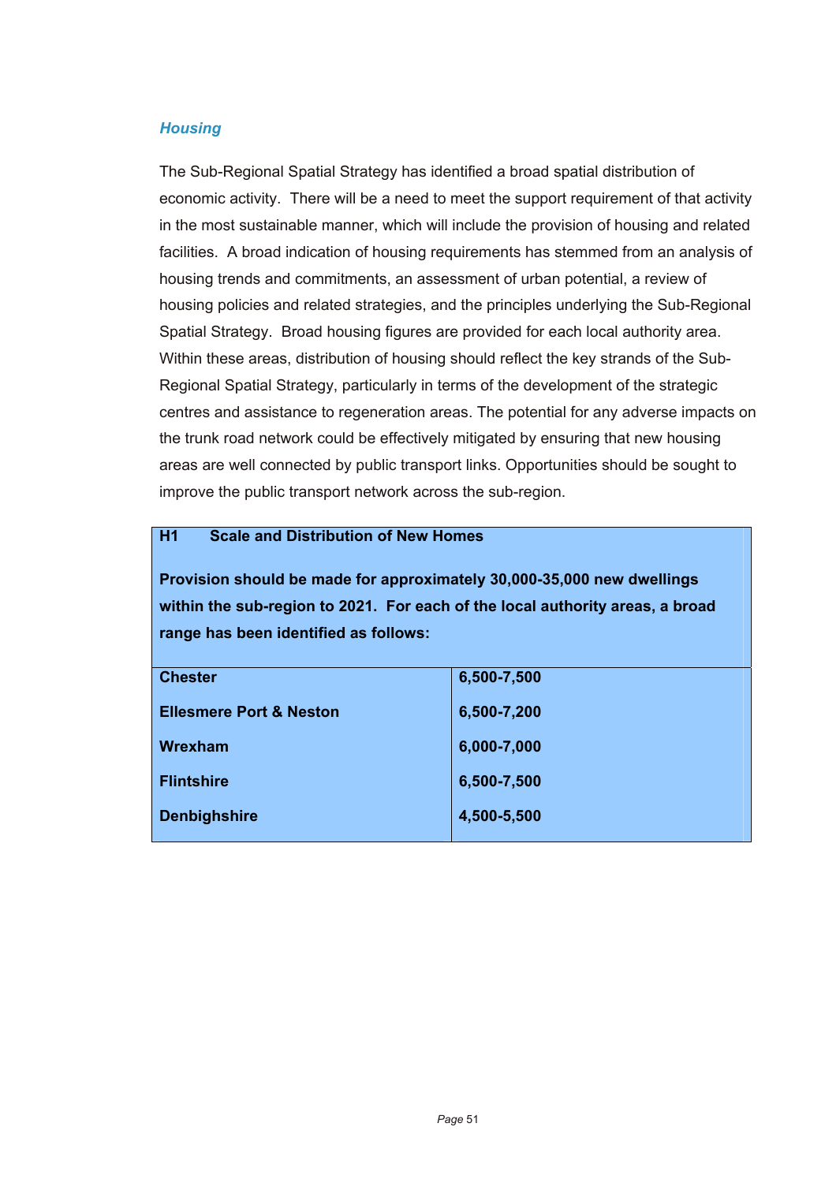### *Housing*

The Sub-Regional Spatial Strategy has identified a broad spatial distribution of economic activity. There will be a need to meet the support requirement of that activity in the most sustainable manner, which will include the provision of housing and related facilities. A broad indication of housing requirements has stemmed from an analysis of housing trends and commitments, an assessment of urban potential, a review of housing policies and related strategies, and the principles underlying the Sub-Regional Spatial Strategy. Broad housing figures are provided for each local authority area. Within these areas, distribution of housing should reflect the key strands of the Sub-Regional Spatial Strategy, particularly in terms of the development of the strategic centres and assistance to regeneration areas. The potential for any adverse impacts on the trunk road network could be effectively mitigated by ensuring that new housing areas are well connected by public transport links. Opportunities should be sought to improve the public transport network across the sub-region.

**H1 Scale and Distribution of New Homes**

**Provision should be made for approximately 30,000-35,000 new dwellings within the sub-region to 2021. For each of the local authority areas, a broad range has been identified as follows:**

| Local authority area | Range |
|---|---|
| **Chester** | **6,500-7,500** |
| **Ellesmere Port & Neston** | **6,500-7,200** |
| **Wrexham** | **6,000-7,000** |
| **Flintshire** | **6,500-7,500** |
| **Denbighshire** | **4,500-5,500** |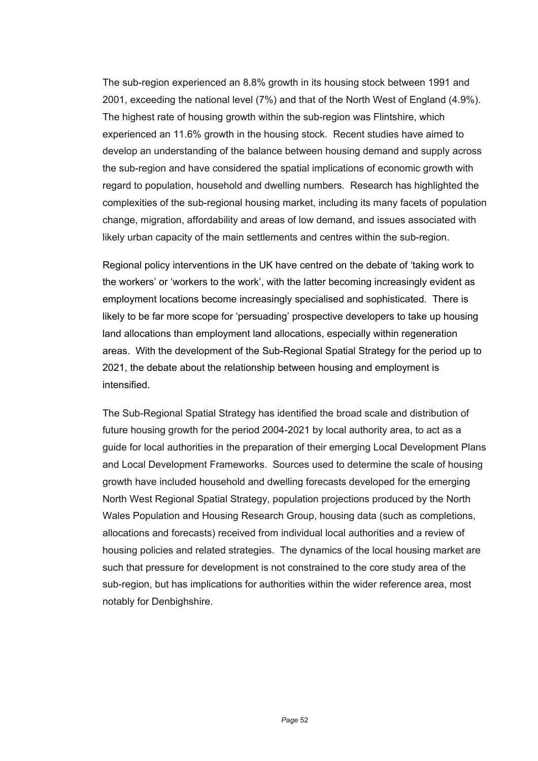The sub-region experienced an 8.8% growth in its housing stock between 1991 and 2001, exceeding the national level (7%) and that of the North West of England (4.9%). The highest rate of housing growth within the sub-region was Flintshire, which experienced an 11.6% growth in the housing stock. Recent studies have aimed to develop an understanding of the balance between housing demand and supply across the sub-region and have considered the spatial implications of economic growth with regard to population, household and dwelling numbers. Research has highlighted the complexities of the sub-regional housing market, including its many facets of population change, migration, affordability and areas of low demand, and issues associated with likely urban capacity of the main settlements and centres within the sub-region.

Regional policy interventions in the UK have centred on the debate of 'taking work to the workers' or 'workers to the work', with the latter becoming increasingly evident as employment locations become increasingly specialised and sophisticated. There is likely to be far more scope for 'persuading' prospective developers to take up housing land allocations than employment land allocations, especially within regeneration areas. With the development of the Sub-Regional Spatial Strategy for the period up to 2021, the debate about the relationship between housing and employment is intensified.

The Sub-Regional Spatial Strategy has identified the broad scale and distribution of future housing growth for the period 2004-2021 by local authority area, to act as a guide for local authorities in the preparation of their emerging Local Development Plans and Local Development Frameworks. Sources used to determine the scale of housing growth have included household and dwelling forecasts developed for the emerging North West Regional Spatial Strategy, population projections produced by the North Wales Population and Housing Research Group, housing data (such as completions, allocations and forecasts) received from individual local authorities and a review of housing policies and related strategies. The dynamics of the local housing market are such that pressure for development is not constrained to the core study area of the sub-region, but has implications for authorities within the wider reference area, most notably for Denbighshire.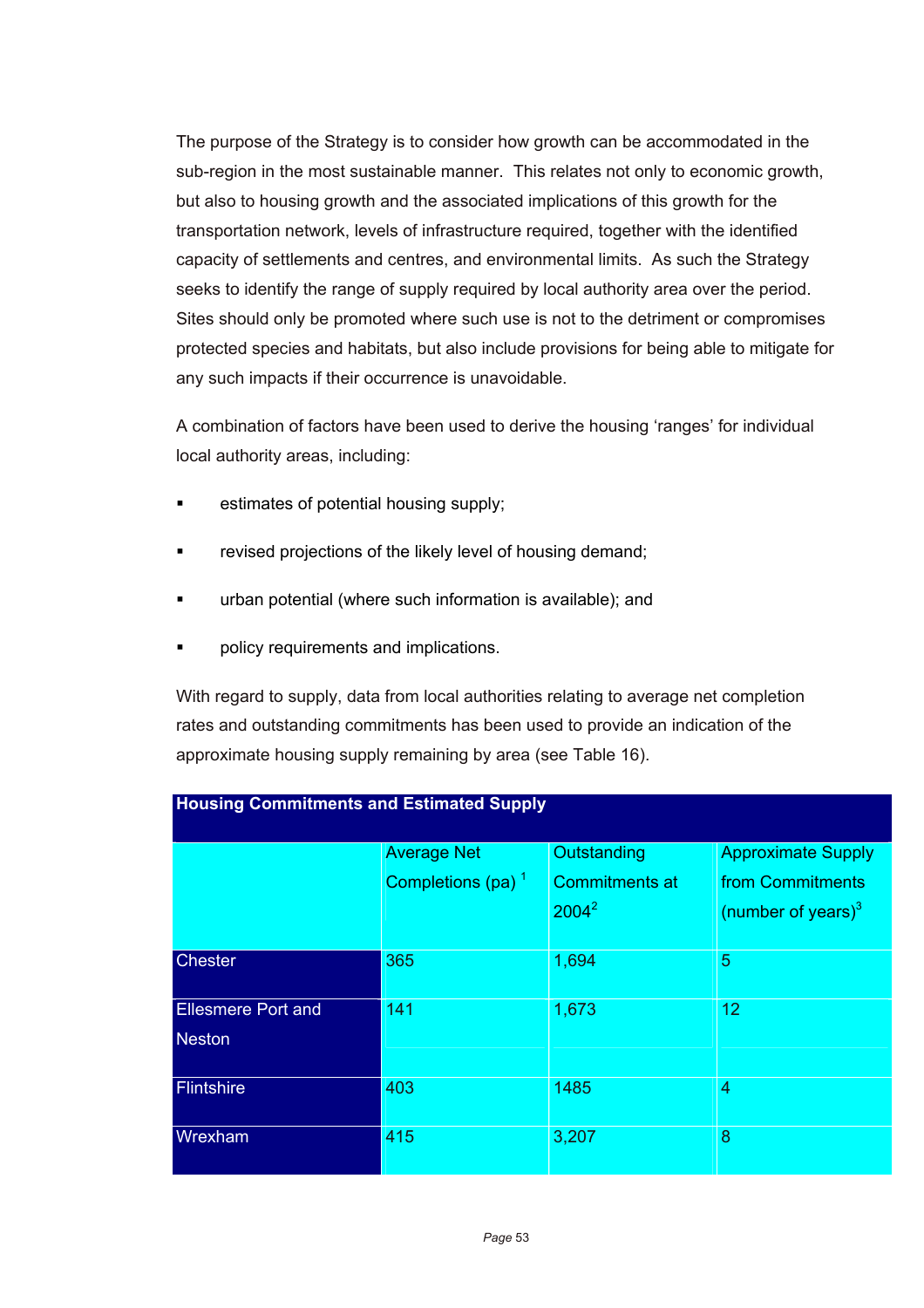The purpose of the Strategy is to consider how growth can be accommodated in the sub-region in the most sustainable manner. This relates not only to economic growth, but also to housing growth and the associated implications of this growth for the transportation network, levels of infrastructure required, together with the identified capacity of settlements and centres, and environmental limits. As such the Strategy seeks to identify the range of supply required by local authority area over the period. Sites should only be promoted where such use is not to the detriment or compromises protected species and habitats, but also include provisions for being able to mitigate for any such impacts if their occurrence is unavoidable.

A combination of factors have been used to derive the housing 'ranges' for individual local authority areas, including:

- estimates of potential housing supply;
- revised projections of the likely level of housing demand;
- urban potential (where such information is available); and
- policy requirements and implications.

With regard to supply, data from local authorities relating to average net completion rates and outstanding commitments has been used to provide an indication of the approximate housing supply remaining by area (see Table 16).

**Housing Commitments and Estimated Supply**

| | Average Net Completions (pa) [1] | Outstanding Commitments at 2004[2] | Approximate Supply from Commitments (number of years)[3] |
|---|---|---|---|
| Chester | 365 | 1,694 | 5 |
| Ellesmere Port and Neston | 141 | 1,673 | 12 |
| Flintshire | 403 | 1485 | 4 |
| Wrexham | 415 | 3,207 | 8 |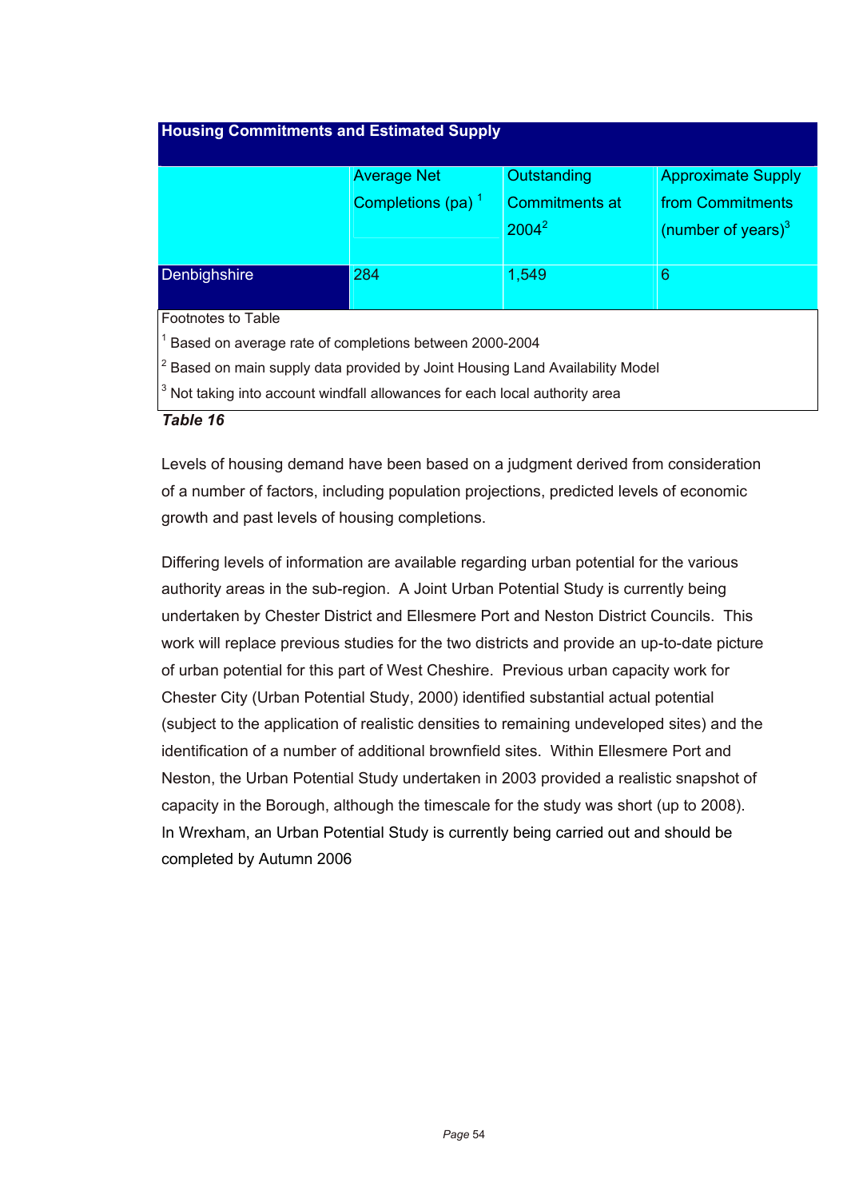| Housing Commitments and Estimated Supply | | | |
|---|---|---|---|
| | Average Net Completions (pa) [1] | Outstanding Commitments at 2004[2] | Approximate Supply from Commitments (number of years)[3] |
| Denbighshire | 284 | 1,549 | 6 |

Footnotes to Table

[1] Based on average rate of completions between 2000-2004

[2] Based on main supply data provided by Joint Housing Land Availability Model

[3] Not taking into account windfall allowances for each local authority area

***Table 16***

Levels of housing demand have been based on a judgment derived from consideration of a number of factors, including population projections, predicted levels of economic growth and past levels of housing completions.

Differing levels of information are available regarding urban potential for the various authority areas in the sub-region. A Joint Urban Potential Study is currently being undertaken by Chester District and Ellesmere Port and Neston District Councils. This work will replace previous studies for the two districts and provide an up-to-date picture of urban potential for this part of West Cheshire. Previous urban capacity work for Chester City (Urban Potential Study, 2000) identified substantial actual potential (subject to the application of realistic densities to remaining undeveloped sites) and the identification of a number of additional brownfield sites. Within Ellesmere Port and Neston, the Urban Potential Study undertaken in 2003 provided a realistic snapshot of capacity in the Borough, although the timescale for the study was short (up to 2008). In Wrexham, an Urban Potential Study is currently being carried out and should be completed by Autumn 2006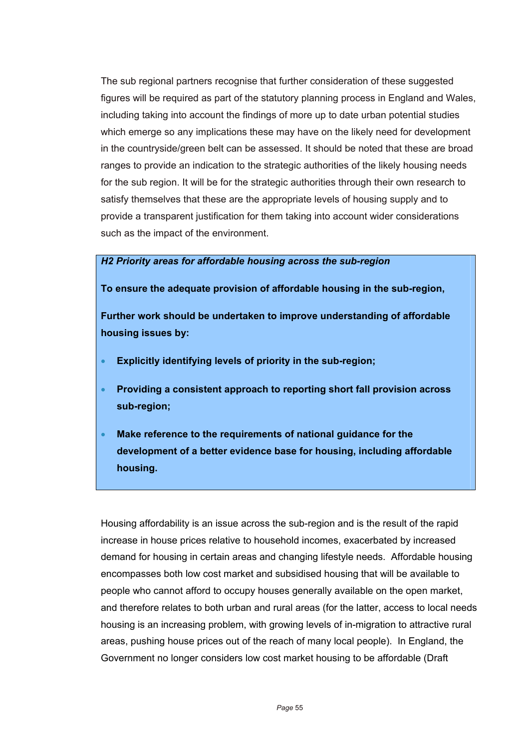The sub regional partners recognise that further consideration of these suggested figures will be required as part of the statutory planning process in England and Wales, including taking into account the findings of more up to date urban potential studies which emerge so any implications these may have on the likely need for development in the countryside/green belt can be assessed. It should be noted that these are broad ranges to provide an indication to the strategic authorities of the likely housing needs for the sub region. It will be for the strategic authorities through their own research to satisfy themselves that these are the appropriate levels of housing supply and to provide a transparent justification for them taking into account wider considerations such as the impact of the environment.

***H2 Priority areas for affordable housing across the sub-region***

**To ensure the adequate provision of affordable housing in the sub-region,**

**Further work should be undertaken to improve understanding of affordable housing issues by:**

- **Explicitly identifying levels of priority in the sub-region;**
- **Providing a consistent approach to reporting short fall provision across sub-region;**
- **Make reference to the requirements of national guidance for the development of a better evidence base for housing, including affordable housing.**

Housing affordability is an issue across the sub-region and is the result of the rapid increase in house prices relative to household incomes, exacerbated by increased demand for housing in certain areas and changing lifestyle needs. Affordable housing encompasses both low cost market and subsidised housing that will be available to people who cannot afford to occupy houses generally available on the open market, and therefore relates to both urban and rural areas (for the latter, access to local needs housing is an increasing problem, with growing levels of in-migration to attractive rural areas, pushing house prices out of the reach of many local people). In England, the Government no longer considers low cost market housing to be affordable (Draft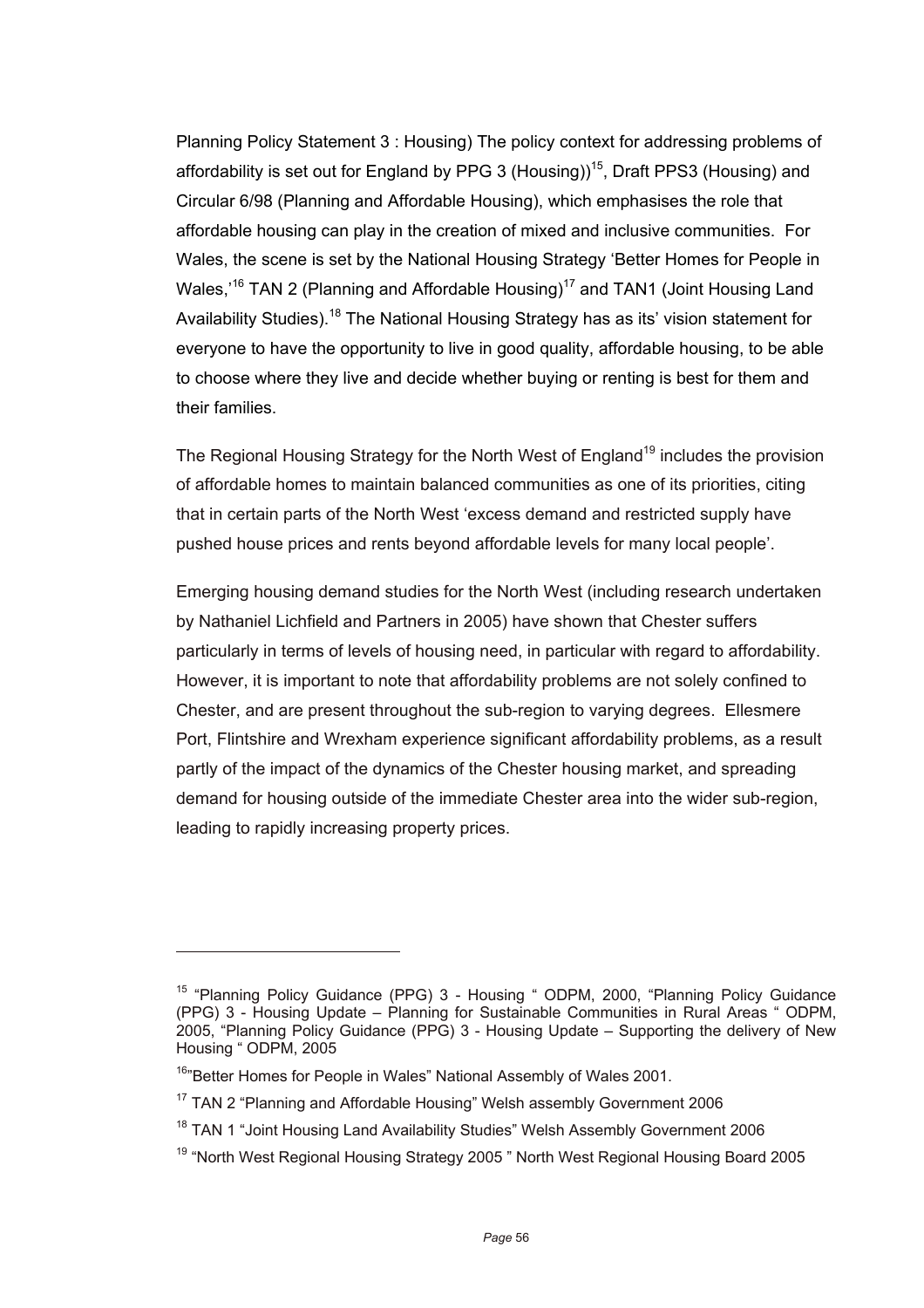Planning Policy Statement 3 : Housing) The policy context for addressing problems of affordability is set out for England by PPG 3 (Housing))[15], Draft PPS3 (Housing) and Circular 6/98 (Planning and Affordable Housing), which emphasises the role that affordable housing can play in the creation of mixed and inclusive communities. For Wales, the scene is set by the National Housing Strategy 'Better Homes for People in Wales,'[16] TAN 2 (Planning and Affordable Housing)[17] and TAN1 (Joint Housing Land Availability Studies).[18] The National Housing Strategy has as its' vision statement for everyone to have the opportunity to live in good quality, affordable housing, to be able to choose where they live and decide whether buying or renting is best for them and their families.

The Regional Housing Strategy for the North West of England[19] includes the provision of affordable homes to maintain balanced communities as one of its priorities, citing that in certain parts of the North West 'excess demand and restricted supply have pushed house prices and rents beyond affordable levels for many local people'.

Emerging housing demand studies for the North West (including research undertaken by Nathaniel Lichfield and Partners in 2005) have shown that Chester suffers particularly in terms of levels of housing need, in particular with regard to affordability. However, it is important to note that affordability problems are not solely confined to Chester, and are present throughout the sub-region to varying degrees. Ellesmere Port, Flintshire and Wrexham experience significant affordability problems, as a result partly of the impact of the dynamics of the Chester housing market, and spreading demand for housing outside of the immediate Chester area into the wider sub-region, leading to rapidly increasing property prices.

---

[15] "Planning Policy Guidance (PPG) 3 - Housing " ODPM, 2000, "Planning Policy Guidance (PPG) 3 - Housing Update – Planning for Sustainable Communities in Rural Areas " ODPM, 2005, "Planning Policy Guidance (PPG) 3 - Housing Update – Supporting the delivery of New Housing " ODPM, 2005

[16] "Better Homes for People in Wales" National Assembly of Wales 2001.

[17] TAN 2 "Planning and Affordable Housing" Welsh assembly Government 2006

[18] TAN 1 "Joint Housing Land Availability Studies" Welsh Assembly Government 2006

[19] "North West Regional Housing Strategy 2005 " North West Regional Housing Board 2005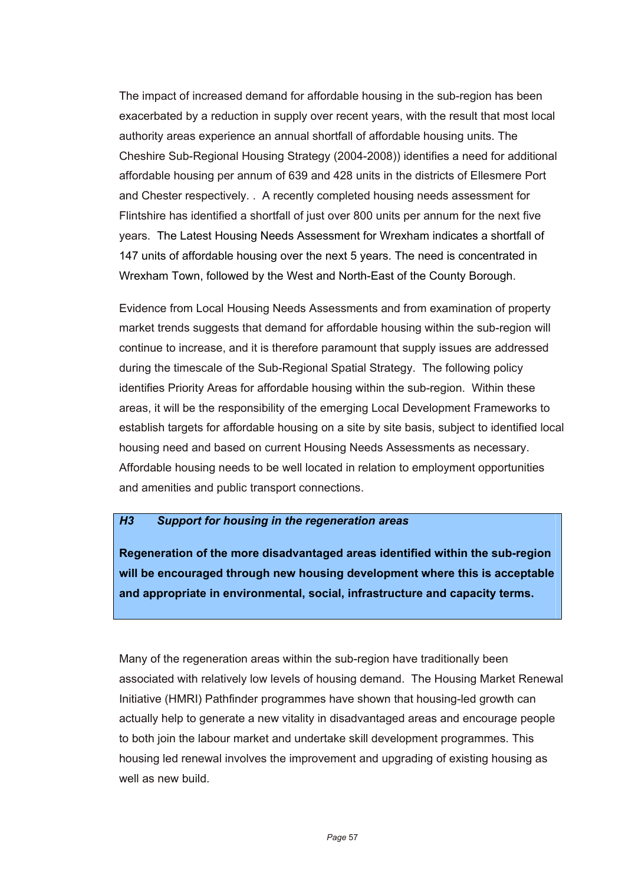The impact of increased demand for affordable housing in the sub-region has been exacerbated by a reduction in supply over recent years, with the result that most local authority areas experience an annual shortfall of affordable housing units. The Cheshire Sub-Regional Housing Strategy (2004-2008)) identifies a need for additional affordable housing per annum of 639 and 428 units in the districts of Ellesmere Port and Chester respectively. . A recently completed housing needs assessment for Flintshire has identified a shortfall of just over 800 units per annum for the next five years. The Latest Housing Needs Assessment for Wrexham indicates a shortfall of 147 units of affordable housing over the next 5 years. The need is concentrated in Wrexham Town, followed by the West and North-East of the County Borough.

Evidence from Local Housing Needs Assessments and from examination of property market trends suggests that demand for affordable housing within the sub-region will continue to increase, and it is therefore paramount that supply issues are addressed during the timescale of the Sub-Regional Spatial Strategy. The following policy identifies Priority Areas for affordable housing within the sub-region. Within these areas, it will be the responsibility of the emerging Local Development Frameworks to establish targets for affordable housing on a site by site basis, subject to identified local housing need and based on current Housing Needs Assessments as necessary. Affordable housing needs to be well located in relation to employment opportunities and amenities and public transport connections.

***H3 Support for housing in the regeneration areas***

**Regeneration of the more disadvantaged areas identified within the sub-region will be encouraged through new housing development where this is acceptable and appropriate in environmental, social, infrastructure and capacity terms.**

Many of the regeneration areas within the sub-region have traditionally been associated with relatively low levels of housing demand. The Housing Market Renewal Initiative (HMRI) Pathfinder programmes have shown that housing-led growth can actually help to generate a new vitality in disadvantaged areas and encourage people to both join the labour market and undertake skill development programmes. This housing led renewal involves the improvement and upgrading of existing housing as well as new build.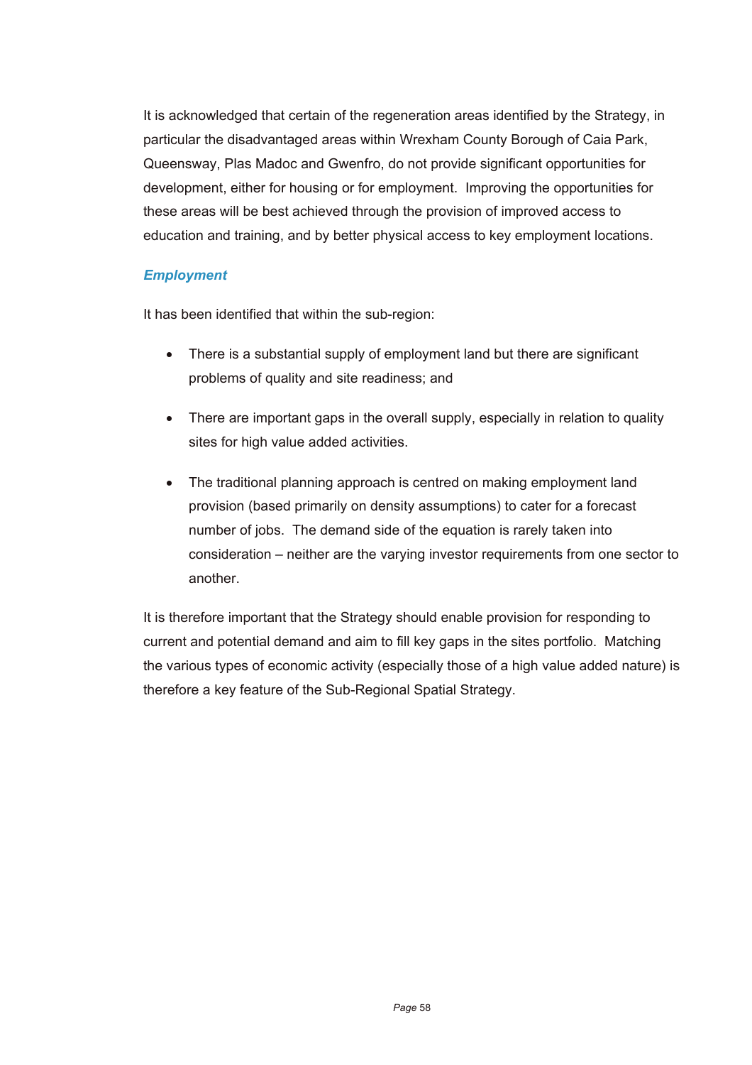It is acknowledged that certain of the regeneration areas identified by the Strategy, in particular the disadvantaged areas within Wrexham County Borough of Caia Park, Queensway, Plas Madoc and Gwenfro, do not provide significant opportunities for development, either for housing or for employment. Improving the opportunities for these areas will be best achieved through the provision of improved access to education and training, and by better physical access to key employment locations.

### *Employment*

It has been identified that within the sub-region:

- There is a substantial supply of employment land but there are significant problems of quality and site readiness; and
- There are important gaps in the overall supply, especially in relation to quality sites for high value added activities.
- The traditional planning approach is centred on making employment land provision (based primarily on density assumptions) to cater for a forecast number of jobs. The demand side of the equation is rarely taken into consideration – neither are the varying investor requirements from one sector to another.

It is therefore important that the Strategy should enable provision for responding to current and potential demand and aim to fill key gaps in the sites portfolio. Matching the various types of economic activity (especially those of a high value added nature) is therefore a key feature of the Sub-Regional Spatial Strategy.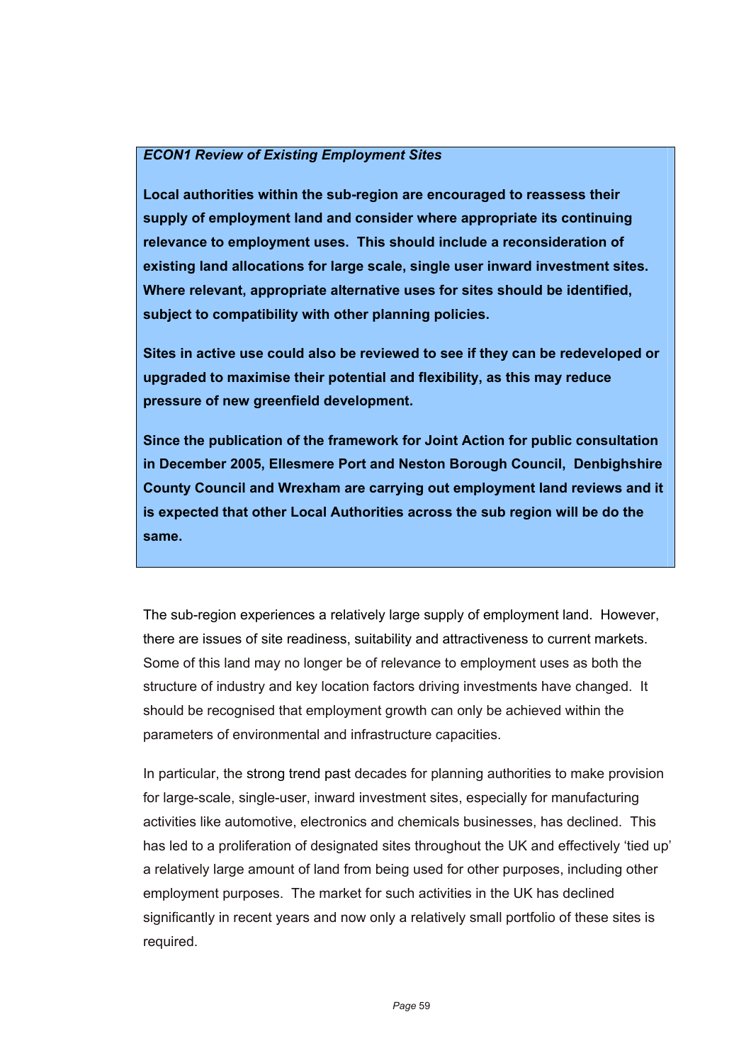***ECON1 Review of Existing Employment Sites***

**Local authorities within the sub-region are encouraged to reassess their supply of employment land and consider where appropriate its continuing relevance to employment uses. This should include a reconsideration of existing land allocations for large scale, single user inward investment sites. Where relevant, appropriate alternative uses for sites should be identified, subject to compatibility with other planning policies.**

**Sites in active use could also be reviewed to see if they can be redeveloped or upgraded to maximise their potential and flexibility, as this may reduce pressure of new greenfield development.**

**Since the publication of the framework for Joint Action for public consultation in December 2005, Ellesmere Port and Neston Borough Council, Denbighshire County Council and Wrexham are carrying out employment land reviews and it is expected that other Local Authorities across the sub region will be do the same.**

The sub-region experiences a relatively large supply of employment land. However, there are issues of site readiness, suitability and attractiveness to current markets. Some of this land may no longer be of relevance to employment uses as both the structure of industry and key location factors driving investments have changed. It should be recognised that employment growth can only be achieved within the parameters of environmental and infrastructure capacities.

In particular, the strong trend past decades for planning authorities to make provision for large-scale, single-user, inward investment sites, especially for manufacturing activities like automotive, electronics and chemicals businesses, has declined. This has led to a proliferation of designated sites throughout the UK and effectively 'tied up' a relatively large amount of land from being used for other purposes, including other employment purposes. The market for such activities in the UK has declined significantly in recent years and now only a relatively small portfolio of these sites is required.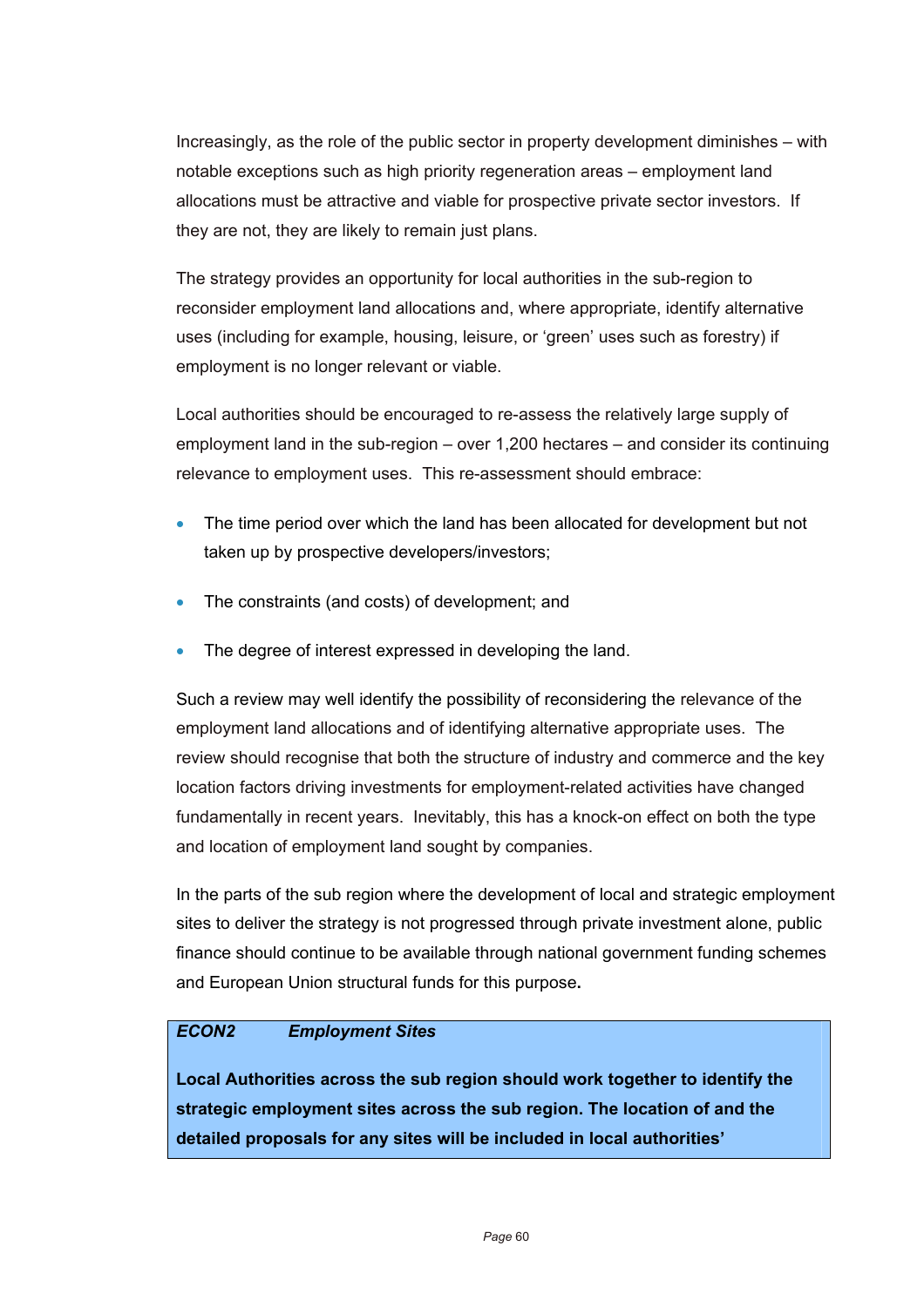Increasingly, as the role of the public sector in property development diminishes – with notable exceptions such as high priority regeneration areas – employment land allocations must be attractive and viable for prospective private sector investors. If they are not, they are likely to remain just plans.

The strategy provides an opportunity for local authorities in the sub-region to reconsider employment land allocations and, where appropriate, identify alternative uses (including for example, housing, leisure, or 'green' uses such as forestry) if employment is no longer relevant or viable.

Local authorities should be encouraged to re-assess the relatively large supply of employment land in the sub-region – over 1,200 hectares – and consider its continuing relevance to employment uses. This re-assessment should embrace:

- The time period over which the land has been allocated for development but not taken up by prospective developers/investors;
- The constraints (and costs) of development; and
- The degree of interest expressed in developing the land.

Such a review may well identify the possibility of reconsidering the relevance of the employment land allocations and of identifying alternative appropriate uses. The review should recognise that both the structure of industry and commerce and the key location factors driving investments for employment-related activities have changed fundamentally in recent years. Inevitably, this has a knock-on effect on both the type and location of employment land sought by companies.

In the parts of the sub region where the development of local and strategic employment sites to deliver the strategy is not progressed through private investment alone, public finance should continue to be available through national government funding schemes and European Union structural funds for this purpose.

***ECON2 Employment Sites***

**Local Authorities across the sub region should work together to identify the strategic employment sites across the sub region. The location of and the detailed proposals for any sites will be included in local authorities'**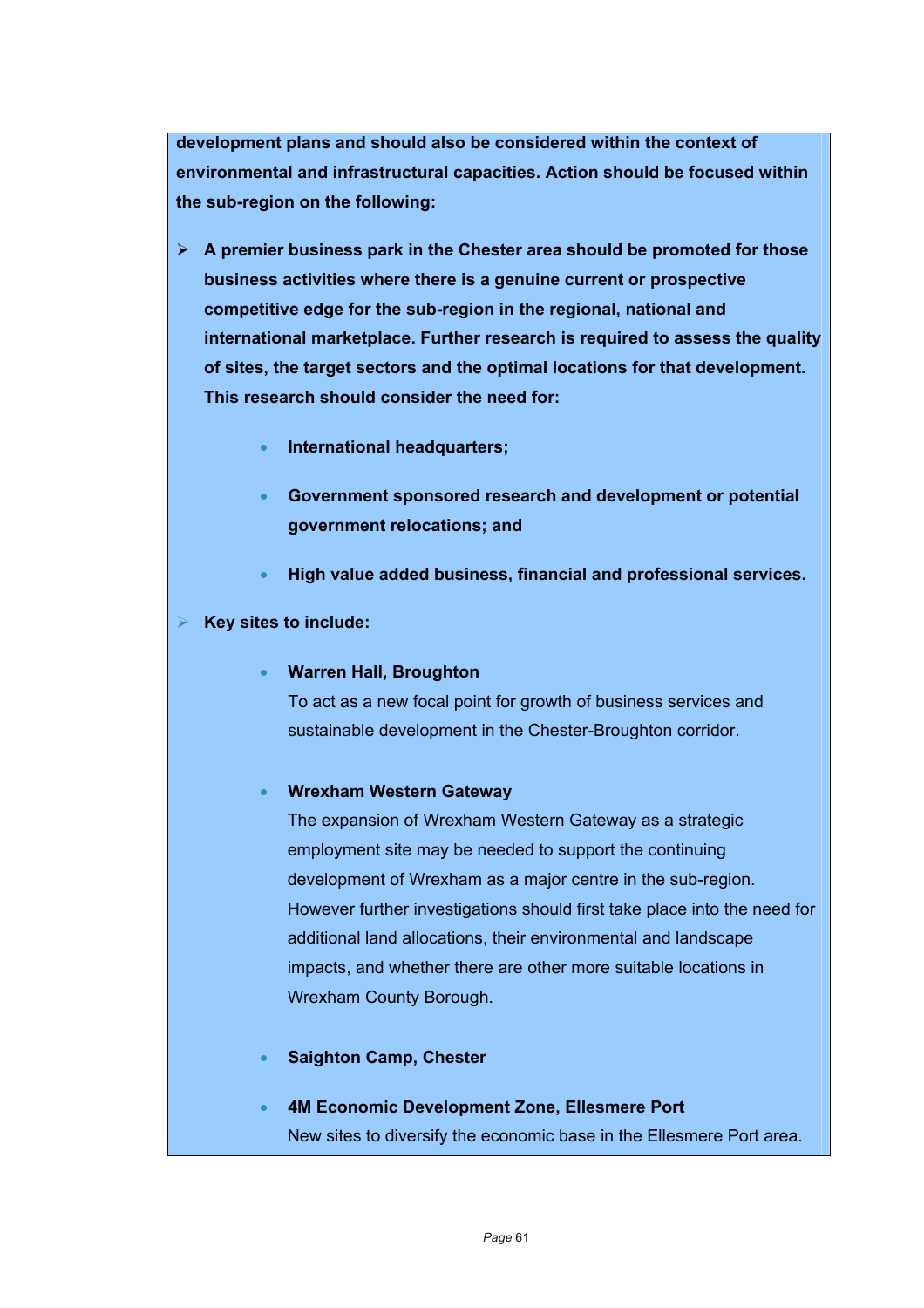**development plans and should also be considered within the context of environmental and infrastructural capacities. Action should be focused within the sub-region on the following:**

- **A premier business park in the Chester area should be promoted for those business activities where there is a genuine current or prospective competitive edge for the sub-region in the regional, national and international marketplace. Further research is required to assess the quality of sites, the target sectors and the optimal locations for that development. This research should consider the need for:**
  - **International headquarters;**
  - **Government sponsored research and development or potential government relocations; and**
  - **High value added business, financial and professional services.**

- **Key sites to include:**
  - **Warren Hall, Broughton**
    To act as a new focal point for growth of business services and sustainable development in the Chester-Broughton corridor.
  - **Wrexham Western Gateway**
    The expansion of Wrexham Western Gateway as a strategic employment site may be needed to support the continuing development of Wrexham as a major centre in the sub-region. However further investigations should first take place into the need for additional land allocations, their environmental and landscape impacts, and whether there are other more suitable locations in Wrexham County Borough.
  - **Saighton Camp, Chester**
  - **4M Economic Development Zone, Ellesmere Port**
    New sites to diversify the economic base in the Ellesmere Port area.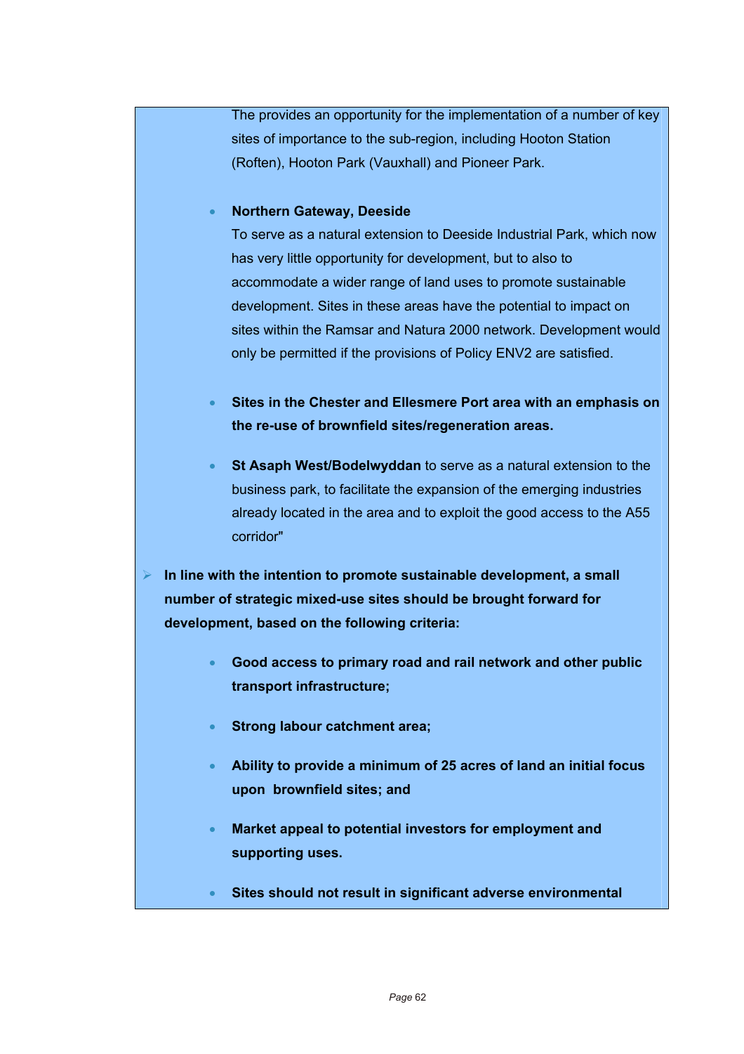The provides an opportunity for the implementation of a number of key sites of importance to the sub-region, including Hooton Station (Roften), Hooton Park (Vauxhall) and Pioneer Park.

- **Northern Gateway, Deeside**
  To serve as a natural extension to Deeside Industrial Park, which now has very little opportunity for development, but to also to accommodate a wider range of land uses to promote sustainable development. Sites in these areas have the potential to impact on sites within the Ramsar and Natura 2000 network. Development would only be permitted if the provisions of Policy ENV2 are satisfied.

- **Sites in the Chester and Ellesmere Port area with an emphasis on the re-use of brownfield sites/regeneration areas.**

- **St Asaph West/Bodelwyddan** to serve as a natural extension to the business park, to facilitate the expansion of the emerging industries already located in the area and to exploit the good access to the A55 corridor"

➢ **In line with the intention to promote sustainable development, a small number of strategic mixed-use sites should be brought forward for development, based on the following criteria:**

- **Good access to primary road and rail network and other public transport infrastructure;**

- **Strong labour catchment area;**

- **Ability to provide a minimum of 25 acres of land an initial focus upon brownfield sites; and**

- **Market appeal to potential investors for employment and supporting uses.**

- **Sites should not result in significant adverse environmental**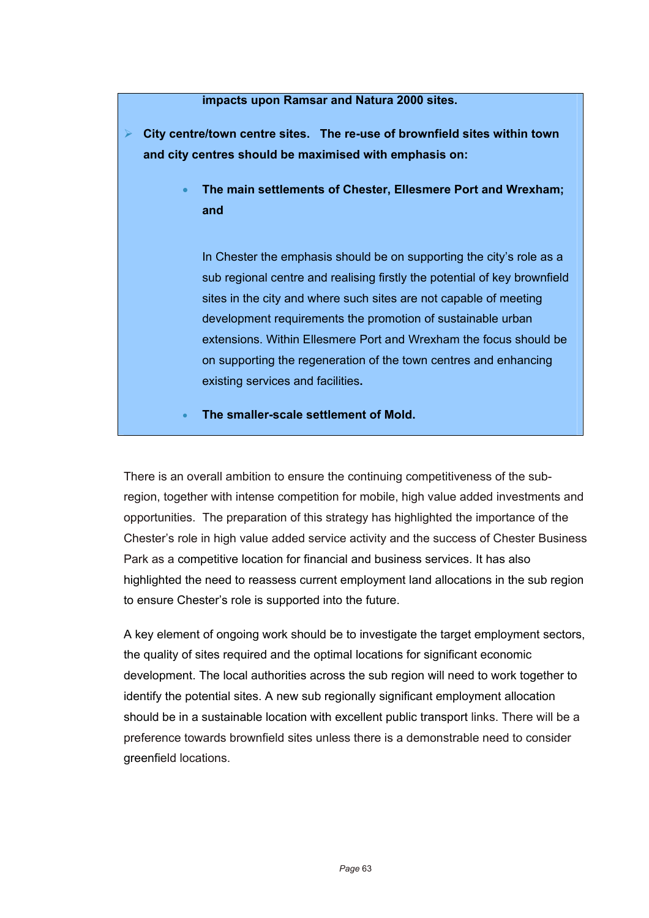**impacts upon Ramsar and Natura 2000 sites.**

- **City centre/town centre sites. The re-use of brownfield sites within town and city centres should be maximised with emphasis on:**

  - **The main settlements of Chester, Ellesmere Port and Wrexham; and**

    In Chester the emphasis should be on supporting the city's role as a sub regional centre and realising firstly the potential of key brownfield sites in the city and where such sites are not capable of meeting development requirements the promotion of sustainable urban extensions. Within Ellesmere Port and Wrexham the focus should be on supporting the regeneration of the town centres and enhancing existing services and facilities**.**

  - **The smaller-scale settlement of Mold.**

There is an overall ambition to ensure the continuing competitiveness of the sub-region, together with intense competition for mobile, high value added investments and opportunities. The preparation of this strategy has highlighted the importance of the Chester's role in high value added service activity and the success of Chester Business Park as a competitive location for financial and business services. It has also highlighted the need to reassess current employment land allocations in the sub region to ensure Chester's role is supported into the future.

A key element of ongoing work should be to investigate the target employment sectors, the quality of sites required and the optimal locations for significant economic development. The local authorities across the sub region will need to work together to identify the potential sites. A new sub regionally significant employment allocation should be in a sustainable location with excellent public transport links. There will be a preference towards brownfield sites unless there is a demonstrable need to consider greenfield locations.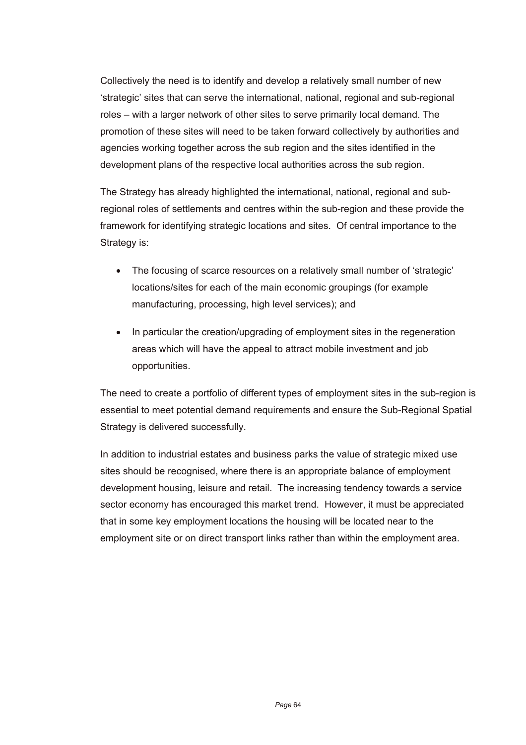Collectively the need is to identify and develop a relatively small number of new 'strategic' sites that can serve the international, national, regional and sub-regional roles – with a larger network of other sites to serve primarily local demand. The promotion of these sites will need to be taken forward collectively by authorities and agencies working together across the sub region and the sites identified in the development plans of the respective local authorities across the sub region.

The Strategy has already highlighted the international, national, regional and sub-regional roles of settlements and centres within the sub-region and these provide the framework for identifying strategic locations and sites. Of central importance to the Strategy is:

- The focusing of scarce resources on a relatively small number of 'strategic' locations/sites for each of the main economic groupings (for example manufacturing, processing, high level services); and
- In particular the creation/upgrading of employment sites in the regeneration areas which will have the appeal to attract mobile investment and job opportunities.

The need to create a portfolio of different types of employment sites in the sub-region is essential to meet potential demand requirements and ensure the Sub-Regional Spatial Strategy is delivered successfully.

In addition to industrial estates and business parks the value of strategic mixed use sites should be recognised, where there is an appropriate balance of employment development housing, leisure and retail. The increasing tendency towards a service sector economy has encouraged this market trend. However, it must be appreciated that in some key employment locations the housing will be located near to the employment site or on direct transport links rather than within the employment area.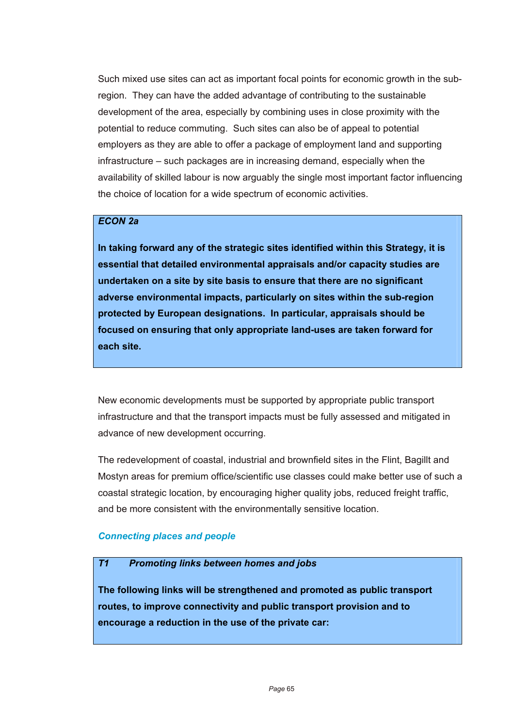Such mixed use sites can act as important focal points for economic growth in the sub-region. They can have the added advantage of contributing to the sustainable development of the area, especially by combining uses in close proximity with the potential to reduce commuting. Such sites can also be of appeal to potential employers as they are able to offer a package of employment land and supporting infrastructure – such packages are in increasing demand, especially when the availability of skilled labour is now arguably the single most important factor influencing the choice of location for a wide spectrum of economic activities.

> ***ECON 2a***
>
> **In taking forward any of the strategic sites identified within this Strategy, it is essential that detailed environmental appraisals and/or capacity studies are undertaken on a site by site basis to ensure that there are no significant adverse environmental impacts, particularly on sites within the sub-region protected by European designations. In particular, appraisals should be focused on ensuring that only appropriate land-uses are taken forward for each site.**

New economic developments must be supported by appropriate public transport infrastructure and that the transport impacts must be fully assessed and mitigated in advance of new development occurring.

The redevelopment of coastal, industrial and brownfield sites in the Flint, Bagillt and Mostyn areas for premium office/scientific use classes could make better use of such a coastal strategic location, by encouraging higher quality jobs, reduced freight traffic, and be more consistent with the environmentally sensitive location.

### *Connecting places and people*

> ***T1 Promoting links between homes and jobs***
>
> **The following links will be strengthened and promoted as public transport routes, to improve connectivity and public transport provision and to encourage a reduction in the use of the private car:**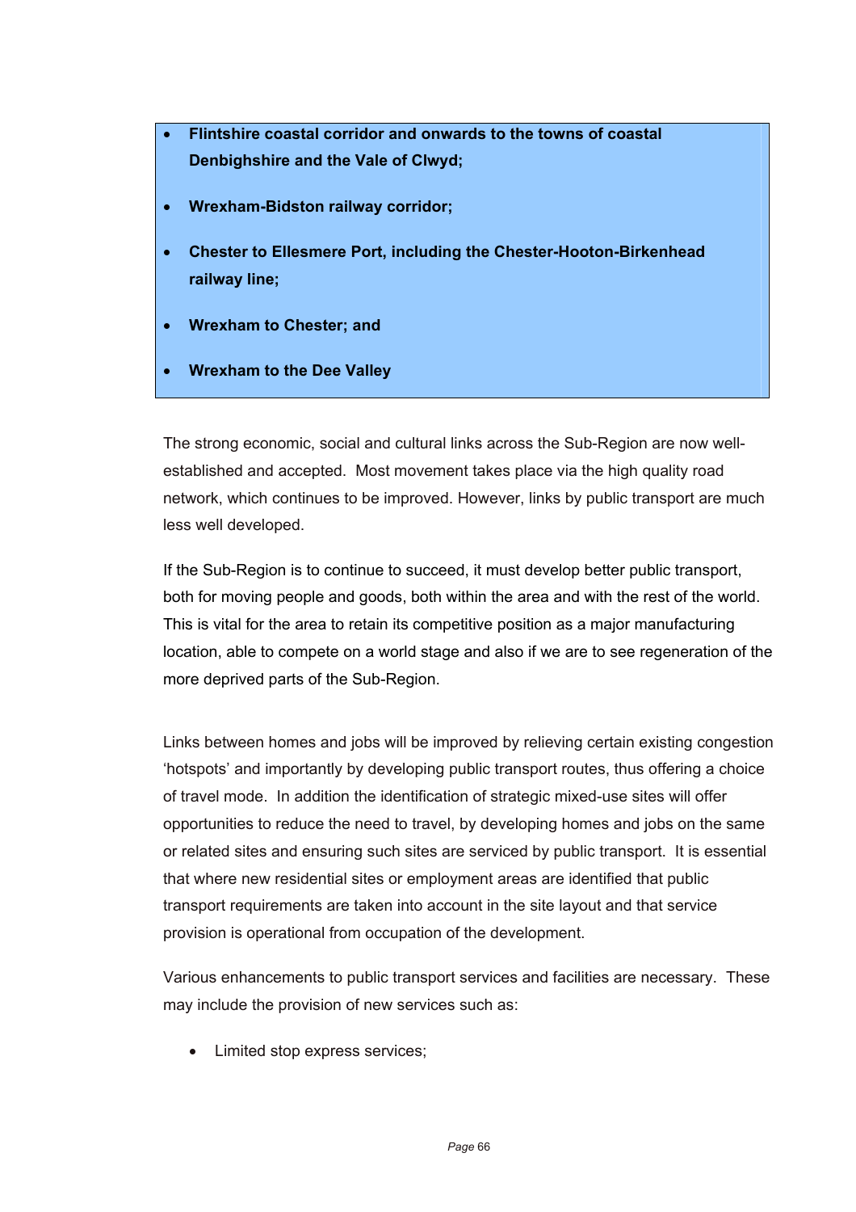- **Flintshire coastal corridor and onwards to the towns of coastal Denbighshire and the Vale of Clwyd;**
- **Wrexham-Bidston railway corridor;**
- **Chester to Ellesmere Port, including the Chester-Hooton-Birkenhead railway line;**
- **Wrexham to Chester; and**
- **Wrexham to the Dee Valley**

The strong economic, social and cultural links across the Sub-Region are now well-established and accepted. Most movement takes place via the high quality road network, which continues to be improved. However, links by public transport are much less well developed.

If the Sub-Region is to continue to succeed, it must develop better public transport, both for moving people and goods, both within the area and with the rest of the world. This is vital for the area to retain its competitive position as a major manufacturing location, able to compete on a world stage and also if we are to see regeneration of the more deprived parts of the Sub-Region.

Links between homes and jobs will be improved by relieving certain existing congestion 'hotspots' and importantly by developing public transport routes, thus offering a choice of travel mode. In addition the identification of strategic mixed-use sites will offer opportunities to reduce the need to travel, by developing homes and jobs on the same or related sites and ensuring such sites are serviced by public transport. It is essential that where new residential sites or employment areas are identified that public transport requirements are taken into account in the site layout and that service provision is operational from occupation of the development.

Various enhancements to public transport services and facilities are necessary. These may include the provision of new services such as:

- Limited stop express services;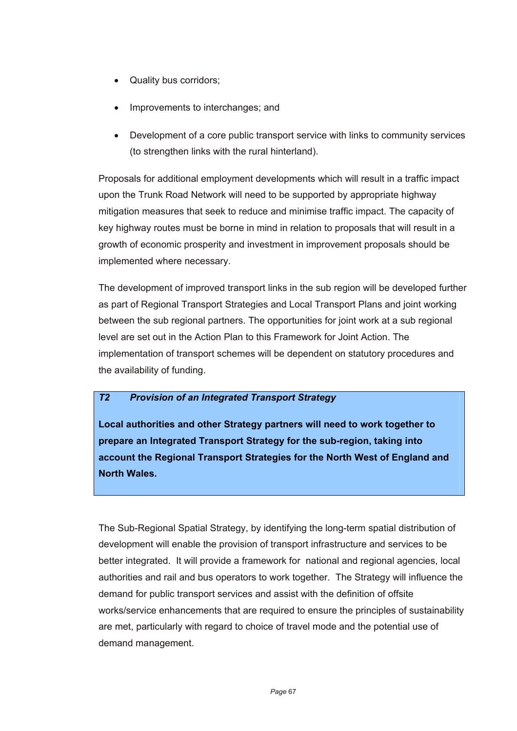- Quality bus corridors;
- Improvements to interchanges; and
- Development of a core public transport service with links to community services (to strengthen links with the rural hinterland).

Proposals for additional employment developments which will result in a traffic impact upon the Trunk Road Network will need to be supported by appropriate highway mitigation measures that seek to reduce and minimise traffic impact. The capacity of key highway routes must be borne in mind in relation to proposals that will result in a growth of economic prosperity and investment in improvement proposals should be implemented where necessary.

The development of improved transport links in the sub region will be developed further as part of Regional Transport Strategies and Local Transport Plans and joint working between the sub regional partners. The opportunities for joint work at a sub regional level are set out in the Action Plan to this Framework for Joint Action. The implementation of transport schemes will be dependent on statutory procedures and the availability of funding.

***T2 Provision of an Integrated Transport Strategy***

**Local authorities and other Strategy partners will need to work together to prepare an Integrated Transport Strategy for the sub-region, taking into account the Regional Transport Strategies for the North West of England and North Wales.**

The Sub-Regional Spatial Strategy, by identifying the long-term spatial distribution of development will enable the provision of transport infrastructure and services to be better integrated. It will provide a framework for national and regional agencies, local authorities and rail and bus operators to work together. The Strategy will influence the demand for public transport services and assist with the definition of offsite works/service enhancements that are required to ensure the principles of sustainability are met, particularly with regard to choice of travel mode and the potential use of demand management.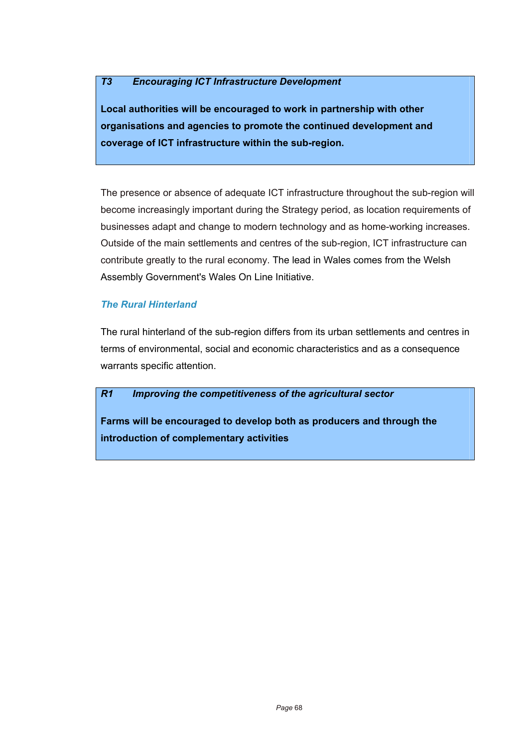***T3 Encouraging ICT Infrastructure Development***

**Local authorities will be encouraged to work in partnership with other organisations and agencies to promote the continued development and coverage of ICT infrastructure within the sub-region.**

The presence or absence of adequate ICT infrastructure throughout the sub-region will become increasingly important during the Strategy period, as location requirements of businesses adapt and change to modern technology and as home-working increases. Outside of the main settlements and centres of the sub-region, ICT infrastructure can contribute greatly to the rural economy. The lead in Wales comes from the Welsh Assembly Government's Wales On Line Initiative.

### *The Rural Hinterland*

The rural hinterland of the sub-region differs from its urban settlements and centres in terms of environmental, social and economic characteristics and as a consequence warrants specific attention.

***R1 Improving the competitiveness of the agricultural sector***

**Farms will be encouraged to develop both as producers and through the introduction of complementary activities**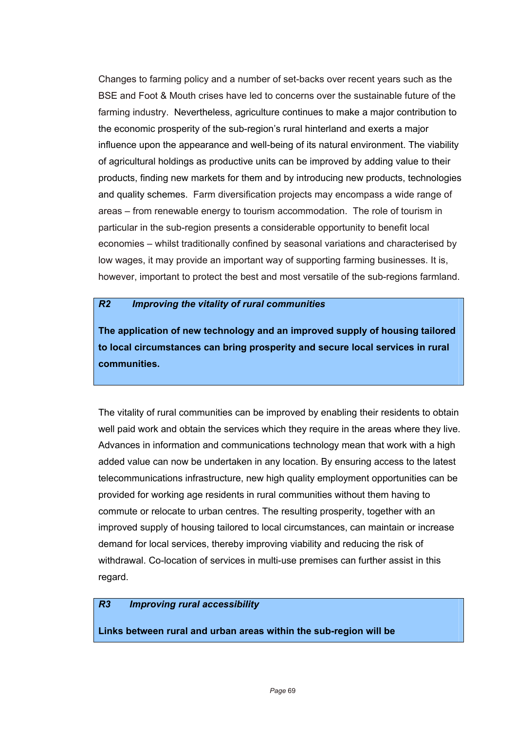Changes to farming policy and a number of set-backs over recent years such as the BSE and Foot & Mouth crises have led to concerns over the sustainable future of the farming industry. Nevertheless, agriculture continues to make a major contribution to the economic prosperity of the sub-region's rural hinterland and exerts a major influence upon the appearance and well-being of its natural environment. The viability of agricultural holdings as productive units can be improved by adding value to their products, finding new markets for them and by introducing new products, technologies and quality schemes. Farm diversification projects may encompass a wide range of areas – from renewable energy to tourism accommodation. The role of tourism in particular in the sub-region presents a considerable opportunity to benefit local economies – whilst traditionally confined by seasonal variations and characterised by low wages, it may provide an important way of supporting farming businesses. It is, however, important to protect the best and most versatile of the sub-regions farmland.

***R2 Improving the vitality of rural communities***

**The application of new technology and an improved supply of housing tailored to local circumstances can bring prosperity and secure local services in rural communities.**

The vitality of rural communities can be improved by enabling their residents to obtain well paid work and obtain the services which they require in the areas where they live. Advances in information and communications technology mean that work with a high added value can now be undertaken in any location. By ensuring access to the latest telecommunications infrastructure, new high quality employment opportunities can be provided for working age residents in rural communities without them having to commute or relocate to urban centres. The resulting prosperity, together with an improved supply of housing tailored to local circumstances, can maintain or increase demand for local services, thereby improving viability and reducing the risk of withdrawal. Co-location of services in multi-use premises can further assist in this regard.

***R3 Improving rural accessibility***

**Links between rural and urban areas within the sub-region will be**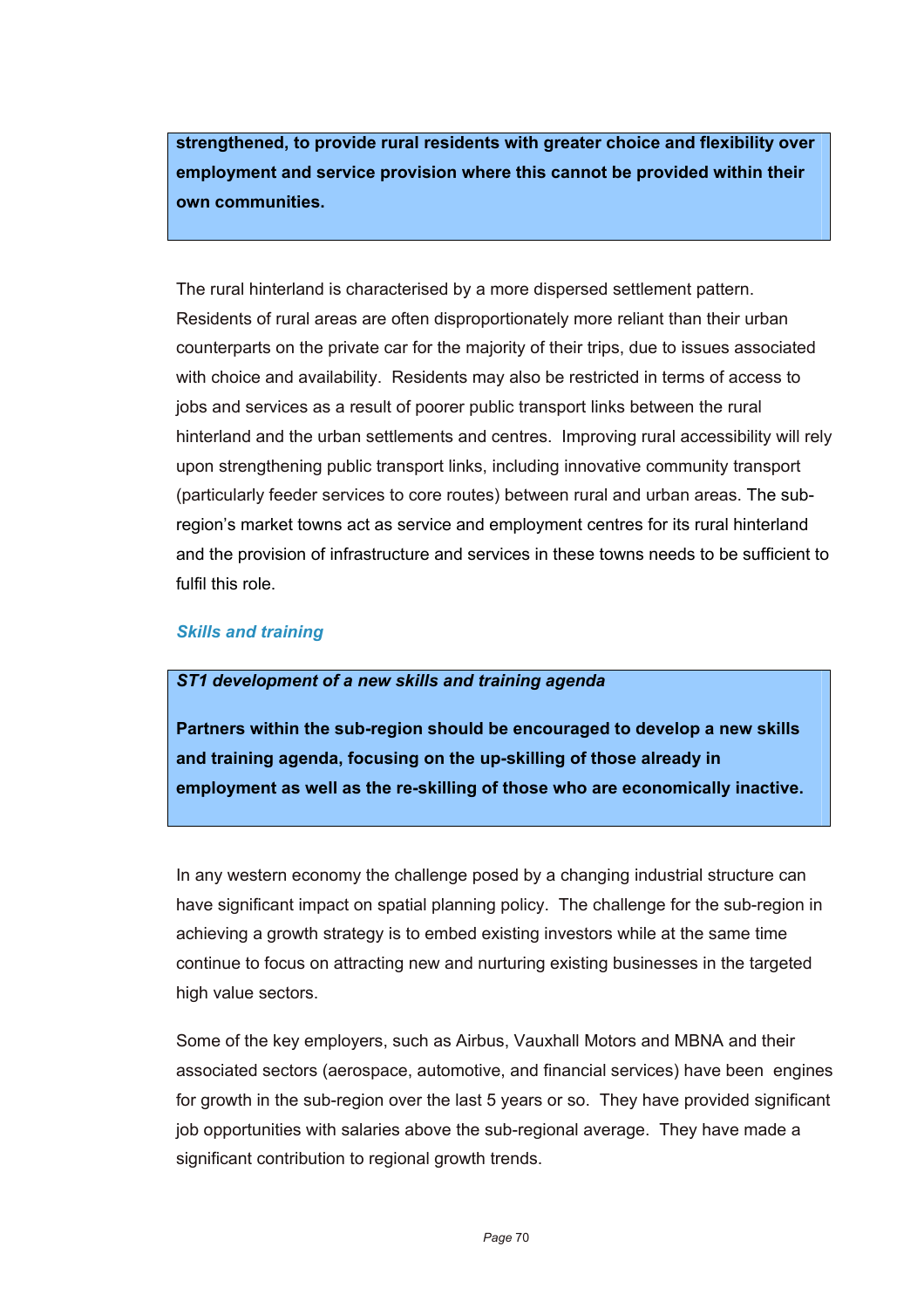**strengthened, to provide rural residents with greater choice and flexibility over employment and service provision where this cannot be provided within their own communities.**

The rural hinterland is characterised by a more dispersed settlement pattern. Residents of rural areas are often disproportionately more reliant than their urban counterparts on the private car for the majority of their trips, due to issues associated with choice and availability. Residents may also be restricted in terms of access to jobs and services as a result of poorer public transport links between the rural hinterland and the urban settlements and centres. Improving rural accessibility will rely upon strengthening public transport links, including innovative community transport (particularly feeder services to core routes) between rural and urban areas. The sub-region's market towns act as service and employment centres for its rural hinterland and the provision of infrastructure and services in these towns needs to be sufficient to fulfil this role.

### *Skills and training*

***ST1 development of a new skills and training agenda***

**Partners within the sub-region should be encouraged to develop a new skills and training agenda, focusing on the up-skilling of those already in employment as well as the re-skilling of those who are economically inactive.**

In any western economy the challenge posed by a changing industrial structure can have significant impact on spatial planning policy. The challenge for the sub-region in achieving a growth strategy is to embed existing investors while at the same time continue to focus on attracting new and nurturing existing businesses in the targeted high value sectors.

Some of the key employers, such as Airbus, Vauxhall Motors and MBNA and their associated sectors (aerospace, automotive, and financial services) have been engines for growth in the sub-region over the last 5 years or so. They have provided significant job opportunities with salaries above the sub-regional average. They have made a significant contribution to regional growth trends.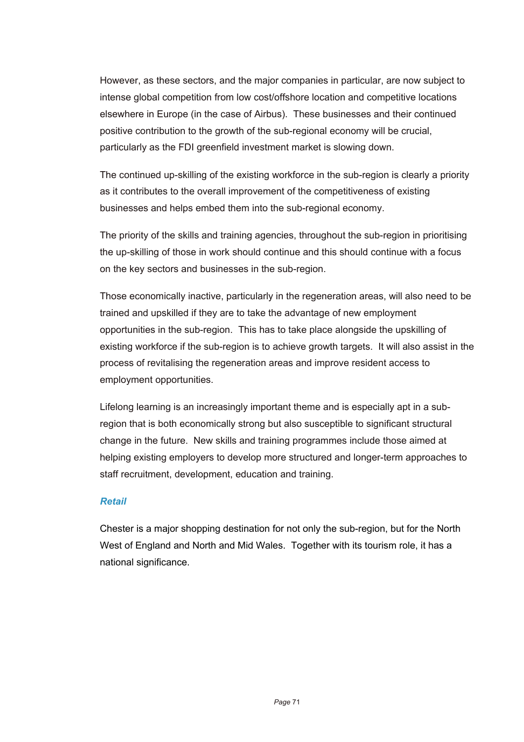However, as these sectors, and the major companies in particular, are now subject to intense global competition from low cost/offshore location and competitive locations elsewhere in Europe (in the case of Airbus). These businesses and their continued positive contribution to the growth of the sub-regional economy will be crucial, particularly as the FDI greenfield investment market is slowing down.

The continued up-skilling of the existing workforce in the sub-region is clearly a priority as it contributes to the overall improvement of the competitiveness of existing businesses and helps embed them into the sub-regional economy.

The priority of the skills and training agencies, throughout the sub-region in prioritising the up-skilling of those in work should continue and this should continue with a focus on the key sectors and businesses in the sub-region.

Those economically inactive, particularly in the regeneration areas, will also need to be trained and upskilled if they are to take the advantage of new employment opportunities in the sub-region. This has to take place alongside the upskilling of existing workforce if the sub-region is to achieve growth targets. It will also assist in the process of revitalising the regeneration areas and improve resident access to employment opportunities.

Lifelong learning is an increasingly important theme and is especially apt in a sub-region that is both economically strong but also susceptible to significant structural change in the future. New skills and training programmes include those aimed at helping existing employers to develop more structured and longer-term approaches to staff recruitment, development, education and training.

### *Retail*

Chester is a major shopping destination for not only the sub-region, but for the North West of England and North and Mid Wales. Together with its tourism role, it has a national significance.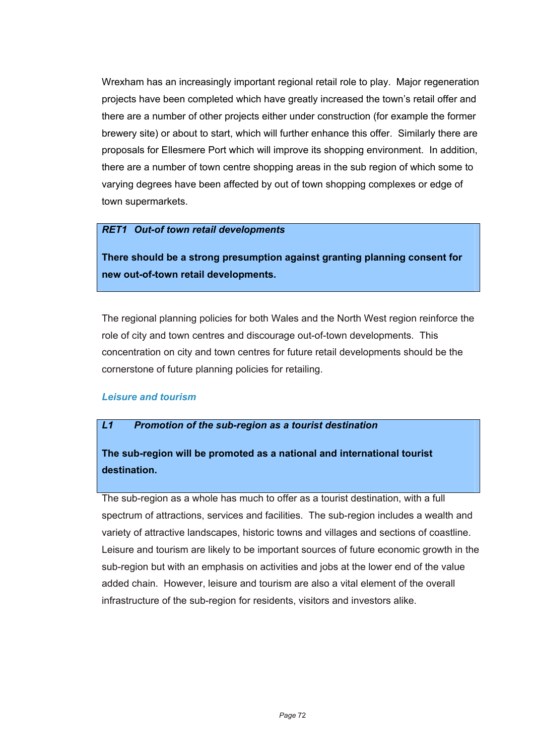Wrexham has an increasingly important regional retail role to play. Major regeneration projects have been completed which have greatly increased the town's retail offer and there are a number of other projects either under construction (for example the former brewery site) or about to start, which will further enhance this offer. Similarly there are proposals for Ellesmere Port which will improve its shopping environment. In addition, there are a number of town centre shopping areas in the sub region of which some to varying degrees have been affected by out of town shopping complexes or edge of town supermarkets.

> ***RET1 Out-of town retail developments***
>
> **There should be a strong presumption against granting planning consent for new out-of-town retail developments.**

The regional planning policies for both Wales and the North West region reinforce the role of city and town centres and discourage out-of-town developments. This concentration on city and town centres for future retail developments should be the cornerstone of future planning policies for retailing.

### *Leisure and tourism*

> ***L1 Promotion of the sub-region as a tourist destination***
>
> **The sub-region will be promoted as a national and international tourist destination.**

The sub-region as a whole has much to offer as a tourist destination, with a full spectrum of attractions, services and facilities. The sub-region includes a wealth and variety of attractive landscapes, historic towns and villages and sections of coastline. Leisure and tourism are likely to be important sources of future economic growth in the sub-region but with an emphasis on activities and jobs at the lower end of the value added chain. However, leisure and tourism are also a vital element of the overall infrastructure of the sub-region for residents, visitors and investors alike.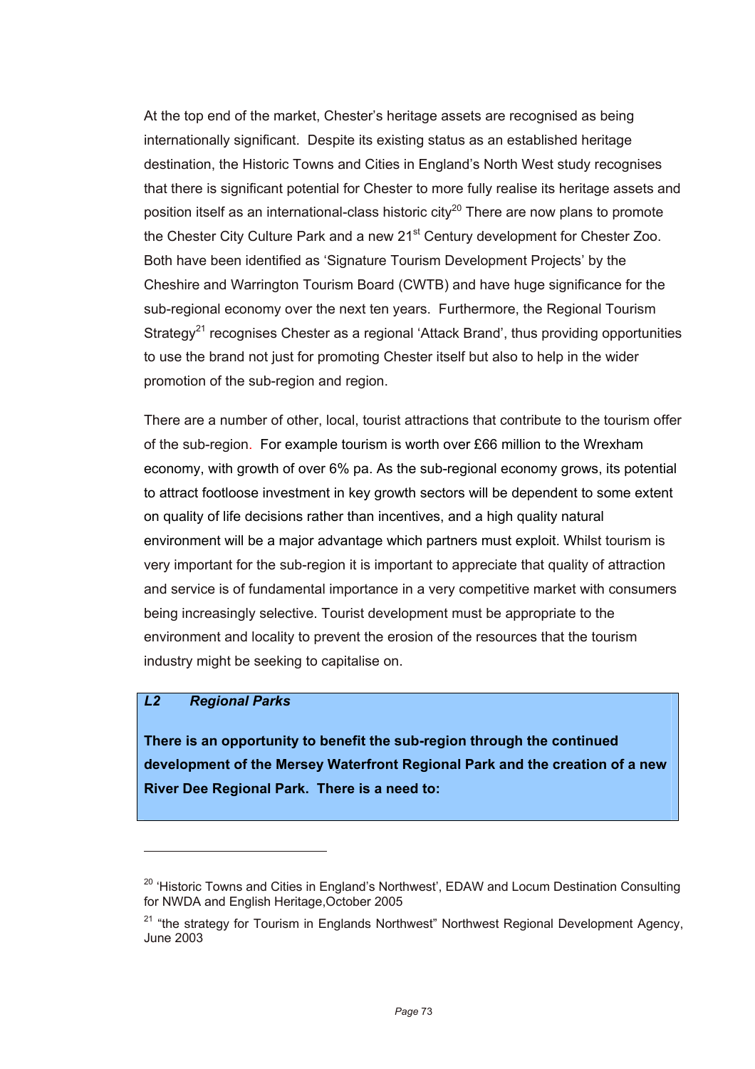At the top end of the market, Chester's heritage assets are recognised as being internationally significant. Despite its existing status as an established heritage destination, the Historic Towns and Cities in England's North West study recognises that there is significant potential for Chester to more fully realise its heritage assets and position itself as an international-class historic city[20] There are now plans to promote the Chester City Culture Park and a new 21st Century development for Chester Zoo. Both have been identified as 'Signature Tourism Development Projects' by the Cheshire and Warrington Tourism Board (CWTB) and have huge significance for the sub-regional economy over the next ten years. Furthermore, the Regional Tourism Strategy[21] recognises Chester as a regional 'Attack Brand', thus providing opportunities to use the brand not just for promoting Chester itself but also to help in the wider promotion of the sub-region and region.

There are a number of other, local, tourist attractions that contribute to the tourism offer of the sub-region. For example tourism is worth over £66 million to the Wrexham economy, with growth of over 6% pa. As the sub-regional economy grows, its potential to attract footloose investment in key growth sectors will be dependent to some extent on quality of life decisions rather than incentives, and a high quality natural environment will be a major advantage which partners must exploit. Whilst tourism is very important for the sub-region it is important to appreciate that quality of attraction and service is of fundamental importance in a very competitive market with consumers being increasingly selective. Tourist development must be appropriate to the environment and locality to prevent the erosion of the resources that the tourism industry might be seeking to capitalise on.

***L2 Regional Parks***

**There is an opportunity to benefit the sub-region through the continued development of the Mersey Waterfront Regional Park and the creation of a new River Dee Regional Park. There is a need to:**

---

[20] 'Historic Towns and Cities in England's Northwest', EDAW and Locum Destination Consulting for NWDA and English Heritage,October 2005

[21] "the strategy for Tourism in Englands Northwest" Northwest Regional Development Agency, June 2003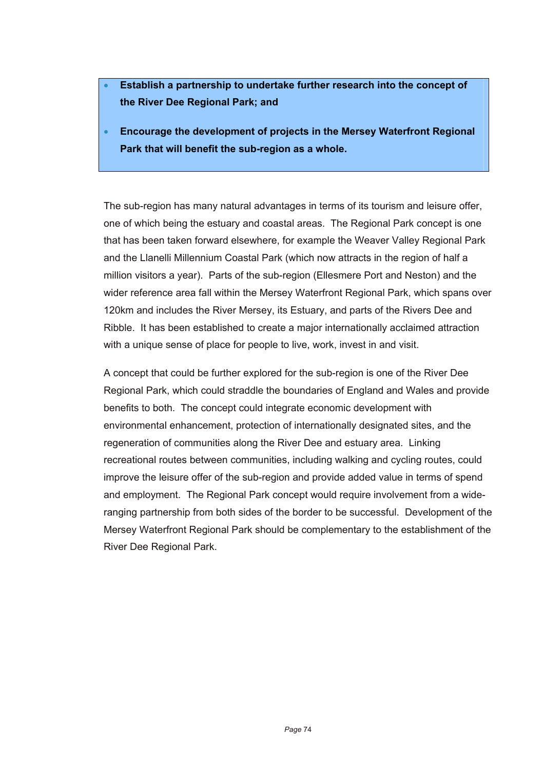- **Establish a partnership to undertake further research into the concept of the River Dee Regional Park; and**
- **Encourage the development of projects in the Mersey Waterfront Regional Park that will benefit the sub-region as a whole.**

The sub-region has many natural advantages in terms of its tourism and leisure offer, one of which being the estuary and coastal areas. The Regional Park concept is one that has been taken forward elsewhere, for example the Weaver Valley Regional Park and the Llanelli Millennium Coastal Park (which now attracts in the region of half a million visitors a year). Parts of the sub-region (Ellesmere Port and Neston) and the wider reference area fall within the Mersey Waterfront Regional Park, which spans over 120km and includes the River Mersey, its Estuary, and parts of the Rivers Dee and Ribble. It has been established to create a major internationally acclaimed attraction with a unique sense of place for people to live, work, invest in and visit.

A concept that could be further explored for the sub-region is one of the River Dee Regional Park, which could straddle the boundaries of England and Wales and provide benefits to both. The concept could integrate economic development with environmental enhancement, protection of internationally designated sites, and the regeneration of communities along the River Dee and estuary area. Linking recreational routes between communities, including walking and cycling routes, could improve the leisure offer of the sub-region and provide added value in terms of spend and employment. The Regional Park concept would require involvement from a wide-ranging partnership from both sides of the border to be successful. Development of the Mersey Waterfront Regional Park should be complementary to the establishment of the River Dee Regional Park.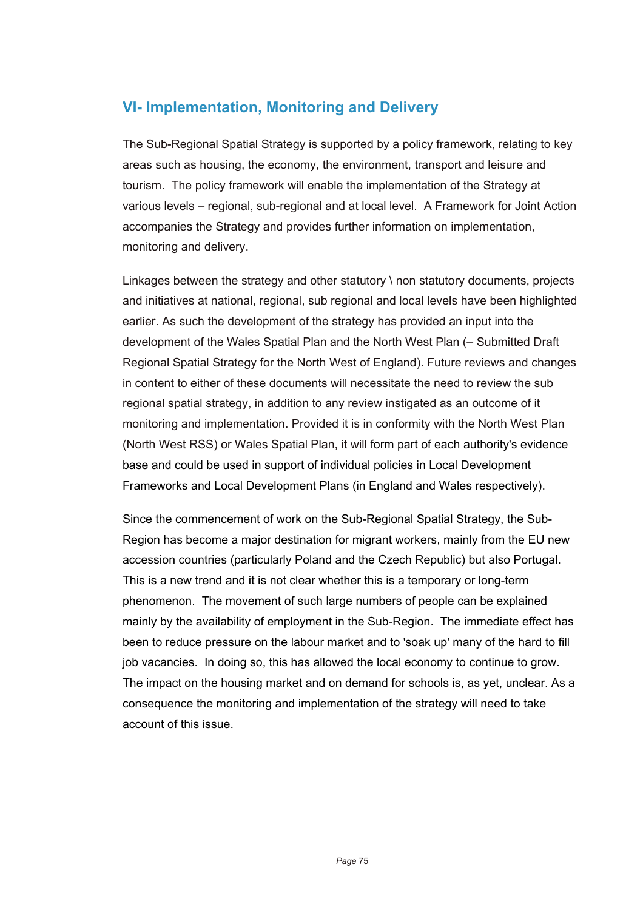## VI- Implementation, Monitoring and Delivery

The Sub-Regional Spatial Strategy is supported by a policy framework, relating to key areas such as housing, the economy, the environment, transport and leisure and tourism. The policy framework will enable the implementation of the Strategy at various levels – regional, sub-regional and at local level. A Framework for Joint Action accompanies the Strategy and provides further information on implementation, monitoring and delivery.

Linkages between the strategy and other statutory \ non statutory documents, projects and initiatives at national, regional, sub regional and local levels have been highlighted earlier. As such the development of the strategy has provided an input into the development of the Wales Spatial Plan and the North West Plan (– Submitted Draft Regional Spatial Strategy for the North West of England). Future reviews and changes in content to either of these documents will necessitate the need to review the sub regional spatial strategy, in addition to any review instigated as an outcome of it monitoring and implementation. Provided it is in conformity with the North West Plan (North West RSS) or Wales Spatial Plan, it will form part of each authority's evidence base and could be used in support of individual policies in Local Development Frameworks and Local Development Plans (in England and Wales respectively).

Since the commencement of work on the Sub-Regional Spatial Strategy, the Sub-Region has become a major destination for migrant workers, mainly from the EU new accession countries (particularly Poland and the Czech Republic) but also Portugal. This is a new trend and it is not clear whether this is a temporary or long-term phenomenon. The movement of such large numbers of people can be explained mainly by the availability of employment in the Sub-Region. The immediate effect has been to reduce pressure on the labour market and to 'soak up' many of the hard to fill job vacancies. In doing so, this has allowed the local economy to continue to grow. The impact on the housing market and on demand for schools is, as yet, unclear. As a consequence the monitoring and implementation of the strategy will need to take account of this issue.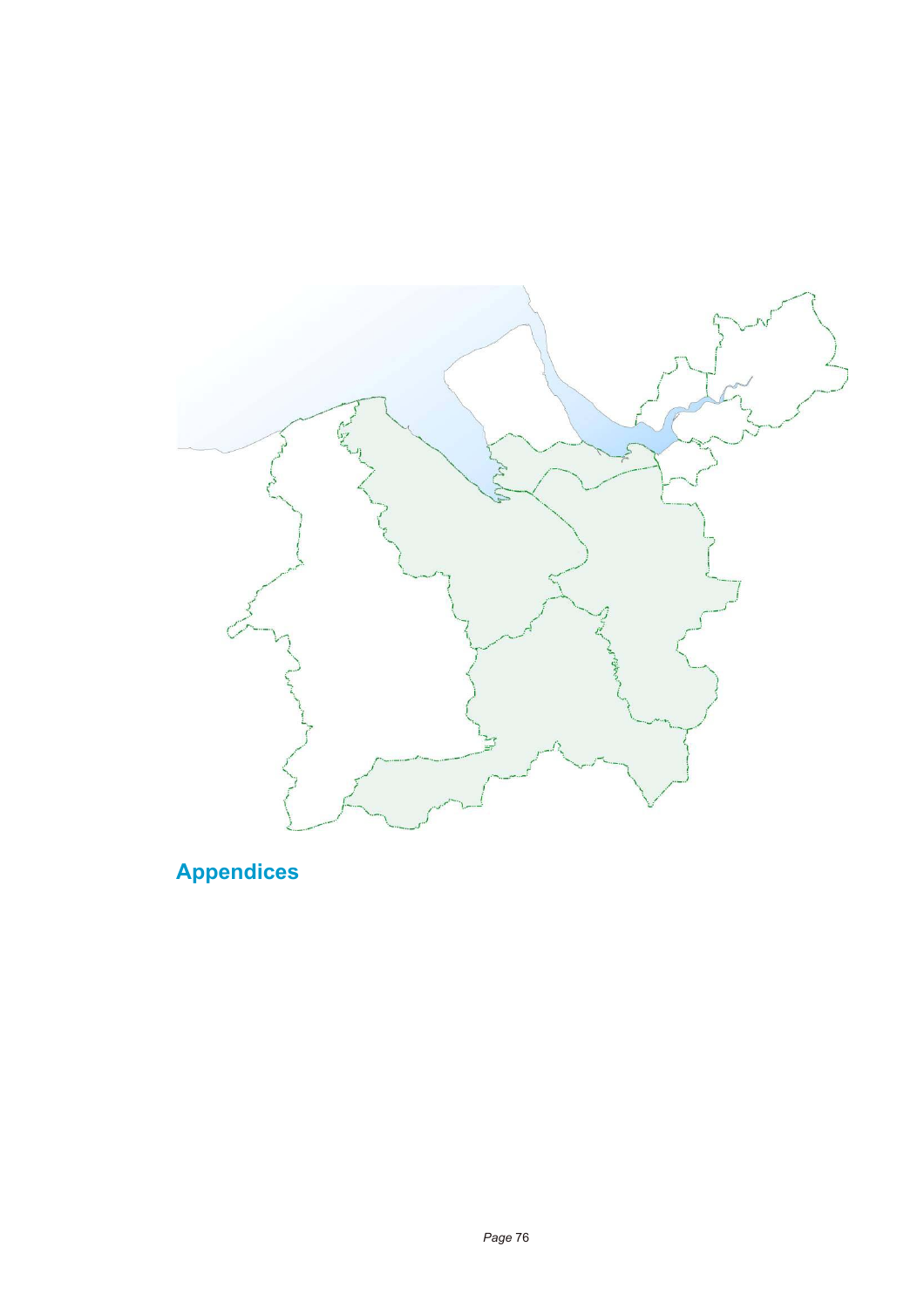# Appendices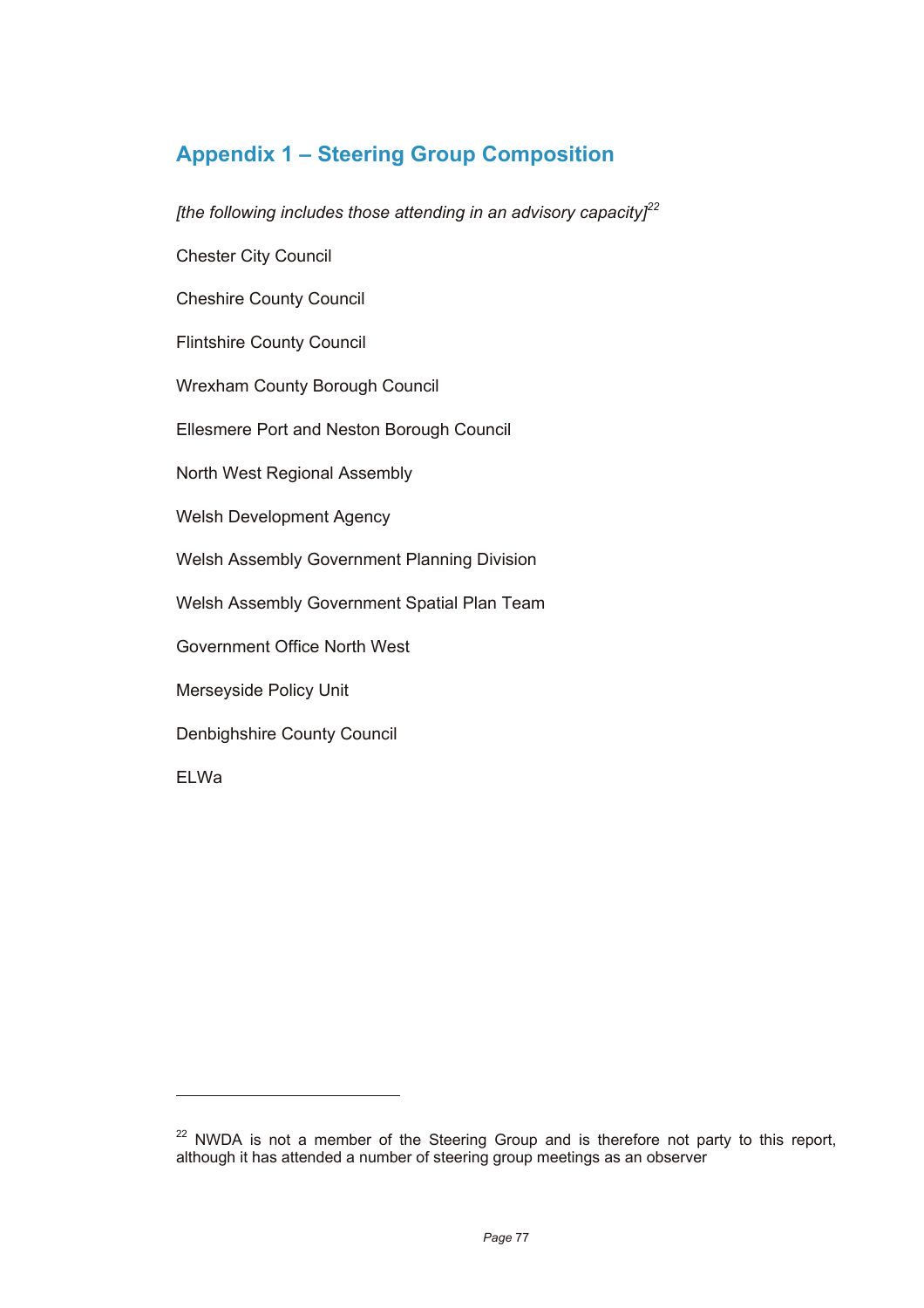# Appendix 1 – Steering Group Composition

*[the following includes those attending in an advisory capacity]*[22]

Chester City Council

Cheshire County Council

Flintshire County Council

Wrexham County Borough Council

Ellesmere Port and Neston Borough Council

North West Regional Assembly

Welsh Development Agency

Welsh Assembly Government Planning Division

Welsh Assembly Government Spatial Plan Team

Government Office North West

Merseyside Policy Unit

Denbighshire County Council

ELWa

---

[22] NWDA is not a member of the Steering Group and is therefore not party to this report, although it has attended a number of steering group meetings as an observer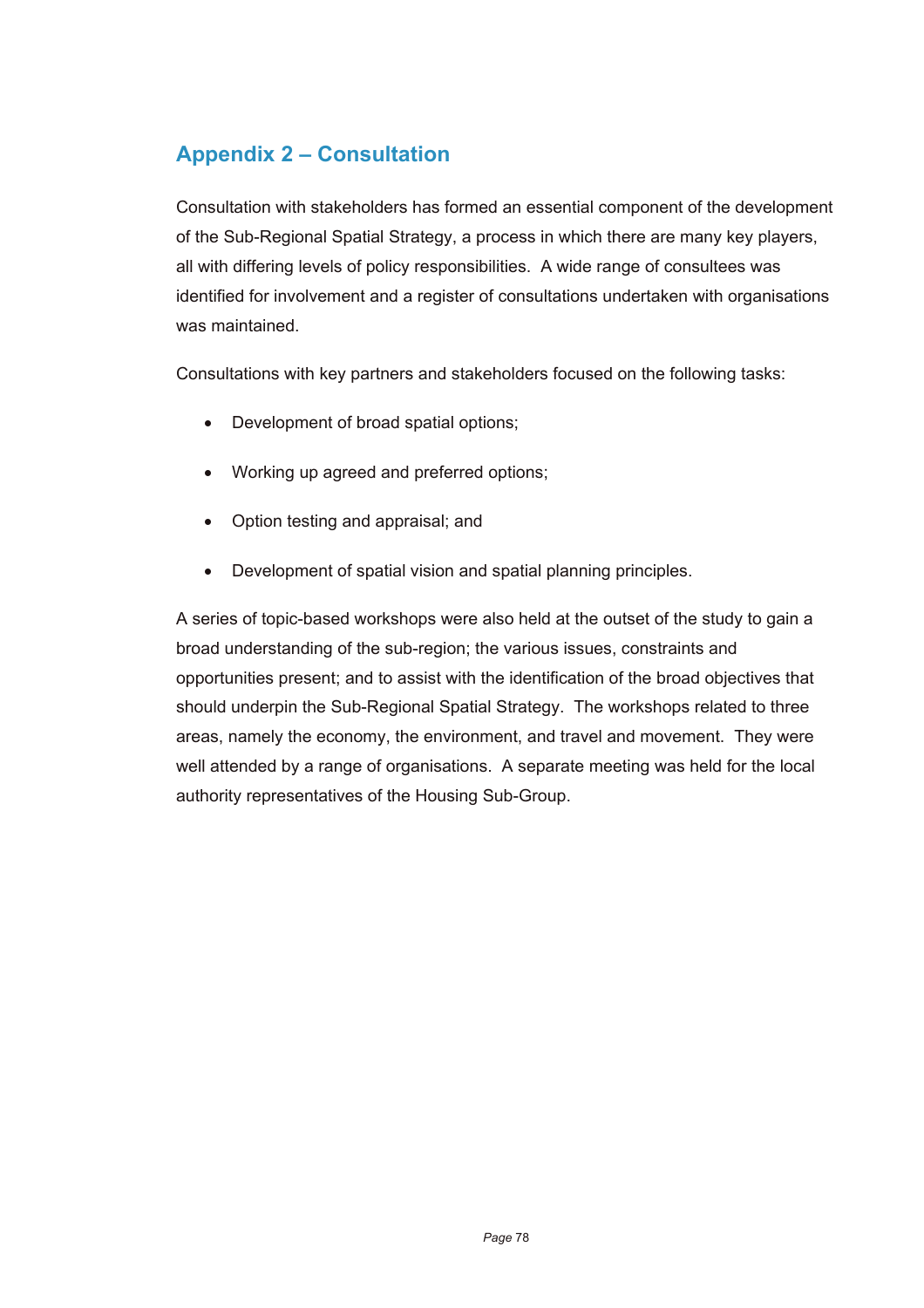# Appendix 2 – Consultation

Consultation with stakeholders has formed an essential component of the development of the Sub-Regional Spatial Strategy, a process in which there are many key players, all with differing levels of policy responsibilities. A wide range of consultees was identified for involvement and a register of consultations undertaken with organisations was maintained.

Consultations with key partners and stakeholders focused on the following tasks:

- Development of broad spatial options;
- Working up agreed and preferred options;
- Option testing and appraisal; and
- Development of spatial vision and spatial planning principles.

A series of topic-based workshops were also held at the outset of the study to gain a broad understanding of the sub-region; the various issues, constraints and opportunities present; and to assist with the identification of the broad objectives that should underpin the Sub-Regional Spatial Strategy. The workshops related to three areas, namely the economy, the environment, and travel and movement. They were well attended by a range of organisations. A separate meeting was held for the local authority representatives of the Housing Sub-Group.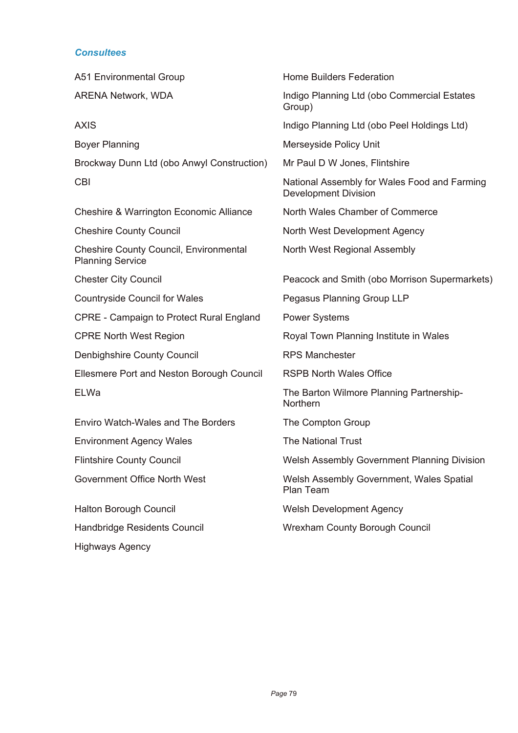### *Consultees*

- A51 Environmental Group
- ARENA Network, WDA
- AXIS
- Boyer Planning
- Brockway Dunn Ltd (obo Anwyl Construction)
- CBI
- Cheshire & Warrington Economic Alliance
- Cheshire County Council
- Cheshire County Council, Environmental Planning Service
- Chester City Council
- Countryside Council for Wales
- CPRE - Campaign to Protect Rural England
- CPRE North West Region
- Denbighshire County Council
- Ellesmere Port and Neston Borough Council
- ELWa
- Enviro Watch-Wales and The Borders
- Environment Agency Wales
- Flintshire County Council
- Government Office North West
- Halton Borough Council
- Handbridge Residents Council
- Highways Agency
- Home Builders Federation
- Indigo Planning Ltd (obo Commercial Estates Group)
- Indigo Planning Ltd (obo Peel Holdings Ltd)
- Merseyside Policy Unit
- Mr Paul D W Jones, Flintshire
- National Assembly for Wales Food and Farming Development Division
- North Wales Chamber of Commerce
- North West Development Agency
- North West Regional Assembly
- Peacock and Smith (obo Morrison Supermarkets)
- Pegasus Planning Group LLP
- Power Systems
- Royal Town Planning Institute in Wales
- RPS Manchester
- RSPB North Wales Office
- The Barton Wilmore Planning Partnership-Northern
- The Compton Group
- The National Trust
- Welsh Assembly Government Planning Division
- Welsh Assembly Government, Wales Spatial Plan Team
- Welsh Development Agency
- Wrexham County Borough Council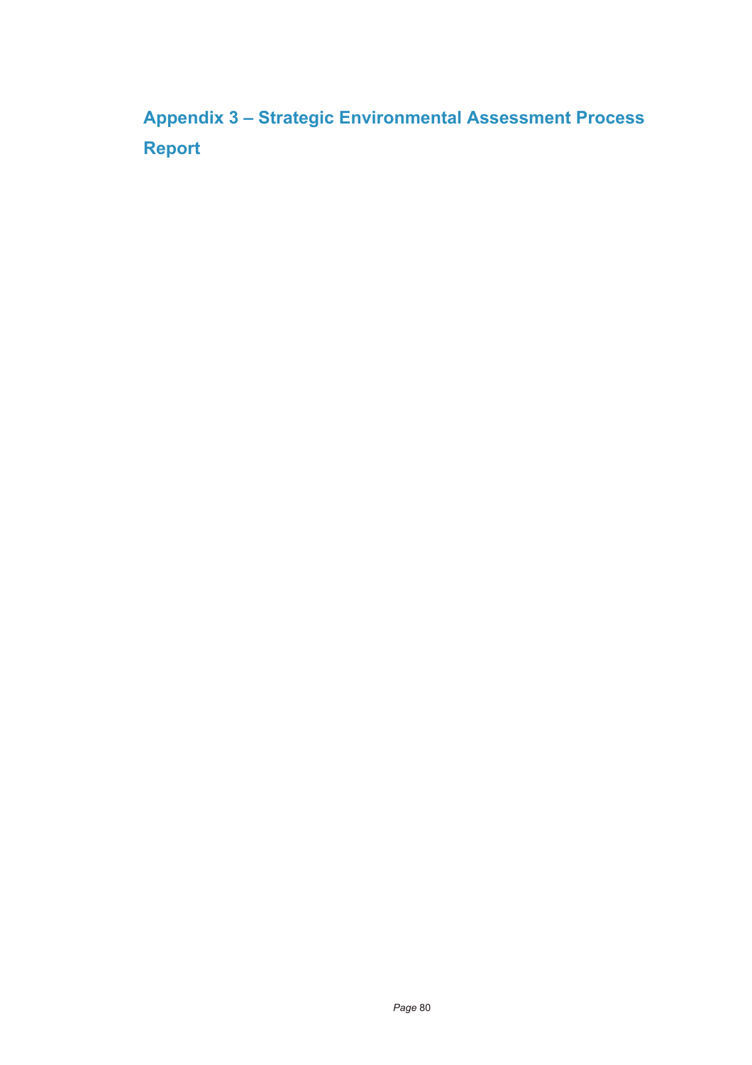# Appendix 3 – Strategic Environmental Assessment Process Report